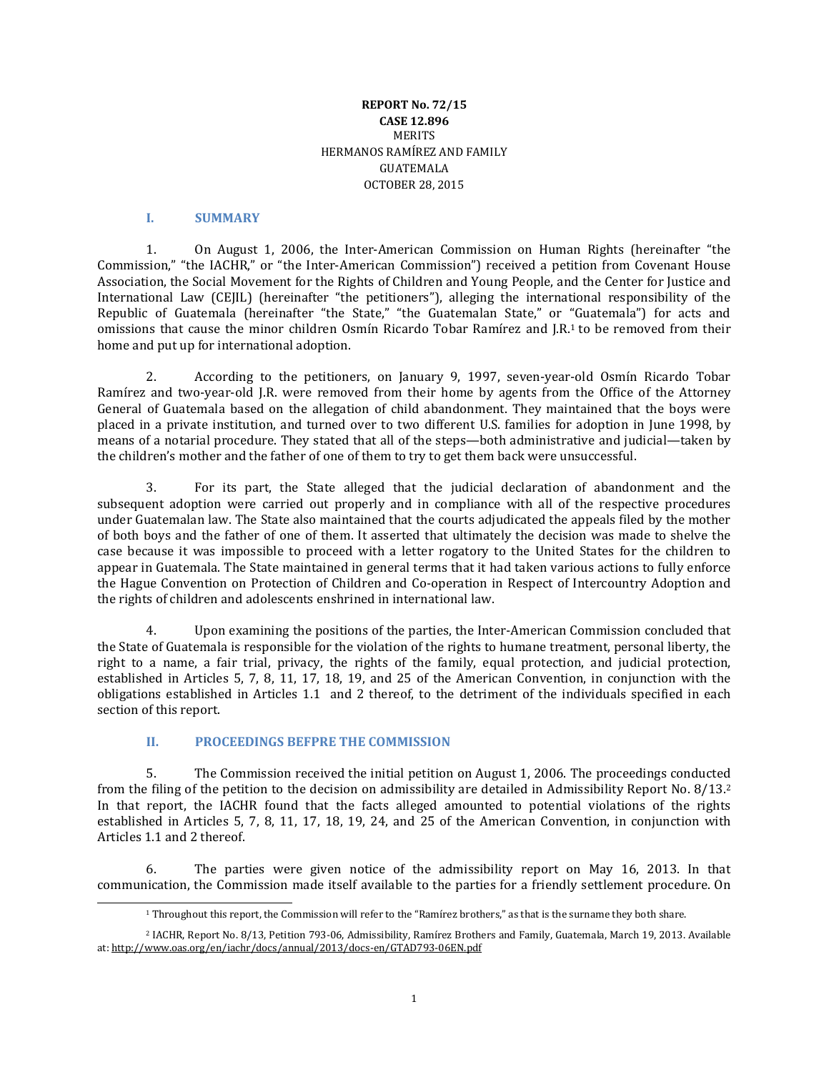**REPORT No. 72/15**
**CASE 12.896**
MERITS
HERMANOS RAMÍREZ AND FAMILY
GUATEMALA
OCTOBER 28, 2015

## I. SUMMARY

1. On August 1, 2006, the Inter-American Commission on Human Rights (hereinafter "the Commission," "the IACHR," or "the Inter-American Commission") received a petition from Covenant House Association, the Social Movement for the Rights of Children and Young People, and the Center for Justice and International Law (CEJIL) (hereinafter "the petitioners"), alleging the international responsibility of the Republic of Guatemala (hereinafter "the State," "the Guatemalan State," or "Guatemala") for acts and omissions that cause the minor children Osmín Ricardo Tobar Ramírez and J.R.[1] to be removed from their home and put up for international adoption.

2. According to the petitioners, on January 9, 1997, seven-year-old Osmín Ricardo Tobar Ramírez and two-year-old J.R. were removed from their home by agents from the Office of the Attorney General of Guatemala based on the allegation of child abandonment. They maintained that the boys were placed in a private institution, and turned over to two different U.S. families for adoption in June 1998, by means of a notarial procedure. They stated that all of the steps—both administrative and judicial—taken by the children's mother and the father of one of them to try to get them back were unsuccessful.

3. For its part, the State alleged that the judicial declaration of abandonment and the subsequent adoption were carried out properly and in compliance with all of the respective procedures under Guatemalan law. The State also maintained that the courts adjudicated the appeals filed by the mother of both boys and the father of one of them. It asserted that ultimately the decision was made to shelve the case because it was impossible to proceed with a letter rogatory to the United States for the children to appear in Guatemala. The State maintained in general terms that it had taken various actions to fully enforce the Hague Convention on Protection of Children and Co-operation in Respect of Intercountry Adoption and the rights of children and adolescents enshrined in international law.

4. Upon examining the positions of the parties, the Inter-American Commission concluded that the State of Guatemala is responsible for the violation of the rights to humane treatment, personal liberty, the right to a name, a fair trial, privacy, the rights of the family, equal protection, and judicial protection, established in Articles 5, 7, 8, 11, 17, 18, 19, and 25 of the American Convention, in conjunction with the obligations established in Articles 1.1 and 2 thereof, to the detriment of the individuals specified in each section of this report.

## II. PROCEEDINGS BEFPRE THE COMMISSION

5. The Commission received the initial petition on August 1, 2006. The proceedings conducted from the filing of the petition to the decision on admissibility are detailed in Admissibility Report No. 8/13.[2] In that report, the IACHR found that the facts alleged amounted to potential violations of the rights established in Articles 5, 7, 8, 11, 17, 18, 19, 24, and 25 of the American Convention, in conjunction with Articles 1.1 and 2 thereof.

6. The parties were given notice of the admissibility report on May 16, 2013. In that communication, the Commission made itself available to the parties for a friendly settlement procedure. On

---

[1] Throughout this report, the Commission will refer to the "Ramírez brothers," as that is the surname they both share.

[2] IACHR, Report No. 8/13, Petition 793-06, Admissibility, Ramírez Brothers and Family, Guatemala, March 19, 2013. Available at: http://www.oas.org/en/iachr/docs/annual/2013/docs-en/GTAD793-06EN.pdf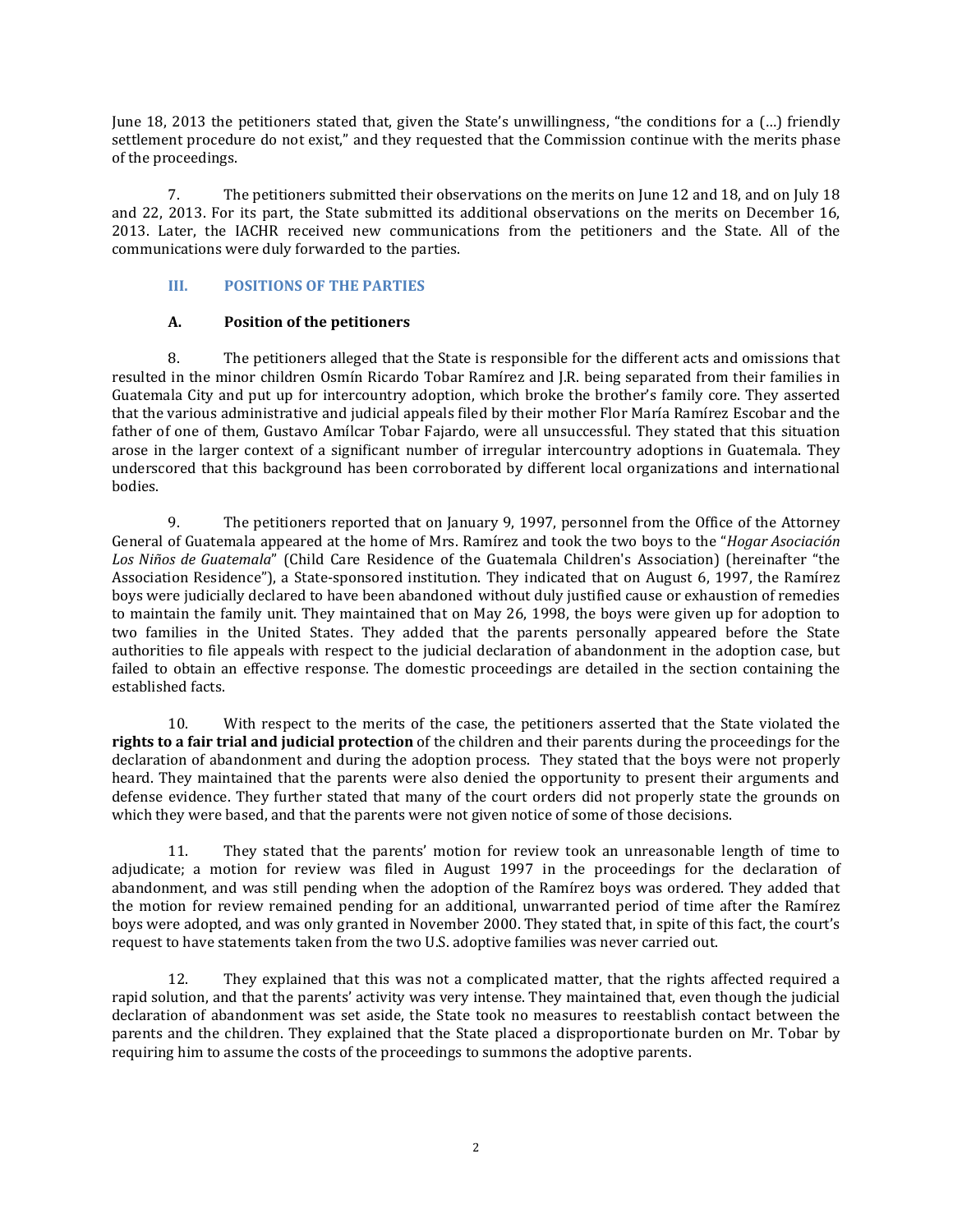June 18, 2013 the petitioners stated that, given the State's unwillingness, "the conditions for a (…) friendly settlement procedure do not exist," and they requested that the Commission continue with the merits phase of the proceedings.

7. The petitioners submitted their observations on the merits on June 12 and 18, and on July 18 and 22, 2013. For its part, the State submitted its additional observations on the merits on December 16, 2013. Later, the IACHR received new communications from the petitioners and the State. All of the communications were duly forwarded to the parties.

## III. POSITIONS OF THE PARTIES

### A. Position of the petitioners

8. The petitioners alleged that the State is responsible for the different acts and omissions that resulted in the minor children Osmín Ricardo Tobar Ramírez and J.R. being separated from their families in Guatemala City and put up for intercountry adoption, which broke the brother's family core. They asserted that the various administrative and judicial appeals filed by their mother Flor María Ramírez Escobar and the father of one of them, Gustavo Amílcar Tobar Fajardo, were all unsuccessful. They stated that this situation arose in the larger context of a significant number of irregular intercountry adoptions in Guatemala. They underscored that this background has been corroborated by different local organizations and international bodies.

9. The petitioners reported that on January 9, 1997, personnel from the Office of the Attorney General of Guatemala appeared at the home of Mrs. Ramírez and took the two boys to the "*Hogar Asociación Los Niños de Guatemala*" (Child Care Residence of the Guatemala Children's Association) (hereinafter "the Association Residence"), a State-sponsored institution. They indicated that on August 6, 1997, the Ramírez boys were judicially declared to have been abandoned without duly justified cause or exhaustion of remedies to maintain the family unit. They maintained that on May 26, 1998, the boys were given up for adoption to two families in the United States. They added that the parents personally appeared before the State authorities to file appeals with respect to the judicial declaration of abandonment in the adoption case, but failed to obtain an effective response. The domestic proceedings are detailed in the section containing the established facts.

10. With respect to the merits of the case, the petitioners asserted that the State violated the **rights to a fair trial and judicial protection** of the children and their parents during the proceedings for the declaration of abandonment and during the adoption process. They stated that the boys were not properly heard. They maintained that the parents were also denied the opportunity to present their arguments and defense evidence. They further stated that many of the court orders did not properly state the grounds on which they were based, and that the parents were not given notice of some of those decisions.

11. They stated that the parents' motion for review took an unreasonable length of time to adjudicate; a motion for review was filed in August 1997 in the proceedings for the declaration of abandonment, and was still pending when the adoption of the Ramírez boys was ordered. They added that the motion for review remained pending for an additional, unwarranted period of time after the Ramírez boys were adopted, and was only granted in November 2000. They stated that, in spite of this fact, the court's request to have statements taken from the two U.S. adoptive families was never carried out.

12. They explained that this was not a complicated matter, that the rights affected required a rapid solution, and that the parents' activity was very intense. They maintained that, even though the judicial declaration of abandonment was set aside, the State took no measures to reestablish contact between the parents and the children. They explained that the State placed a disproportionate burden on Mr. Tobar by requiring him to assume the costs of the proceedings to summons the adoptive parents.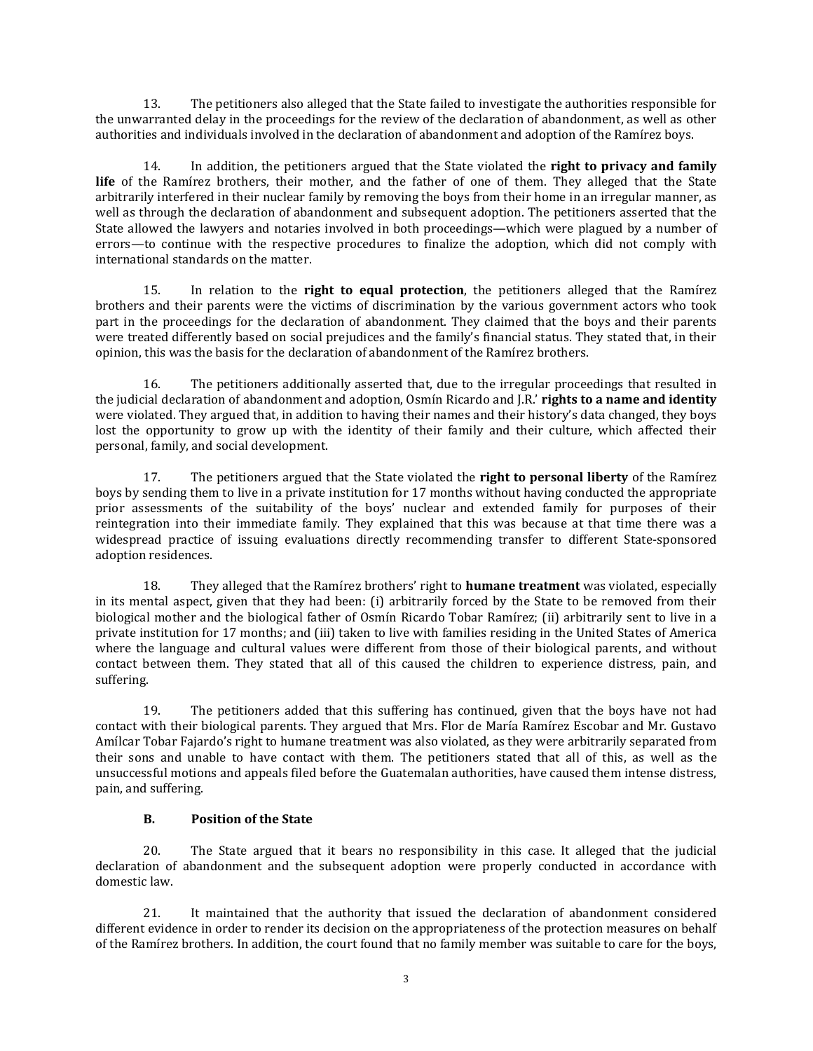13. The petitioners also alleged that the State failed to investigate the authorities responsible for the unwarranted delay in the proceedings for the review of the declaration of abandonment, as well as other authorities and individuals involved in the declaration of abandonment and adoption of the Ramírez boys.

14. In addition, the petitioners argued that the State violated the **right to privacy and family life** of the Ramírez brothers, their mother, and the father of one of them. They alleged that the State arbitrarily interfered in their nuclear family by removing the boys from their home in an irregular manner, as well as through the declaration of abandonment and subsequent adoption. The petitioners asserted that the State allowed the lawyers and notaries involved in both proceedings—which were plagued by a number of errors—to continue with the respective procedures to finalize the adoption, which did not comply with international standards on the matter.

15. In relation to the **right to equal protection**, the petitioners alleged that the Ramírez brothers and their parents were the victims of discrimination by the various government actors who took part in the proceedings for the declaration of abandonment. They claimed that the boys and their parents were treated differently based on social prejudices and the family's financial status. They stated that, in their opinion, this was the basis for the declaration of abandonment of the Ramírez brothers.

16. The petitioners additionally asserted that, due to the irregular proceedings that resulted in the judicial declaration of abandonment and adoption, Osmín Ricardo and J.R.' **rights to a name and identity** were violated. They argued that, in addition to having their names and their history's data changed, they boys lost the opportunity to grow up with the identity of their family and their culture, which affected their personal, family, and social development.

17. The petitioners argued that the State violated the **right to personal liberty** of the Ramírez boys by sending them to live in a private institution for 17 months without having conducted the appropriate prior assessments of the suitability of the boys' nuclear and extended family for purposes of their reintegration into their immediate family. They explained that this was because at that time there was a widespread practice of issuing evaluations directly recommending transfer to different State-sponsored adoption residences.

18. They alleged that the Ramírez brothers' right to **humane treatment** was violated, especially in its mental aspect, given that they had been: (i) arbitrarily forced by the State to be removed from their biological mother and the biological father of Osmín Ricardo Tobar Ramírez; (ii) arbitrarily sent to live in a private institution for 17 months; and (iii) taken to live with families residing in the United States of America where the language and cultural values were different from those of their biological parents, and without contact between them. They stated that all of this caused the children to experience distress, pain, and suffering.

19. The petitioners added that this suffering has continued, given that the boys have not had contact with their biological parents. They argued that Mrs. Flor de María Ramírez Escobar and Mr. Gustavo Amílcar Tobar Fajardo's right to humane treatment was also violated, as they were arbitrarily separated from their sons and unable to have contact with them. The petitioners stated that all of this, as well as the unsuccessful motions and appeals filed before the Guatemalan authorities, have caused them intense distress, pain, and suffering.

### B. Position of the State

20. The State argued that it bears no responsibility in this case. It alleged that the judicial declaration of abandonment and the subsequent adoption were properly conducted in accordance with domestic law.

21. It maintained that the authority that issued the declaration of abandonment considered different evidence in order to render its decision on the appropriateness of the protection measures on behalf of the Ramírez brothers. In addition, the court found that no family member was suitable to care for the boys,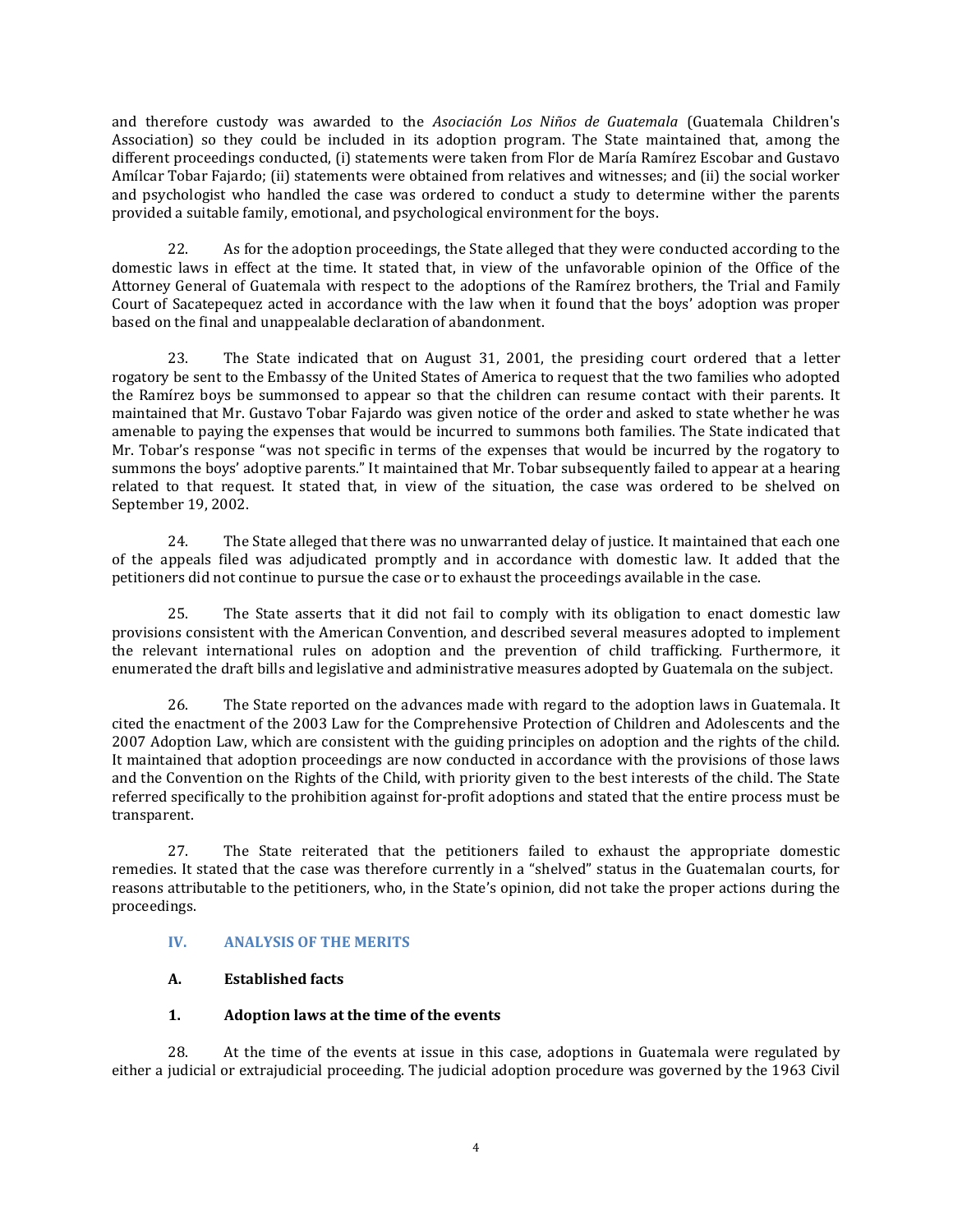and therefore custody was awarded to the *Asociación Los Niños de Guatemala* (Guatemala Children's Association) so they could be included in its adoption program. The State maintained that, among the different proceedings conducted, (i) statements were taken from Flor de María Ramírez Escobar and Gustavo Amílcar Tobar Fajardo; (ii) statements were obtained from relatives and witnesses; and (ii) the social worker and psychologist who handled the case was ordered to conduct a study to determine wither the parents provided a suitable family, emotional, and psychological environment for the boys.

22. As for the adoption proceedings, the State alleged that they were conducted according to the domestic laws in effect at the time. It stated that, in view of the unfavorable opinion of the Office of the Attorney General of Guatemala with respect to the adoptions of the Ramírez brothers, the Trial and Family Court of Sacatepequez acted in accordance with the law when it found that the boys' adoption was proper based on the final and unappealable declaration of abandonment.

23. The State indicated that on August 31, 2001, the presiding court ordered that a letter rogatory be sent to the Embassy of the United States of America to request that the two families who adopted the Ramírez boys be summonsed to appear so that the children can resume contact with their parents. It maintained that Mr. Gustavo Tobar Fajardo was given notice of the order and asked to state whether he was amenable to paying the expenses that would be incurred to summons both families. The State indicated that Mr. Tobar's response "was not specific in terms of the expenses that would be incurred by the rogatory to summons the boys' adoptive parents." It maintained that Mr. Tobar subsequently failed to appear at a hearing related to that request. It stated that, in view of the situation, the case was ordered to be shelved on September 19, 2002.

24. The State alleged that there was no unwarranted delay of justice. It maintained that each one of the appeals filed was adjudicated promptly and in accordance with domestic law. It added that the petitioners did not continue to pursue the case or to exhaust the proceedings available in the case.

25. The State asserts that it did not fail to comply with its obligation to enact domestic law provisions consistent with the American Convention, and described several measures adopted to implement the relevant international rules on adoption and the prevention of child trafficking. Furthermore, it enumerated the draft bills and legislative and administrative measures adopted by Guatemala on the subject.

26. The State reported on the advances made with regard to the adoption laws in Guatemala. It cited the enactment of the 2003 Law for the Comprehensive Protection of Children and Adolescents and the 2007 Adoption Law, which are consistent with the guiding principles on adoption and the rights of the child. It maintained that adoption proceedings are now conducted in accordance with the provisions of those laws and the Convention on the Rights of the Child, with priority given to the best interests of the child. The State referred specifically to the prohibition against for-profit adoptions and stated that the entire process must be transparent.

27. The State reiterated that the petitioners failed to exhaust the appropriate domestic remedies. It stated that the case was therefore currently in a "shelved" status in the Guatemalan courts, for reasons attributable to the petitioners, who, in the State's opinion, did not take the proper actions during the proceedings.

## IV. ANALYSIS OF THE MERITS

### A. Established facts

#### 1. Adoption laws at the time of the events

28. At the time of the events at issue in this case, adoptions in Guatemala were regulated by either a judicial or extrajudicial proceeding. The judicial adoption procedure was governed by the 1963 Civil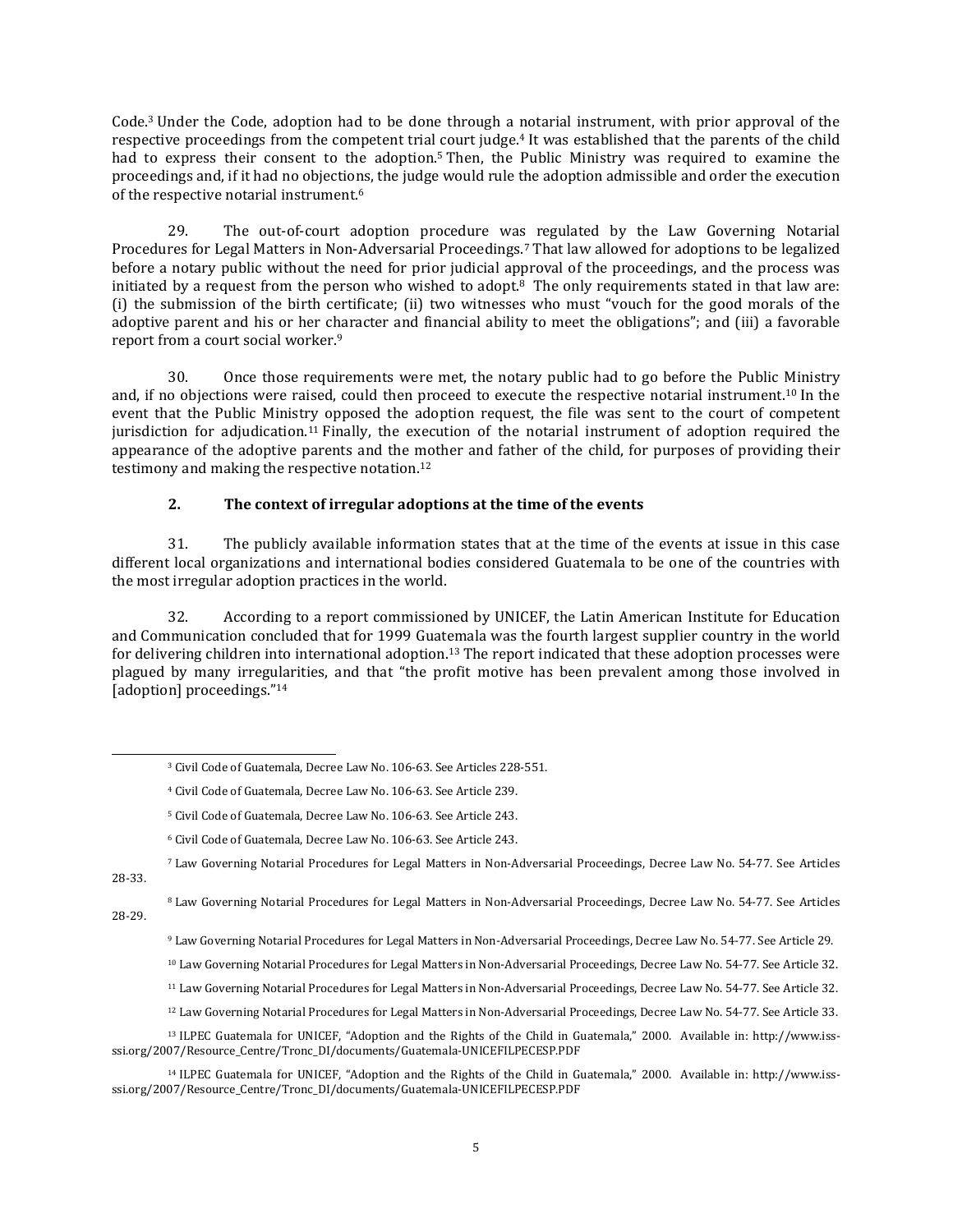Code.[3] Under the Code, adoption had to be done through a notarial instrument, with prior approval of the respective proceedings from the competent trial court judge.[4] It was established that the parents of the child had to express their consent to the adoption.[5] Then, the Public Ministry was required to examine the proceedings and, if it had no objections, the judge would rule the adoption admissible and order the execution of the respective notarial instrument.[6]

29. The out-of-court adoption procedure was regulated by the Law Governing Notarial Procedures for Legal Matters in Non-Adversarial Proceedings.[7] That law allowed for adoptions to be legalized before a notary public without the need for prior judicial approval of the proceedings, and the process was initiated by a request from the person who wished to adopt.[8] The only requirements stated in that law are: (i) the submission of the birth certificate; (ii) two witnesses who must "vouch for the good morals of the adoptive parent and his or her character and financial ability to meet the obligations"; and (iii) a favorable report from a court social worker.[9]

30. Once those requirements were met, the notary public had to go before the Public Ministry and, if no objections were raised, could then proceed to execute the respective notarial instrument.[10] In the event that the Public Ministry opposed the adoption request, the file was sent to the court of competent jurisdiction for adjudication.[11] Finally, the execution of the notarial instrument of adoption required the appearance of the adoptive parents and the mother and father of the child, for purposes of providing their testimony and making the respective notation.[12]

### 2. The context of irregular adoptions at the time of the events

31. The publicly available information states that at the time of the events at issue in this case different local organizations and international bodies considered Guatemala to be one of the countries with the most irregular adoption practices in the world.

32. According to a report commissioned by UNICEF, the Latin American Institute for Education and Communication concluded that for 1999 Guatemala was the fourth largest supplier country in the world for delivering children into international adoption.[13] The report indicated that these adoption processes were plagued by many irregularities, and that "the profit motive has been prevalent among those involved in [adoption] proceedings."[14]

---

[3] Civil Code of Guatemala, Decree Law No. 106-63. See Articles 228-551.

[4] Civil Code of Guatemala, Decree Law No. 106-63. See Article 239.

[5] Civil Code of Guatemala, Decree Law No. 106-63. See Article 243.

[6] Civil Code of Guatemala, Decree Law No. 106-63. See Article 243.

[7] Law Governing Notarial Procedures for Legal Matters in Non-Adversarial Proceedings, Decree Law No. 54-77. See Articles 28-33.

[8] Law Governing Notarial Procedures for Legal Matters in Non-Adversarial Proceedings, Decree Law No. 54-77. See Articles 28-29.

[9] Law Governing Notarial Procedures for Legal Matters in Non-Adversarial Proceedings, Decree Law No. 54-77. See Article 29.

[10] Law Governing Notarial Procedures for Legal Matters in Non-Adversarial Proceedings, Decree Law No. 54-77. See Article 32.

[11] Law Governing Notarial Procedures for Legal Matters in Non-Adversarial Proceedings, Decree Law No. 54-77. See Article 32.

[12] Law Governing Notarial Procedures for Legal Matters in Non-Adversarial Proceedings, Decree Law No. 54-77. See Article 33.

[13] ILPEC Guatemala for UNICEF, "Adoption and the Rights of the Child in Guatemala," 2000. Available in: http://www.iss-ssi.org/2007/Resource_Centre/Tronc_DI/documents/Guatemala-UNICEFILPECESP.PDF

[14] ILPEC Guatemala for UNICEF, "Adoption and the Rights of the Child in Guatemala," 2000. Available in: http://www.iss-ssi.org/2007/Resource_Centre/Tronc_DI/documents/Guatemala-UNICEFILPECESP.PDF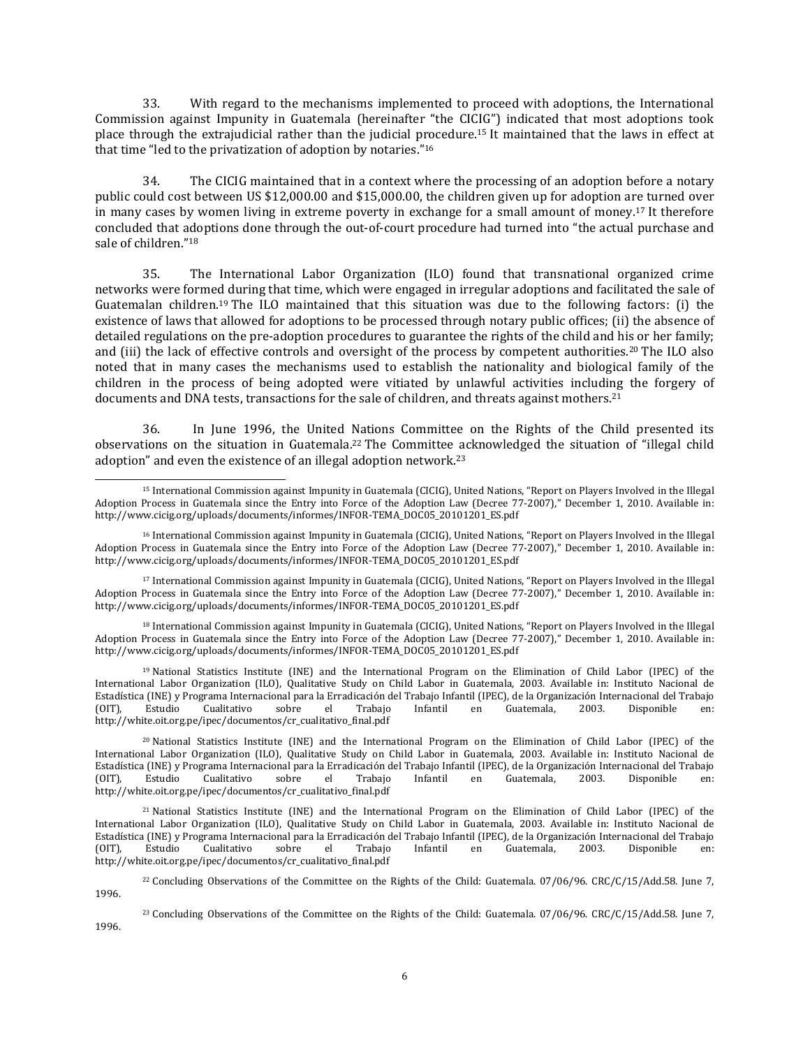33. With regard to the mechanisms implemented to proceed with adoptions, the International Commission against Impunity in Guatemala (hereinafter "the CICIG") indicated that most adoptions took place through the extrajudicial rather than the judicial procedure.[15] It maintained that the laws in effect at that time "led to the privatization of adoption by notaries."[16]

34. The CICIG maintained that in a context where the processing of an adoption before a notary public could cost between US $12,000.00 and $15,000.00, the children given up for adoption are turned over in many cases by women living in extreme poverty in exchange for a small amount of money.[17] It therefore concluded that adoptions done through the out-of-court procedure had turned into "the actual purchase and sale of children."[18]

35. The International Labor Organization (ILO) found that transnational organized crime networks were formed during that time, which were engaged in irregular adoptions and facilitated the sale of Guatemalan children.[19] The ILO maintained that this situation was due to the following factors: (i) the existence of laws that allowed for adoptions to be processed through notary public offices; (ii) the absence of detailed regulations on the pre-adoption procedures to guarantee the rights of the child and his or her family; and (iii) the lack of effective controls and oversight of the process by competent authorities.[20] The ILO also noted that in many cases the mechanisms used to establish the nationality and biological family of the children in the process of being adopted were vitiated by unlawful activities including the forgery of documents and DNA tests, transactions for the sale of children, and threats against mothers.[21]

36. In June 1996, the United Nations Committee on the Rights of the Child presented its observations on the situation in Guatemala.[22] The Committee acknowledged the situation of "illegal child adoption" and even the existence of an illegal adoption network.[23]

---

[15] International Commission against Impunity in Guatemala (CICIG), United Nations, "Report on Players Involved in the Illegal Adoption Process in Guatemala since the Entry into Force of the Adoption Law (Decree 77-2007)," December 1, 2010. Available in: http://www.cicig.org/uploads/documents/informes/INFOR-TEMA_DOC05_20101201_ES.pdf

[16] International Commission against Impunity in Guatemala (CICIG), United Nations, "Report on Players Involved in the Illegal Adoption Process in Guatemala since the Entry into Force of the Adoption Law (Decree 77-2007)," December 1, 2010. Available in: http://www.cicig.org/uploads/documents/informes/INFOR-TEMA_DOC05_20101201_ES.pdf

[17] International Commission against Impunity in Guatemala (CICIG), United Nations, "Report on Players Involved in the Illegal Adoption Process in Guatemala since the Entry into Force of the Adoption Law (Decree 77-2007)," December 1, 2010. Available in: http://www.cicig.org/uploads/documents/informes/INFOR-TEMA_DOC05_20101201_ES.pdf

[18] International Commission against Impunity in Guatemala (CICIG), United Nations, "Report on Players Involved in the Illegal Adoption Process in Guatemala since the Entry into Force of the Adoption Law (Decree 77-2007)," December 1, 2010. Available in: http://www.cicig.org/uploads/documents/informes/INFOR-TEMA_DOC05_20101201_ES.pdf

[19] National Statistics Institute (INE) and the International Program on the Elimination of Child Labor (IPEC) of the International Labor Organization (ILO), Qualitative Study on Child Labor in Guatemala, 2003. Available in: Instituto Nacional de Estadística (INE) y Programa Internacional para la Erradicación del Trabajo Infantil (IPEC), de la Organización Internacional del Trabajo (OIT), Estudio Cualitativo sobre el Trabajo Infantil en Guatemala, 2003. Disponible en: http://white.oit.org.pe/ipec/documentos/cr_cualitativo_final.pdf

[20] National Statistics Institute (INE) and the International Program on the Elimination of Child Labor (IPEC) of the International Labor Organization (ILO), Qualitative Study on Child Labor in Guatemala, 2003. Available in: Instituto Nacional de Estadística (INE) y Programa Internacional para la Erradicación del Trabajo Infantil (IPEC), de la Organización Internacional del Trabajo (OIT), Estudio Cualitativo sobre el Trabajo Infantil en Guatemala, 2003. Disponible en: http://white.oit.org.pe/ipec/documentos/cr_cualitativo_final.pdf

[21] National Statistics Institute (INE) and the International Program on the Elimination of Child Labor (IPEC) of the International Labor Organization (ILO), Qualitative Study on Child Labor in Guatemala, 2003. Available in: Instituto Nacional de Estadística (INE) y Programa Internacional para la Erradicación del Trabajo Infantil (IPEC), de la Organización Internacional del Trabajo (OIT), Estudio Cualitativo sobre el Trabajo Infantil en Guatemala, 2003. Disponible en: http://white.oit.org.pe/ipec/documentos/cr_cualitativo_final.pdf

[22] Concluding Observations of the Committee on the Rights of the Child: Guatemala. 07/06/96. CRC/C/15/Add.58. June 7, 1996.

[23] Concluding Observations of the Committee on the Rights of the Child: Guatemala. 07/06/96. CRC/C/15/Add.58. June 7, 1996.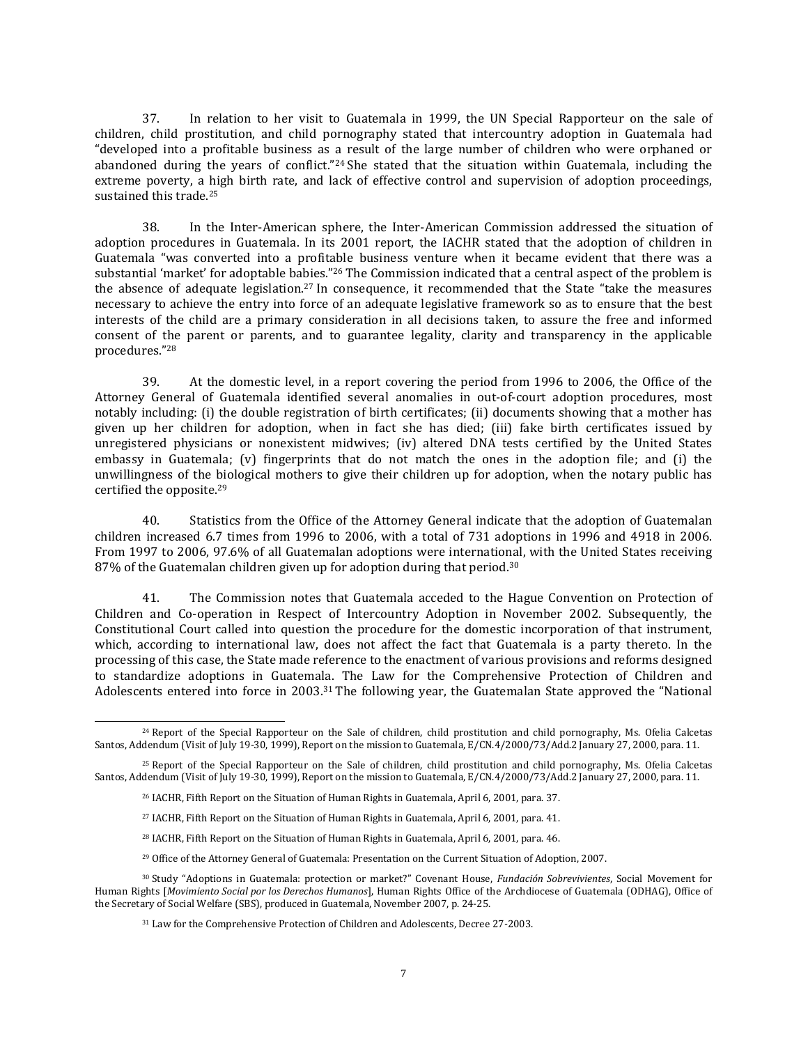37. In relation to her visit to Guatemala in 1999, the UN Special Rapporteur on the sale of children, child prostitution, and child pornography stated that intercountry adoption in Guatemala had "developed into a profitable business as a result of the large number of children who were orphaned or abandoned during the years of conflict."[24] She stated that the situation within Guatemala, including the extreme poverty, a high birth rate, and lack of effective control and supervision of adoption proceedings, sustained this trade.[25]

38. In the Inter-American sphere, the Inter-American Commission addressed the situation of adoption procedures in Guatemala. In its 2001 report, the IACHR stated that the adoption of children in Guatemala "was converted into a profitable business venture when it became evident that there was a substantial 'market' for adoptable babies."[26] The Commission indicated that a central aspect of the problem is the absence of adequate legislation.[27] In consequence, it recommended that the State "take the measures necessary to achieve the entry into force of an adequate legislative framework so as to ensure that the best interests of the child are a primary consideration in all decisions taken, to assure the free and informed consent of the parent or parents, and to guarantee legality, clarity and transparency in the applicable procedures."[28]

39. At the domestic level, in a report covering the period from 1996 to 2006, the Office of the Attorney General of Guatemala identified several anomalies in out-of-court adoption procedures, most notably including: (i) the double registration of birth certificates; (ii) documents showing that a mother has given up her children for adoption, when in fact she has died; (iii) fake birth certificates issued by unregistered physicians or nonexistent midwives; (iv) altered DNA tests certified by the United States embassy in Guatemala; (v) fingerprints that do not match the ones in the adoption file; and (i) the unwillingness of the biological mothers to give their children up for adoption, when the notary public has certified the opposite.[29]

40. Statistics from the Office of the Attorney General indicate that the adoption of Guatemalan children increased 6.7 times from 1996 to 2006, with a total of 731 adoptions in 1996 and 4918 in 2006. From 1997 to 2006, 97.6% of all Guatemalan adoptions were international, with the United States receiving 87% of the Guatemalan children given up for adoption during that period.[30]

41. The Commission notes that Guatemala acceded to the Hague Convention on Protection of Children and Co-operation in Respect of Intercountry Adoption in November 2002. Subsequently, the Constitutional Court called into question the procedure for the domestic incorporation of that instrument, which, according to international law, does not affect the fact that Guatemala is a party thereto. In the processing of this case, the State made reference to the enactment of various provisions and reforms designed to standardize adoptions in Guatemala. The Law for the Comprehensive Protection of Children and Adolescents entered into force in 2003.[31] The following year, the Guatemalan State approved the "National

---

[24] Report of the Special Rapporteur on the Sale of children, child prostitution and child pornography, Ms. Ofelia Calcetas Santos, Addendum (Visit of July 19-30, 1999), Report on the mission to Guatemala, E/CN.4/2000/73/Add.2 January 27, 2000, para. 11.

[25] Report of the Special Rapporteur on the Sale of children, child prostitution and child pornography, Ms. Ofelia Calcetas Santos, Addendum (Visit of July 19-30, 1999), Report on the mission to Guatemala, E/CN.4/2000/73/Add.2 January 27, 2000, para. 11.

[26] IACHR, Fifth Report on the Situation of Human Rights in Guatemala, April 6, 2001, para. 37.

[27] IACHR, Fifth Report on the Situation of Human Rights in Guatemala, April 6, 2001, para. 41.

[28] IACHR, Fifth Report on the Situation of Human Rights in Guatemala, April 6, 2001, para. 46.

[29] Office of the Attorney General of Guatemala: Presentation on the Current Situation of Adoption, 2007.

[30] Study "Adoptions in Guatemala: protection or market?" Covenant House, *Fundación Sobrevivientes*, Social Movement for Human Rights [*Movimiento Social por los Derechos Humanos*], Human Rights Office of the Archdiocese of Guatemala (ODHAG), Office of the Secretary of Social Welfare (SBS), produced in Guatemala, November 2007, p. 24-25.

[31] Law for the Comprehensive Protection of Children and Adolescents, Decree 27-2003.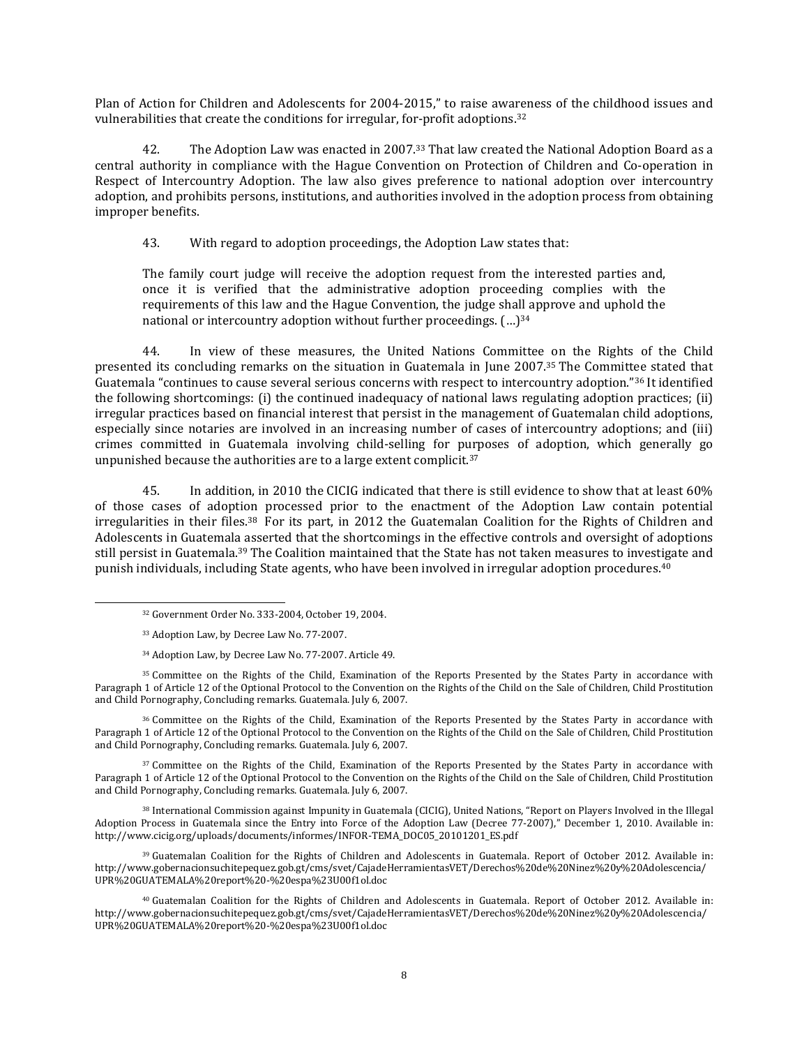Plan of Action for Children and Adolescents for 2004-2015," to raise awareness of the childhood issues and vulnerabilities that create the conditions for irregular, for-profit adoptions.[32]

42. The Adoption Law was enacted in 2007.[33] That law created the National Adoption Board as a central authority in compliance with the Hague Convention on Protection of Children and Co-operation in Respect of Intercountry Adoption. The law also gives preference to national adoption over intercountry adoption, and prohibits persons, institutions, and authorities involved in the adoption process from obtaining improper benefits.

43. With regard to adoption proceedings, the Adoption Law states that:

> The family court judge will receive the adoption request from the interested parties and, once it is verified that the administrative adoption proceeding complies with the requirements of this law and the Hague Convention, the judge shall approve and uphold the national or intercountry adoption without further proceedings. (…)[34]

44. In view of these measures, the United Nations Committee on the Rights of the Child presented its concluding remarks on the situation in Guatemala in June 2007.[35] The Committee stated that Guatemala "continues to cause several serious concerns with respect to intercountry adoption."[36] It identified the following shortcomings: (i) the continued inadequacy of national laws regulating adoption practices; (ii) irregular practices based on financial interest that persist in the management of Guatemalan child adoptions, especially since notaries are involved in an increasing number of cases of intercountry adoptions; and (iii) crimes committed in Guatemala involving child-selling for purposes of adoption, which generally go unpunished because the authorities are to a large extent complicit.[37]

45. In addition, in 2010 the CICIG indicated that there is still evidence to show that at least 60% of those cases of adoption processed prior to the enactment of the Adoption Law contain potential irregularities in their files.[38] For its part, in 2012 the Guatemalan Coalition for the Rights of Children and Adolescents in Guatemala asserted that the shortcomings in the effective controls and oversight of adoptions still persist in Guatemala.[39] The Coalition maintained that the State has not taken measures to investigate and punish individuals, including State agents, who have been involved in irregular adoption procedures.[40]

---

[32] Government Order No. 333-2004, October 19, 2004.

[33] Adoption Law, by Decree Law No. 77-2007.

[34] Adoption Law, by Decree Law No. 77-2007. Article 49.

[35] Committee on the Rights of the Child, Examination of the Reports Presented by the States Party in accordance with Paragraph 1 of Article 12 of the Optional Protocol to the Convention on the Rights of the Child on the Sale of Children, Child Prostitution and Child Pornography, Concluding remarks. Guatemala. July 6, 2007.

[36] Committee on the Rights of the Child, Examination of the Reports Presented by the States Party in accordance with Paragraph 1 of Article 12 of the Optional Protocol to the Convention on the Rights of the Child on the Sale of Children, Child Prostitution and Child Pornography, Concluding remarks. Guatemala. July 6, 2007.

[37] Committee on the Rights of the Child, Examination of the Reports Presented by the States Party in accordance with Paragraph 1 of Article 12 of the Optional Protocol to the Convention on the Rights of the Child on the Sale of Children, Child Prostitution and Child Pornography, Concluding remarks. Guatemala. July 6, 2007.

[38] International Commission against Impunity in Guatemala (CICIG), United Nations, "Report on Players Involved in the Illegal Adoption Process in Guatemala since the Entry into Force of the Adoption Law (Decree 77-2007)," December 1, 2010. Available in: http://www.cicig.org/uploads/documents/informes/INFOR-TEMA_DOC05_20101201_ES.pdf

[39] Guatemalan Coalition for the Rights of Children and Adolescents in Guatemala. Report of October 2012. Available in: http://www.gobernacionsuchitepequez.gob.gt/cms/svet/CajadeHerramientasVET/Derechos%20de%20Ninez%20y%20Adolescencia/UPR%20GUATEMALA%20report%20-%20espa%23U00f1ol.doc

[40] Guatemalan Coalition for the Rights of Children and Adolescents in Guatemala. Report of October 2012. Available in: http://www.gobernacionsuchitepequez.gob.gt/cms/svet/CajadeHerramientasVET/Derechos%20de%20Ninez%20y%20Adolescencia/UPR%20GUATEMALA%20report%20-%20espa%23U00f1ol.doc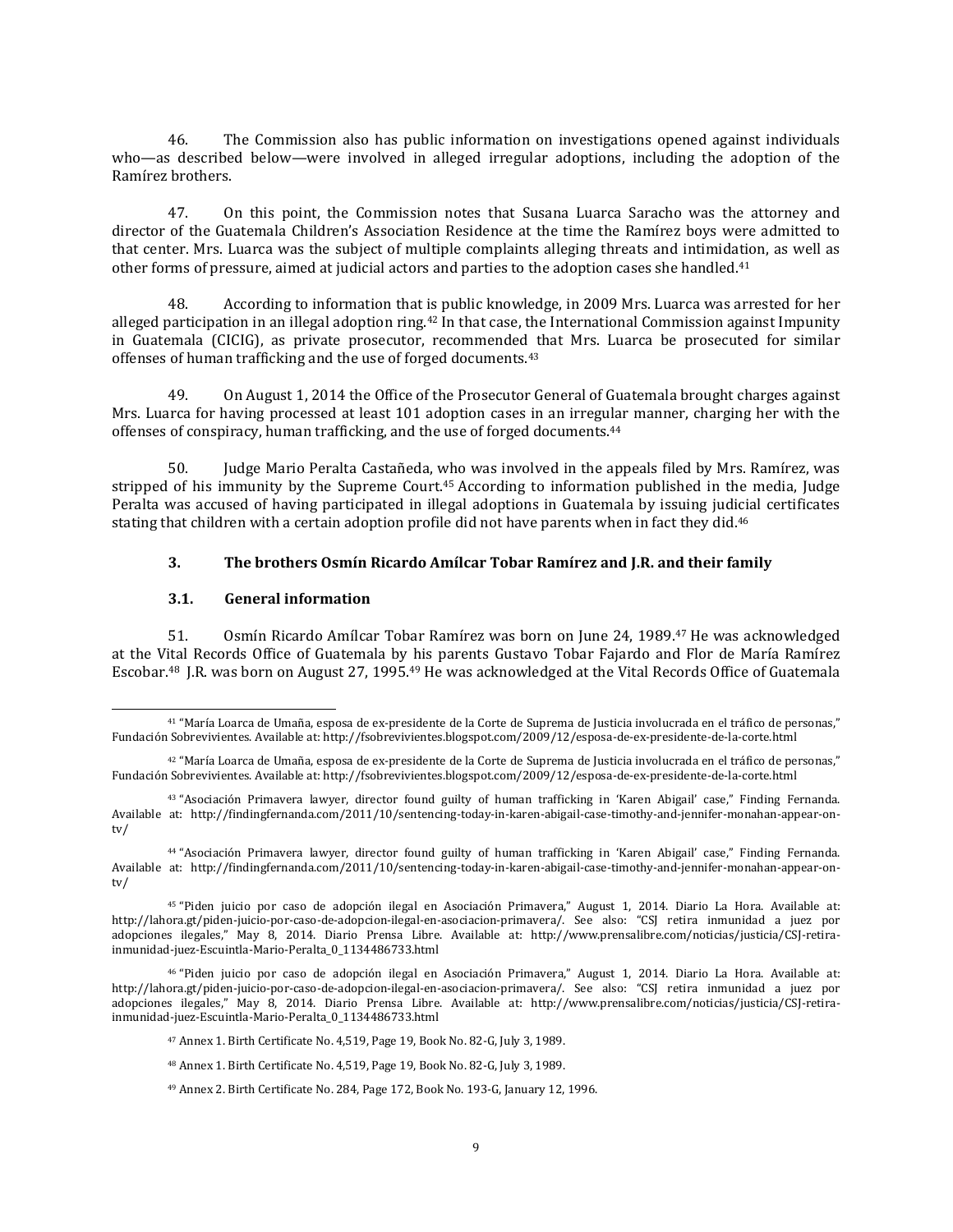46. The Commission also has public information on investigations opened against individuals who—as described below—were involved in alleged irregular adoptions, including the adoption of the Ramírez brothers.

47. On this point, the Commission notes that Susana Luarca Saracho was the attorney and director of the Guatemala Children's Association Residence at the time the Ramírez boys were admitted to that center. Mrs. Luarca was the subject of multiple complaints alleging threats and intimidation, as well as other forms of pressure, aimed at judicial actors and parties to the adoption cases she handled.[41]

48. According to information that is public knowledge, in 2009 Mrs. Luarca was arrested for her alleged participation in an illegal adoption ring.[42] In that case, the International Commission against Impunity in Guatemala (CICIG), as private prosecutor, recommended that Mrs. Luarca be prosecuted for similar offenses of human trafficking and the use of forged documents.[43]

49. On August 1, 2014 the Office of the Prosecutor General of Guatemala brought charges against Mrs. Luarca for having processed at least 101 adoption cases in an irregular manner, charging her with the offenses of conspiracy, human trafficking, and the use of forged documents.[44]

50. Judge Mario Peralta Castañeda, who was involved in the appeals filed by Mrs. Ramírez, was stripped of his immunity by the Supreme Court.[45] According to information published in the media, Judge Peralta was accused of having participated in illegal adoptions in Guatemala by issuing judicial certificates stating that children with a certain adoption profile did not have parents when in fact they did.[46]

### 3. The brothers Osmín Ricardo Amílcar Tobar Ramírez and J.R. and their family

#### 3.1. General information

51. Osmín Ricardo Amílcar Tobar Ramírez was born on June 24, 1989.[47] He was acknowledged at the Vital Records Office of Guatemala by his parents Gustavo Tobar Fajardo and Flor de María Ramírez Escobar.[48] J.R. was born on August 27, 1995.[49] He was acknowledged at the Vital Records Office of Guatemala

---

[41] "María Loarca de Umaña, esposa de ex-presidente de la Corte de Suprema de Justicia involucrada en el tráfico de personas," Fundación Sobrevivientes. Available at: http://fsobrevivientes.blogspot.com/2009/12/esposa-de-ex-presidente-de-la-corte.html

[42] "María Loarca de Umaña, esposa de ex-presidente de la Corte de Suprema de Justicia involucrada en el tráfico de personas," Fundación Sobrevivientes. Available at: http://fsobrevivientes.blogspot.com/2009/12/esposa-de-ex-presidente-de-la-corte.html

[43] "Asociación Primavera lawyer, director found guilty of human trafficking in 'Karen Abigail' case," Finding Fernanda. Available at: http://findingfernanda.com/2011/10/sentencing-today-in-karen-abigail-case-timothy-and-jennifer-monahan-appear-on-tv/

[44] "Asociación Primavera lawyer, director found guilty of human trafficking in 'Karen Abigail' case," Finding Fernanda. Available at: http://findingfernanda.com/2011/10/sentencing-today-in-karen-abigail-case-timothy-and-jennifer-monahan-appear-on-tv/

[45] "Piden juicio por caso de adopción ilegal en Asociación Primavera," August 1, 2014. Diario La Hora. Available at: http://lahora.gt/piden-juicio-por-caso-de-adopcion-ilegal-en-asociacion-primavera/. See also: "CSJ retira inmunidad a juez por adopciones ilegales," May 8, 2014. Diario Prensa Libre. Available at: http://www.prensalibre.com/noticias/justicia/CSJ-retira-inmunidad-juez-Escuintla-Mario-Peralta_0_1134486733.html

[46] "Piden juicio por caso de adopción ilegal en Asociación Primavera," August 1, 2014. Diario La Hora. Available at: http://lahora.gt/piden-juicio-por-caso-de-adopcion-ilegal-en-asociacion-primavera/. See also: "CSJ retira inmunidad a juez por adopciones ilegales," May 8, 2014. Diario Prensa Libre. Available at: http://www.prensalibre.com/noticias/justicia/CSJ-retira-inmunidad-juez-Escuintla-Mario-Peralta_0_1134486733.html

[47] Annex 1. Birth Certificate No. 4,519, Page 19, Book No. 82-G, July 3, 1989.

[48] Annex 1. Birth Certificate No. 4,519, Page 19, Book No. 82-G, July 3, 1989.

[49] Annex 2. Birth Certificate No. 284, Page 172, Book No. 193-G, January 12, 1996.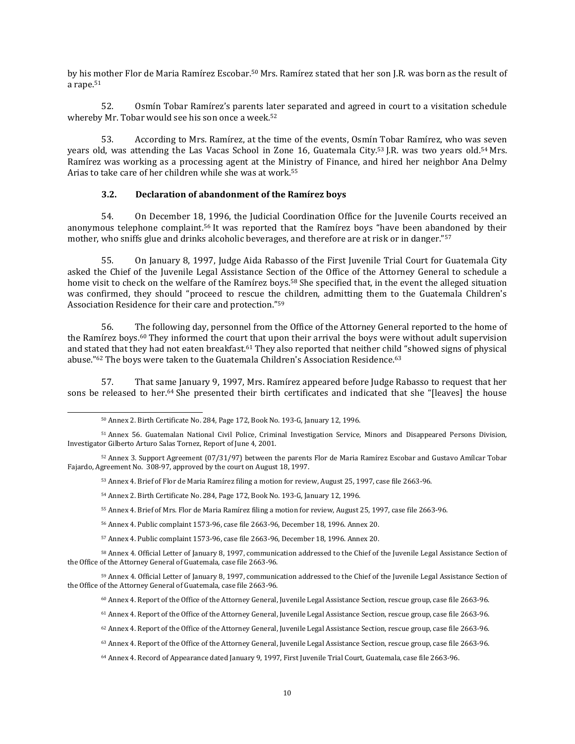by his mother Flor de Maria Ramírez Escobar.[50] Mrs. Ramírez stated that her son J.R. was born as the result of a rape.[51]

52. Osmín Tobar Ramírez's parents later separated and agreed in court to a visitation schedule whereby Mr. Tobar would see his son once a week.[52]

53. According to Mrs. Ramírez, at the time of the events, Osmín Tobar Ramírez, who was seven years old, was attending the Las Vacas School in Zone 16, Guatemala City.[53] J.R. was two years old.[54] Mrs. Ramírez was working as a processing agent at the Ministry of Finance, and hired her neighbor Ana Delmy Arias to take care of her children while she was at work.[55]

### 3.2. Declaration of abandonment of the Ramírez boys

54. On December 18, 1996, the Judicial Coordination Office for the Juvenile Courts received an anonymous telephone complaint.[56] It was reported that the Ramírez boys "have been abandoned by their mother, who sniffs glue and drinks alcoholic beverages, and therefore are at risk or in danger."[57]

55. On January 8, 1997, Judge Aida Rabasso of the First Juvenile Trial Court for Guatemala City asked the Chief of the Juvenile Legal Assistance Section of the Office of the Attorney General to schedule a home visit to check on the welfare of the Ramírez boys.[58] She specified that, in the event the alleged situation was confirmed, they should "proceed to rescue the children, admitting them to the Guatemala Children's Association Residence for their care and protection."[59]

56. The following day, personnel from the Office of the Attorney General reported to the home of the Ramírez boys.[60] They informed the court that upon their arrival the boys were without adult supervision and stated that they had not eaten breakfast.[61] They also reported that neither child "showed signs of physical abuse."[62] The boys were taken to the Guatemala Children's Association Residence.[63]

57. That same January 9, 1997, Mrs. Ramírez appeared before Judge Rabasso to request that her sons be released to her.[64] She presented their birth certificates and indicated that she "[leaves] the house

---

[50] Annex 2. Birth Certificate No. 284, Page 172, Book No. 193-G, January 12, 1996.

[51] Annex 56. Guatemalan National Civil Police, Criminal Investigation Service, Minors and Disappeared Persons Division, Investigator Gilberto Arturo Salas Tornez, Report of June 4, 2001.

[52] Annex 3. Support Agreement (07/31/97) between the parents Flor de Maria Ramírez Escobar and Gustavo Amílcar Tobar Fajardo, Agreement No. 308-97, approved by the court on August 18, 1997.

[53] Annex 4. Brief of Flor de Maria Ramírez filing a motion for review, August 25, 1997, case file 2663-96.

[54] Annex 2. Birth Certificate No. 284, Page 172, Book No. 193-G, January 12, 1996.

[55] Annex 4. Brief of Mrs. Flor de Maria Ramírez filing a motion for review, August 25, 1997, case file 2663-96.

[56] Annex 4. Public complaint 1573-96, case file 2663-96, December 18, 1996. Annex 20.

[57] Annex 4. Public complaint 1573-96, case file 2663-96, December 18, 1996. Annex 20.

[58] Annex 4. Official Letter of January 8, 1997, communication addressed to the Chief of the Juvenile Legal Assistance Section of the Office of the Attorney General of Guatemala, case file 2663-96.

[59] Annex 4. Official Letter of January 8, 1997, communication addressed to the Chief of the Juvenile Legal Assistance Section of the Office of the Attorney General of Guatemala, case file 2663-96.

[60] Annex 4. Report of the Office of the Attorney General, Juvenile Legal Assistance Section, rescue group, case file 2663-96.

[61] Annex 4. Report of the Office of the Attorney General, Juvenile Legal Assistance Section, rescue group, case file 2663-96.

[62] Annex 4. Report of the Office of the Attorney General, Juvenile Legal Assistance Section, rescue group, case file 2663-96.

[63] Annex 4. Report of the Office of the Attorney General, Juvenile Legal Assistance Section, rescue group, case file 2663-96.

[64] Annex 4. Record of Appearance dated January 9, 1997, First Juvenile Trial Court, Guatemala, case file 2663-96.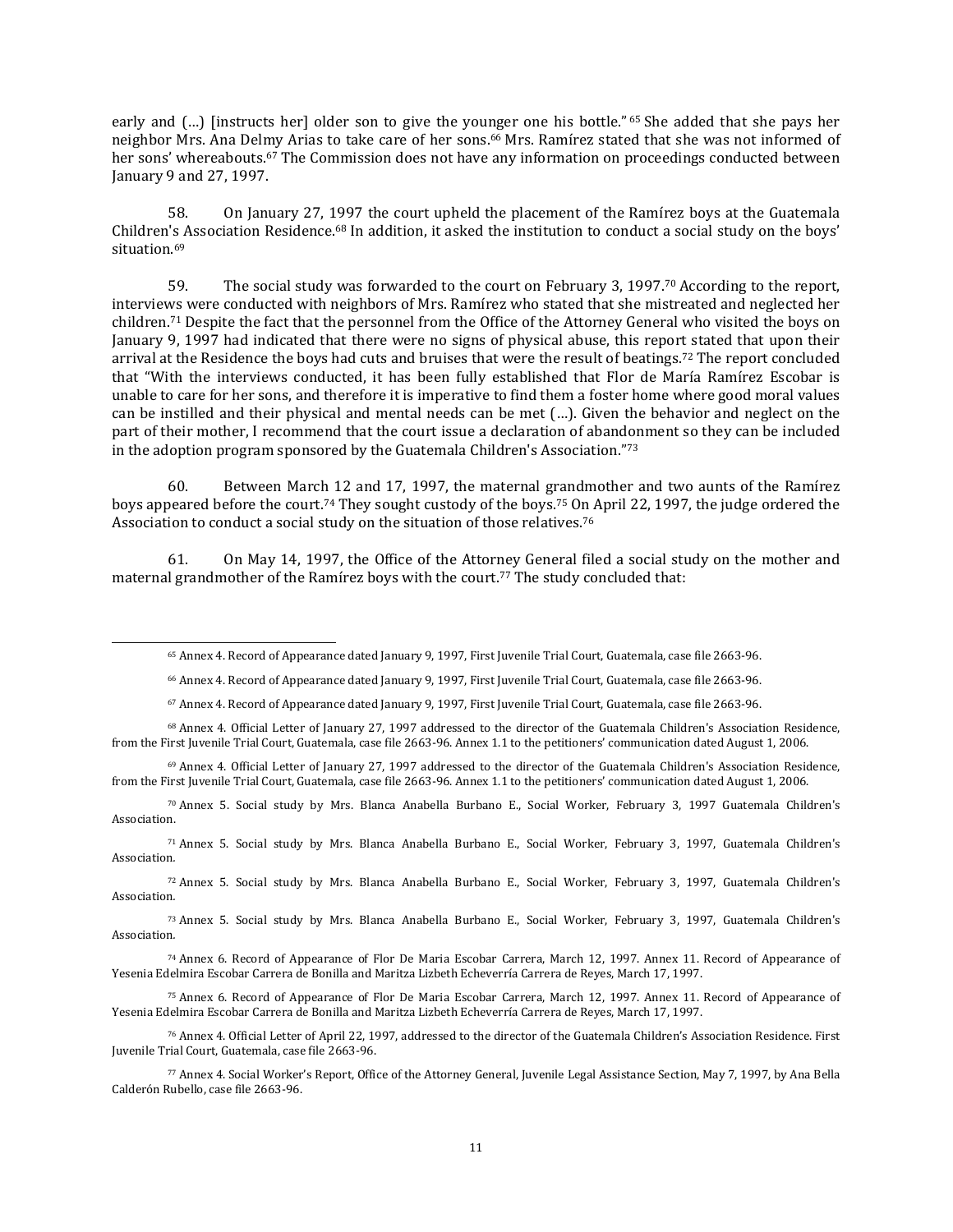early and (…) [instructs her] older son to give the younger one his bottle." [65] She added that she pays her neighbor Mrs. Ana Delmy Arias to take care of her sons.[66] Mrs. Ramírez stated that she was not informed of her sons' whereabouts.[67] The Commission does not have any information on proceedings conducted between January 9 and 27, 1997.

58. On January 27, 1997 the court upheld the placement of the Ramírez boys at the Guatemala Children's Association Residence.[68] In addition, it asked the institution to conduct a social study on the boys' situation.[69]

59. The social study was forwarded to the court on February 3, 1997.[70] According to the report, interviews were conducted with neighbors of Mrs. Ramírez who stated that she mistreated and neglected her children.[71] Despite the fact that the personnel from the Office of the Attorney General who visited the boys on January 9, 1997 had indicated that there were no signs of physical abuse, this report stated that upon their arrival at the Residence the boys had cuts and bruises that were the result of beatings.[72] The report concluded that "With the interviews conducted, it has been fully established that Flor de María Ramírez Escobar is unable to care for her sons, and therefore it is imperative to find them a foster home where good moral values can be instilled and their physical and mental needs can be met (…). Given the behavior and neglect on the part of their mother, I recommend that the court issue a declaration of abandonment so they can be included in the adoption program sponsored by the Guatemala Children's Association."[73]

60. Between March 12 and 17, 1997, the maternal grandmother and two aunts of the Ramírez boys appeared before the court.[74] They sought custody of the boys.[75] On April 22, 1997, the judge ordered the Association to conduct a social study on the situation of those relatives.[76]

61. On May 14, 1997, the Office of the Attorney General filed a social study on the mother and maternal grandmother of the Ramírez boys with the court.[77] The study concluded that:

---

[65] Annex 4. Record of Appearance dated January 9, 1997, First Juvenile Trial Court, Guatemala, case file 2663-96.

[66] Annex 4. Record of Appearance dated January 9, 1997, First Juvenile Trial Court, Guatemala, case file 2663-96.

[67] Annex 4. Record of Appearance dated January 9, 1997, First Juvenile Trial Court, Guatemala, case file 2663-96.

[68] Annex 4. Official Letter of January 27, 1997 addressed to the director of the Guatemala Children's Association Residence, from the First Juvenile Trial Court, Guatemala, case file 2663-96. Annex 1.1 to the petitioners' communication dated August 1, 2006.

[69] Annex 4. Official Letter of January 27, 1997 addressed to the director of the Guatemala Children's Association Residence, from the First Juvenile Trial Court, Guatemala, case file 2663-96. Annex 1.1 to the petitioners' communication dated August 1, 2006.

[70] Annex 5. Social study by Mrs. Blanca Anabella Burbano E., Social Worker, February 3, 1997 Guatemala Children's Association.

[71] Annex 5. Social study by Mrs. Blanca Anabella Burbano E., Social Worker, February 3, 1997, Guatemala Children's Association.

[72] Annex 5. Social study by Mrs. Blanca Anabella Burbano E., Social Worker, February 3, 1997, Guatemala Children's Association.

[73] Annex 5. Social study by Mrs. Blanca Anabella Burbano E., Social Worker, February 3, 1997, Guatemala Children's Association.

[74] Annex 6. Record of Appearance of Flor De Maria Escobar Carrera, March 12, 1997. Annex 11. Record of Appearance of Yesenia Edelmira Escobar Carrera de Bonilla and Maritza Lizbeth Echeverría Carrera de Reyes, March 17, 1997.

[75] Annex 6. Record of Appearance of Flor De Maria Escobar Carrera, March 12, 1997. Annex 11. Record of Appearance of Yesenia Edelmira Escobar Carrera de Bonilla and Maritza Lizbeth Echeverría Carrera de Reyes, March 17, 1997.

[76] Annex 4. Official Letter of April 22, 1997, addressed to the director of the Guatemala Children's Association Residence. First Juvenile Trial Court, Guatemala, case file 2663-96.

[77] Annex 4. Social Worker's Report, Office of the Attorney General, Juvenile Legal Assistance Section, May 7, 1997, by Ana Bella Calderón Rubello, case file 2663-96.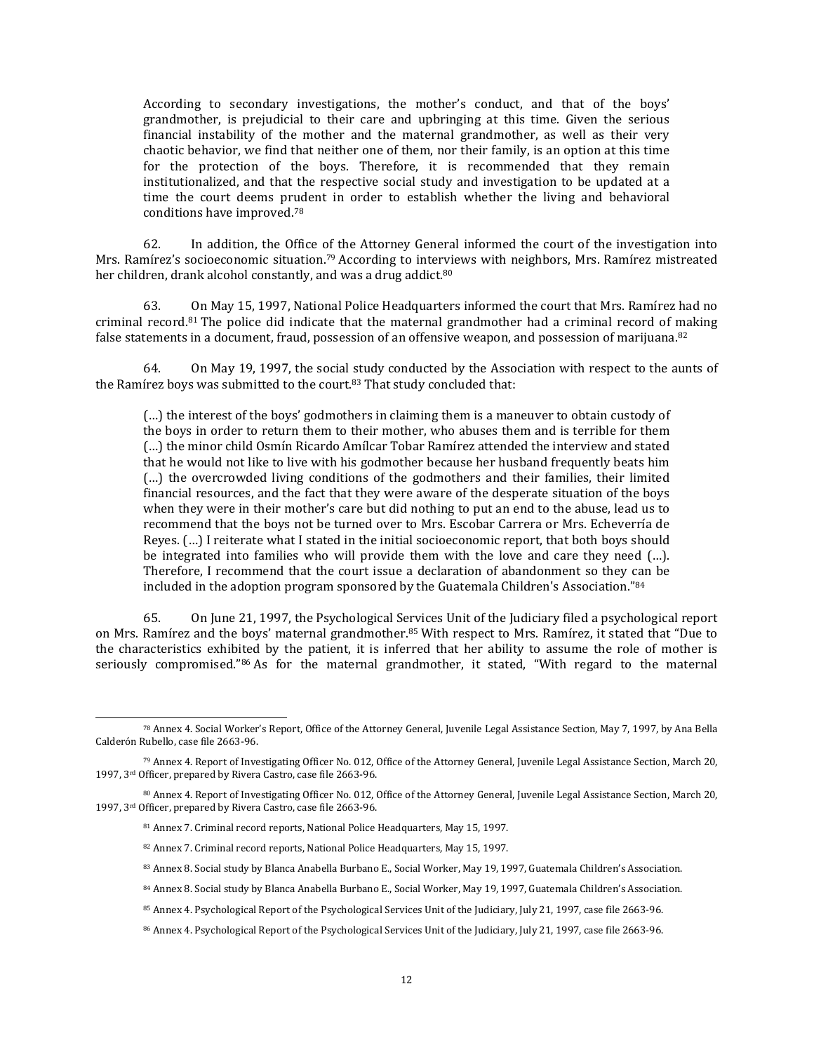> According to secondary investigations, the mother's conduct, and that of the boys' grandmother, is prejudicial to their care and upbringing at this time. Given the serious financial instability of the mother and the maternal grandmother, as well as their very chaotic behavior, we find that neither one of them, nor their family, is an option at this time for the protection of the boys. Therefore, it is recommended that they remain institutionalized, and that the respective social study and investigation to be updated at a time the court deems prudent in order to establish whether the living and behavioral conditions have improved.[78]

62. In addition, the Office of the Attorney General informed the court of the investigation into Mrs. Ramírez's socioeconomic situation.[79] According to interviews with neighbors, Mrs. Ramírez mistreated her children, drank alcohol constantly, and was a drug addict.[80]

63. On May 15, 1997, National Police Headquarters informed the court that Mrs. Ramírez had no criminal record.[81] The police did indicate that the maternal grandmother had a criminal record of making false statements in a document, fraud, possession of an offensive weapon, and possession of marijuana.[82]

64. On May 19, 1997, the social study conducted by the Association with respect to the aunts of the Ramírez boys was submitted to the court.[83] That study concluded that:

> (…) the interest of the boys' godmothers in claiming them is a maneuver to obtain custody of the boys in order to return them to their mother, who abuses them and is terrible for them (…) the minor child Osmín Ricardo Amílcar Tobar Ramírez attended the interview and stated that he would not like to live with his godmother because her husband frequently beats him (…) the overcrowded living conditions of the godmothers and their families, their limited financial resources, and the fact that they were aware of the desperate situation of the boys when they were in their mother's care but did nothing to put an end to the abuse, lead us to recommend that the boys not be turned over to Mrs. Escobar Carrera or Mrs. Echeverría de Reyes. (…) I reiterate what I stated in the initial socioeconomic report, that both boys should be integrated into families who will provide them with the love and care they need (…). Therefore, I recommend that the court issue a declaration of abandonment so they can be included in the adoption program sponsored by the Guatemala Children's Association."[84]

65. On June 21, 1997, the Psychological Services Unit of the Judiciary filed a psychological report on Mrs. Ramírez and the boys' maternal grandmother.[85] With respect to Mrs. Ramírez, it stated that "Due to the characteristics exhibited by the patient, it is inferred that her ability to assume the role of mother is seriously compromised."[86] As for the maternal grandmother, it stated, "With regard to the maternal

---

[78] Annex 4. Social Worker's Report, Office of the Attorney General, Juvenile Legal Assistance Section, May 7, 1997, by Ana Bella Calderón Rubello, case file 2663-96.

[79] Annex 4. Report of Investigating Officer No. 012, Office of the Attorney General, Juvenile Legal Assistance Section, March 20, 1997, 3rd Officer, prepared by Rivera Castro, case file 2663-96.

[80] Annex 4. Report of Investigating Officer No. 012, Office of the Attorney General, Juvenile Legal Assistance Section, March 20, 1997, 3rd Officer, prepared by Rivera Castro, case file 2663-96.

[81] Annex 7. Criminal record reports, National Police Headquarters, May 15, 1997.

[82] Annex 7. Criminal record reports, National Police Headquarters, May 15, 1997.

[83] Annex 8. Social study by Blanca Anabella Burbano E., Social Worker, May 19, 1997, Guatemala Children's Association.

[84] Annex 8. Social study by Blanca Anabella Burbano E., Social Worker, May 19, 1997, Guatemala Children's Association.

[85] Annex 4. Psychological Report of the Psychological Services Unit of the Judiciary, July 21, 1997, case file 2663-96.

[86] Annex 4. Psychological Report of the Psychological Services Unit of the Judiciary, July 21, 1997, case file 2663-96.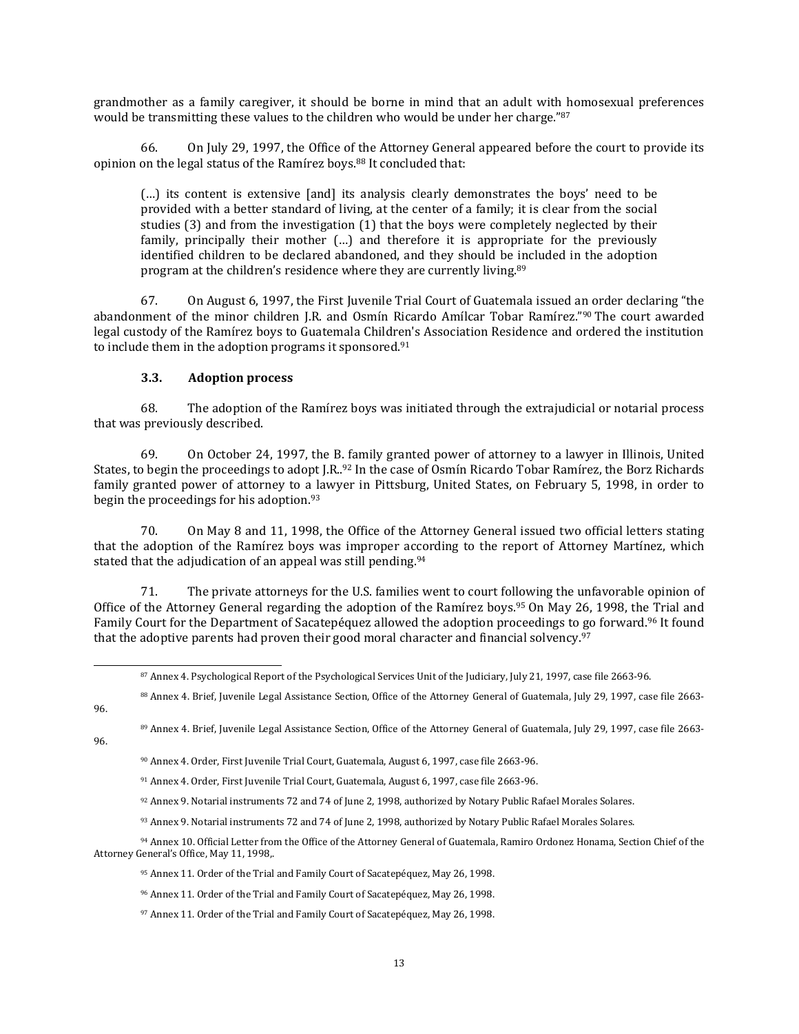grandmother as a family caregiver, it should be borne in mind that an adult with homosexual preferences would be transmitting these values to the children who would be under her charge."[87]

66. On July 29, 1997, the Office of the Attorney General appeared before the court to provide its opinion on the legal status of the Ramírez boys.[88] It concluded that:

> (…) its content is extensive [and] its analysis clearly demonstrates the boys' need to be provided with a better standard of living, at the center of a family; it is clear from the social studies (3) and from the investigation (1) that the boys were completely neglected by their family, principally their mother (…) and therefore it is appropriate for the previously identified children to be declared abandoned, and they should be included in the adoption program at the children's residence where they are currently living.[89]

67. On August 6, 1997, the First Juvenile Trial Court of Guatemala issued an order declaring "the abandonment of the minor children J.R. and Osmín Ricardo Amílcar Tobar Ramírez."[90] The court awarded legal custody of the Ramírez boys to Guatemala Children's Association Residence and ordered the institution to include them in the adoption programs it sponsored.[91]

### 3.3. Adoption process

68. The adoption of the Ramírez boys was initiated through the extrajudicial or notarial process that was previously described.

69. On October 24, 1997, the B. family granted power of attorney to a lawyer in Illinois, United States, to begin the proceedings to adopt J.R..[92] In the case of Osmín Ricardo Tobar Ramírez, the Borz Richards family granted power of attorney to a lawyer in Pittsburg, United States, on February 5, 1998, in order to begin the proceedings for his adoption.[93]

70. On May 8 and 11, 1998, the Office of the Attorney General issued two official letters stating that the adoption of the Ramírez boys was improper according to the report of Attorney Martínez, which stated that the adjudication of an appeal was still pending.[94]

71. The private attorneys for the U.S. families went to court following the unfavorable opinion of Office of the Attorney General regarding the adoption of the Ramírez boys.[95] On May 26, 1998, the Trial and Family Court for the Department of Sacatepéquez allowed the adoption proceedings to go forward.[96] It found that the adoptive parents had proven their good moral character and financial solvency.[97]

---

[87] Annex 4. Psychological Report of the Psychological Services Unit of the Judiciary, July 21, 1997, case file 2663-96.

[88] Annex 4. Brief, Juvenile Legal Assistance Section, Office of the Attorney General of Guatemala, July 29, 1997, case file 2663-96.

[89] Annex 4. Brief, Juvenile Legal Assistance Section, Office of the Attorney General of Guatemala, July 29, 1997, case file 2663-96.

[90] Annex 4. Order, First Juvenile Trial Court, Guatemala, August 6, 1997, case file 2663-96.

[91] Annex 4. Order, First Juvenile Trial Court, Guatemala, August 6, 1997, case file 2663-96.

[92] Annex 9. Notarial instruments 72 and 74 of June 2, 1998, authorized by Notary Public Rafael Morales Solares.

[93] Annex 9. Notarial instruments 72 and 74 of June 2, 1998, authorized by Notary Public Rafael Morales Solares.

[94] Annex 10. Official Letter from the Office of the Attorney General of Guatemala, Ramiro Ordonez Honama, Section Chief of the Attorney General's Office, May 11, 1998,.

[95] Annex 11. Order of the Trial and Family Court of Sacatepéquez, May 26, 1998.

[96] Annex 11. Order of the Trial and Family Court of Sacatepéquez, May 26, 1998.

[97] Annex 11. Order of the Trial and Family Court of Sacatepéquez, May 26, 1998.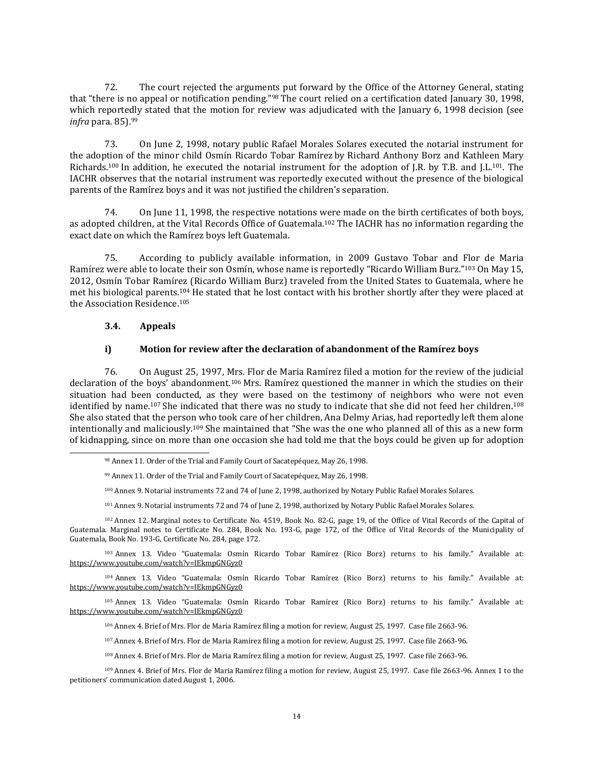72. The court rejected the arguments put forward by the Office of the Attorney General, stating that "there is no appeal or notification pending."[98] The court relied on a certification dated January 30, 1998, which reportedly stated that the motion for review was adjudicated with the January 6, 1998 decision (see *infra* para. 85).[99]

73. On June 2, 1998, notary public Rafael Morales Solares executed the notarial instrument for the adoption of the minor child Osmín Ricardo Tobar Ramírez by Richard Anthony Borz and Kathleen Mary Richards.[100] In addition, he executed the notarial instrument for the adoption of J.R. by T.B. and J.L.[101]. The IACHR observes that the notarial instrument was reportedly executed without the presence of the biological parents of the Ramírez boys and it was not justified the children's separation.

74. On June 11, 1998, the respective notations were made on the birth certificates of both boys, as adopted children, at the Vital Records Office of Guatemala.[102] The IACHR has no information regarding the exact date on which the Ramírez boys left Guatemala.

75. According to publicly available information, in 2009 Gustavo Tobar and Flor de Maria Ramírez were able to locate their son Osmín, whose name is reportedly "Ricardo William Burz."[103] On May 15, 2012, Osmín Tobar Ramírez (Ricardo William Burz) traveled from the United States to Guatemala, where he met his biological parents.[104] He stated that he lost contact with his brother shortly after they were placed at the Association Residence.[105]

### 3.4. Appeals

#### i) Motion for review after the declaration of abandonment of the Ramírez boys

76. On August 25, 1997, Mrs. Flor de Maria Ramírez filed a motion for the review of the judicial declaration of the boys' abandonment.[106] Mrs. Ramírez questioned the manner in which the studies on their situation had been conducted, as they were based on the testimony of neighbors who were not even identified by name.[107] She indicated that there was no study to indicate that she did not feed her children.[108] She also stated that the person who took care of her children, Ana Delmy Arias, had reportedly left them alone intentionally and maliciously.[109] She maintained that "She was the one who planned all of this as a new form of kidnapping, since on more than one occasion she had told me that the boys could be given up for adoption

---

[98] Annex 11. Order of the Trial and Family Court of Sacatepéquez, May 26, 1998.

[99] Annex 11. Order of the Trial and Family Court of Sacatepéquez, May 26, 1998.

[100] Annex 9. Notarial instruments 72 and 74 of June 2, 1998, authorized by Notary Public Rafael Morales Solares.

[101] Annex 9. Notarial instruments 72 and 74 of June 2, 1998, authorized by Notary Public Rafael Morales Solares.

[102] Annex 12. Marginal notes to Certificate No. 4519, Book No. 82-G, page 19, of the Office of Vital Records of the Capital of Guatemala. Marginal notes to Certificate No. 284, Book No. 193-G, page 172, of the Office of Vital Records of the Municipality of Guatemala, Book No. 193-G, Certificate No. 284, page 172.

[103] Annex 13. Video "Guatemala: Osmín Ricardo Tobar Ramírez (Rico Borz) returns to his family." Available at: https://www.youtube.com/watch?v=IEkmpGNGyz0

[104] Annex 13. Video "Guatemala: Osmín Ricardo Tobar Ramírez (Rico Borz) returns to his family." Available at: https://www.youtube.com/watch?v=IEkmpGNGyz0

[105] Annex 13. Video "Guatemala: Osmín Ricardo Tobar Ramírez (Rico Borz) returns to his family." Available at: https://www.youtube.com/watch?v=IEkmpGNGyz0

[106] Annex 4. Brief of Mrs. Flor de Maria Ramírez filing a motion for review, August 25, 1997. Case file 2663-96.

[107] Annex 4. Brief of Mrs. Flor de Maria Ramírez filing a motion for review, August 25, 1997. Case file 2663-96.

[108] Annex 4. Brief of Mrs. Flor de Maria Ramírez filing a motion for review, August 25, 1997. Case file 2663-96.

[109] Annex 4. Brief of Mrs. Flor de Maria Ramírez filing a motion for review, August 25, 1997. Case file 2663-96. Annex 1 to the petitioners' communication dated August 1, 2006.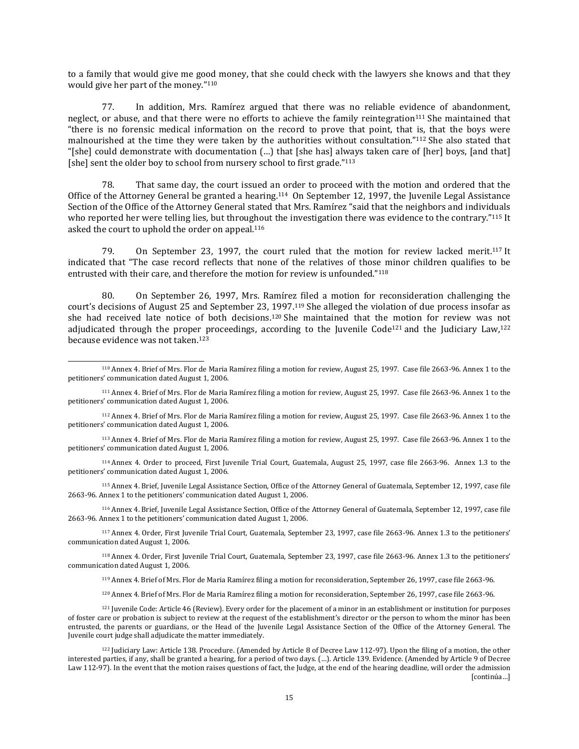to a family that would give me good money, that she could check with the lawyers she knows and that they would give her part of the money."[110]

77. In addition, Mrs. Ramírez argued that there was no reliable evidence of abandonment, neglect, or abuse, and that there were no efforts to achieve the family reintegration[111] She maintained that "there is no forensic medical information on the record to prove that point, that is, that the boys were malnourished at the time they were taken by the authorities without consultation."[112] She also stated that "[she] could demonstrate with documentation (…) that [she has] always taken care of [her] boys, [and that] [she] sent the older boy to school from nursery school to first grade."[113]

78. That same day, the court issued an order to proceed with the motion and ordered that the Office of the Attorney General be granted a hearing.[114] On September 12, 1997, the Juvenile Legal Assistance Section of the Office of the Attorney General stated that Mrs. Ramírez "said that the neighbors and individuals who reported her were telling lies, but throughout the investigation there was evidence to the contrary."[115] It asked the court to uphold the order on appeal.[116]

79. On September 23, 1997, the court ruled that the motion for review lacked merit.[117] It indicated that "The case record reflects that none of the relatives of those minor children qualifies to be entrusted with their care, and therefore the motion for review is unfounded."[118]

80. On September 26, 1997, Mrs. Ramírez filed a motion for reconsideration challenging the court's decisions of August 25 and September 23, 1997.[119] She alleged the violation of due process insofar as she had received late notice of both decisions.[120] She maintained that the motion for review was not adjudicated through the proper proceedings, according to the Juvenile Code[121] and the Judiciary Law,[122] because evidence was not taken.[123]

---

[110] Annex 4. Brief of Mrs. Flor de Maria Ramírez filing a motion for review, August 25, 1997. Case file 2663-96. Annex 1 to the petitioners' communication dated August 1, 2006.

[111] Annex 4. Brief of Mrs. Flor de Maria Ramírez filing a motion for review, August 25, 1997. Case file 2663-96. Annex 1 to the petitioners' communication dated August 1, 2006.

[112] Annex 4. Brief of Mrs. Flor de Maria Ramírez filing a motion for review, August 25, 1997. Case file 2663-96. Annex 1 to the petitioners' communication dated August 1, 2006.

[113] Annex 4. Brief of Mrs. Flor de Maria Ramírez filing a motion for review, August 25, 1997. Case file 2663-96. Annex 1 to the petitioners' communication dated August 1, 2006.

[114] Annex 4. Order to proceed, First Juvenile Trial Court, Guatemala, August 25, 1997, case file 2663-96. Annex 1.3 to the petitioners' communication dated August 1, 2006.

[115] Annex 4. Brief, Juvenile Legal Assistance Section, Office of the Attorney General of Guatemala, September 12, 1997, case file 2663-96. Annex 1 to the petitioners' communication dated August 1, 2006.

[116] Annex 4. Brief, Juvenile Legal Assistance Section, Office of the Attorney General of Guatemala, September 12, 1997, case file 2663-96. Annex 1 to the petitioners' communication dated August 1, 2006.

[117] Annex 4. Order, First Juvenile Trial Court, Guatemala, September 23, 1997, case file 2663-96. Annex 1.3 to the petitioners' communication dated August 1, 2006.

[118] Annex 4. Order, First Juvenile Trial Court, Guatemala, September 23, 1997, case file 2663-96. Annex 1.3 to the petitioners' communication dated August 1, 2006.

[119] Annex 4. Brief of Mrs. Flor de Maria Ramírez filing a motion for reconsideration, September 26, 1997, case file 2663-96.

[120] Annex 4. Brief of Mrs. Flor de Maria Ramírez filing a motion for reconsideration, September 26, 1997, case file 2663-96.

[121] Juvenile Code: Article 46 (Review). Every order for the placement of a minor in an establishment or institution for purposes of foster care or probation is subject to review at the request of the establishment's director or the person to whom the minor has been entrusted, the parents or guardians, or the Head of the Juvenile Legal Assistance Section of the Office of the Attorney General. The Juvenile court judge shall adjudicate the matter immediately.

[122] Judiciary Law: Article 138. Procedure. (Amended by Article 8 of Decree Law 112-97). Upon the filing of a motion, the other interested parties, if any, shall be granted a hearing, for a period of two days. (…). Article 139. Evidence. (Amended by Article 9 of Decree Law 112-97). In the event that the motion raises questions of fact, the Judge, at the end of the hearing deadline, will order the admission [continúa…]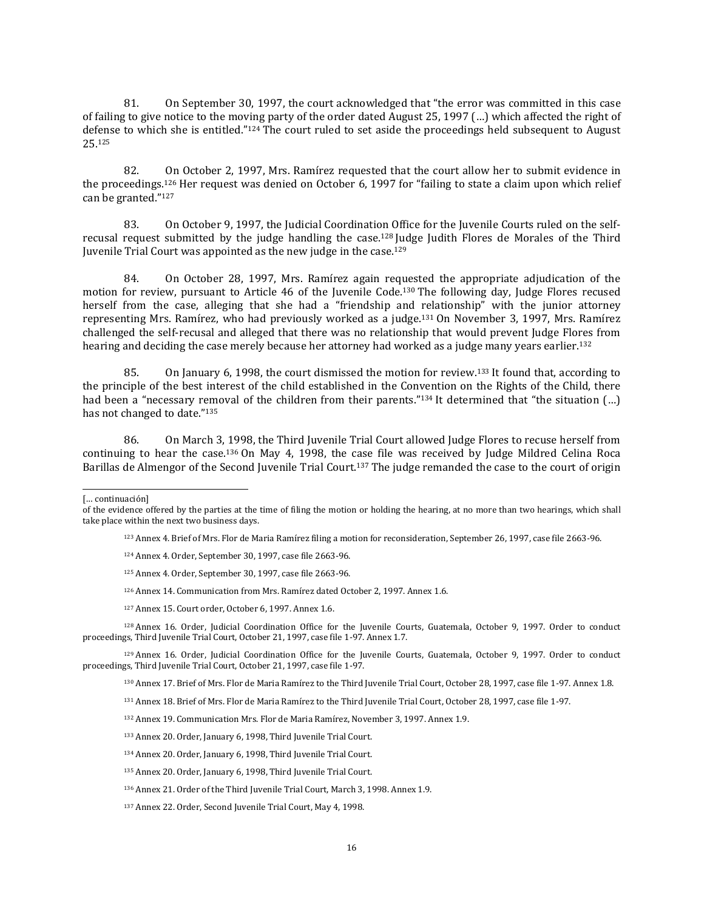81. On September 30, 1997, the court acknowledged that "the error was committed in this case of failing to give notice to the moving party of the order dated August 25, 1997 (…) which affected the right of defense to which she is entitled."[124] The court ruled to set aside the proceedings held subsequent to August 25.[125]

82. On October 2, 1997, Mrs. Ramírez requested that the court allow her to submit evidence in the proceedings.[126] Her request was denied on October 6, 1997 for "failing to state a claim upon which relief can be granted."[127]

83. On October 9, 1997, the Judicial Coordination Office for the Juvenile Courts ruled on the self-recusal request submitted by the judge handling the case.[128] Judge Judith Flores de Morales of the Third Juvenile Trial Court was appointed as the new judge in the case.[129]

84. On October 28, 1997, Mrs. Ramírez again requested the appropriate adjudication of the motion for review, pursuant to Article 46 of the Juvenile Code.[130] The following day, Judge Flores recused herself from the case, alleging that she had a "friendship and relationship" with the junior attorney representing Mrs. Ramírez, who had previously worked as a judge.[131] On November 3, 1997, Mrs. Ramírez challenged the self-recusal and alleged that there was no relationship that would prevent Judge Flores from hearing and deciding the case merely because her attorney had worked as a judge many years earlier.[132]

85. On January 6, 1998, the court dismissed the motion for review.[133] It found that, according to the principle of the best interest of the child established in the Convention on the Rights of the Child, there had been a "necessary removal of the children from their parents."[134] It determined that "the situation (…) has not changed to date."[135]

86. On March 3, 1998, the Third Juvenile Trial Court allowed Judge Flores to recuse herself from continuing to hear the case.[136] On May 4, 1998, the case file was received by Judge Mildred Celina Roca Barillas de Almengor of the Second Juvenile Trial Court.[137] The judge remanded the case to the court of origin

---

[… continuación]

of the evidence offered by the parties at the time of filing the motion or holding the hearing, at no more than two hearings, which shall take place within the next two business days.

[123] Annex 4. Brief of Mrs. Flor de Maria Ramírez filing a motion for reconsideration, September 26, 1997, case file 2663-96.

[124] Annex 4. Order, September 30, 1997, case file 2663-96.

[125] Annex 4. Order, September 30, 1997, case file 2663-96.

[126] Annex 14. Communication from Mrs. Ramírez dated October 2, 1997. Annex 1.6.

[127] Annex 15. Court order, October 6, 1997. Annex 1.6.

[128] Annex 16. Order, Judicial Coordination Office for the Juvenile Courts, Guatemala, October 9, 1997. Order to conduct proceedings, Third Juvenile Trial Court, October 21, 1997, case file 1-97. Annex 1.7.

[129] Annex 16. Order, Judicial Coordination Office for the Juvenile Courts, Guatemala, October 9, 1997. Order to conduct proceedings, Third Juvenile Trial Court, October 21, 1997, case file 1-97.

[130] Annex 17. Brief of Mrs. Flor de Maria Ramírez to the Third Juvenile Trial Court, October 28, 1997, case file 1-97. Annex 1.8.

[131] Annex 18. Brief of Mrs. Flor de Maria Ramírez to the Third Juvenile Trial Court, October 28, 1997, case file 1-97.

[132] Annex 19. Communication Mrs. Flor de Maria Ramírez, November 3, 1997. Annex 1.9.

[133] Annex 20. Order, January 6, 1998, Third Juvenile Trial Court.

[134] Annex 20. Order, January 6, 1998, Third Juvenile Trial Court.

[135] Annex 20. Order, January 6, 1998, Third Juvenile Trial Court.

[136] Annex 21. Order of the Third Juvenile Trial Court, March 3, 1998. Annex 1.9.

[137] Annex 22. Order, Second Juvenile Trial Court, May 4, 1998.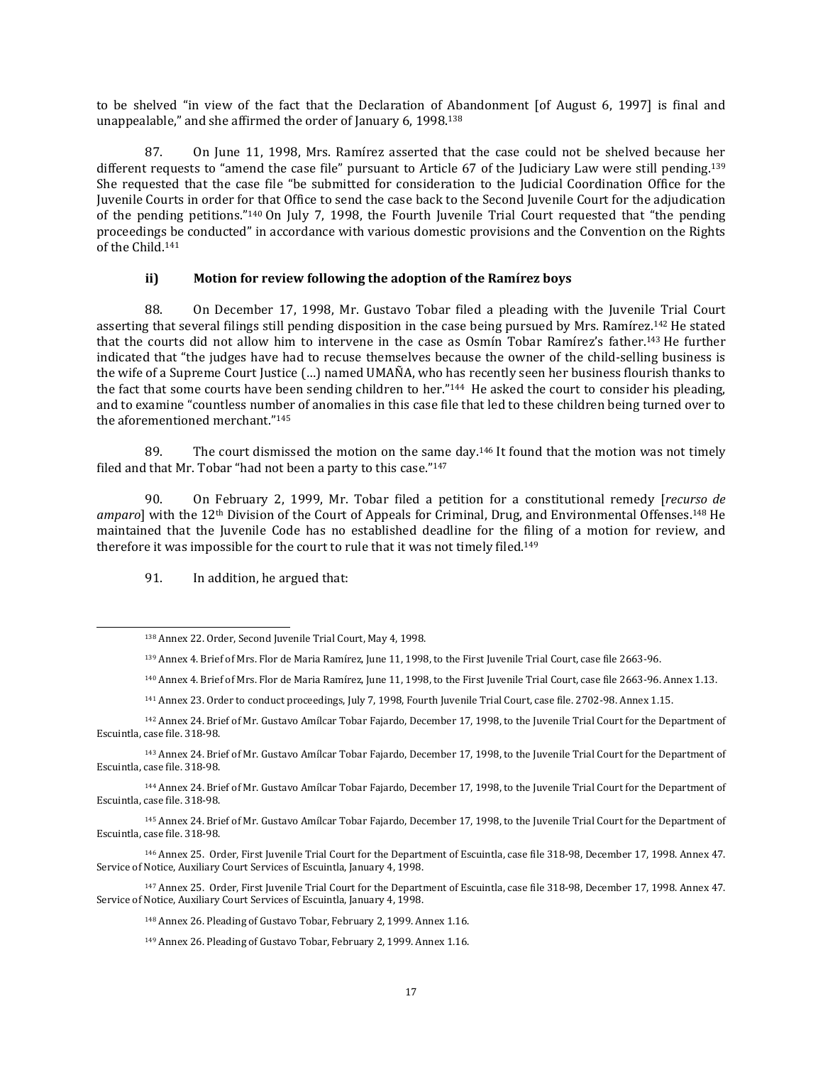to be shelved "in view of the fact that the Declaration of Abandonment [of August 6, 1997] is final and unappealable," and she affirmed the order of January 6, 1998.[138]

87. On June 11, 1998, Mrs. Ramírez asserted that the case could not be shelved because her different requests to "amend the case file" pursuant to Article 67 of the Judiciary Law were still pending.[139] She requested that the case file "be submitted for consideration to the Judicial Coordination Office for the Juvenile Courts in order for that Office to send the case back to the Second Juvenile Court for the adjudication of the pending petitions."[140] On July 7, 1998, the Fourth Juvenile Trial Court requested that "the pending proceedings be conducted" in accordance with various domestic provisions and the Convention on the Rights of the Child.[141]

### ii) Motion for review following the adoption of the Ramírez boys

88. On December 17, 1998, Mr. Gustavo Tobar filed a pleading with the Juvenile Trial Court asserting that several filings still pending disposition in the case being pursued by Mrs. Ramírez.[142] He stated that the courts did not allow him to intervene in the case as Osmín Tobar Ramírez's father.[143] He further indicated that "the judges have had to recuse themselves because the owner of the child-selling business is the wife of a Supreme Court Justice (…) named UMAÑA, who has recently seen her business flourish thanks to the fact that some courts have been sending children to her."[144] He asked the court to consider his pleading, and to examine "countless number of anomalies in this case file that led to these children being turned over to the aforementioned merchant."[145]

89. The court dismissed the motion on the same day.[146] It found that the motion was not timely filed and that Mr. Tobar "had not been a party to this case."[147]

90. On February 2, 1999, Mr. Tobar filed a petition for a constitutional remedy [*recurso de amparo*] with the 12th Division of the Court of Appeals for Criminal, Drug, and Environmental Offenses.[148] He maintained that the Juvenile Code has no established deadline for the filing of a motion for review, and therefore it was impossible for the court to rule that it was not timely filed.[149]

91. In addition, he argued that:

---

[138] Annex 22. Order, Second Juvenile Trial Court, May 4, 1998.

[139] Annex 4. Brief of Mrs. Flor de Maria Ramírez, June 11, 1998, to the First Juvenile Trial Court, case file 2663-96.

[140] Annex 4. Brief of Mrs. Flor de Maria Ramírez, June 11, 1998, to the First Juvenile Trial Court, case file 2663-96. Annex 1.13.

[141] Annex 23. Order to conduct proceedings, July 7, 1998, Fourth Juvenile Trial Court, case file. 2702-98. Annex 1.15.

[142] Annex 24. Brief of Mr. Gustavo Amílcar Tobar Fajardo, December 17, 1998, to the Juvenile Trial Court for the Department of Escuintla, case file. 318-98.

[143] Annex 24. Brief of Mr. Gustavo Amílcar Tobar Fajardo, December 17, 1998, to the Juvenile Trial Court for the Department of Escuintla, case file. 318-98.

[144] Annex 24. Brief of Mr. Gustavo Amílcar Tobar Fajardo, December 17, 1998, to the Juvenile Trial Court for the Department of Escuintla, case file. 318-98.

[145] Annex 24. Brief of Mr. Gustavo Amílcar Tobar Fajardo, December 17, 1998, to the Juvenile Trial Court for the Department of Escuintla, case file. 318-98.

[146] Annex 25. Order, First Juvenile Trial Court for the Department of Escuintla, case file 318-98, December 17, 1998. Annex 47. Service of Notice, Auxiliary Court Services of Escuintla, January 4, 1998.

[147] Annex 25. Order, First Juvenile Trial Court for the Department of Escuintla, case file 318-98, December 17, 1998. Annex 47. Service of Notice, Auxiliary Court Services of Escuintla, January 4, 1998.

[148] Annex 26. Pleading of Gustavo Tobar, February 2, 1999. Annex 1.16.

[149] Annex 26. Pleading of Gustavo Tobar, February 2, 1999. Annex 1.16.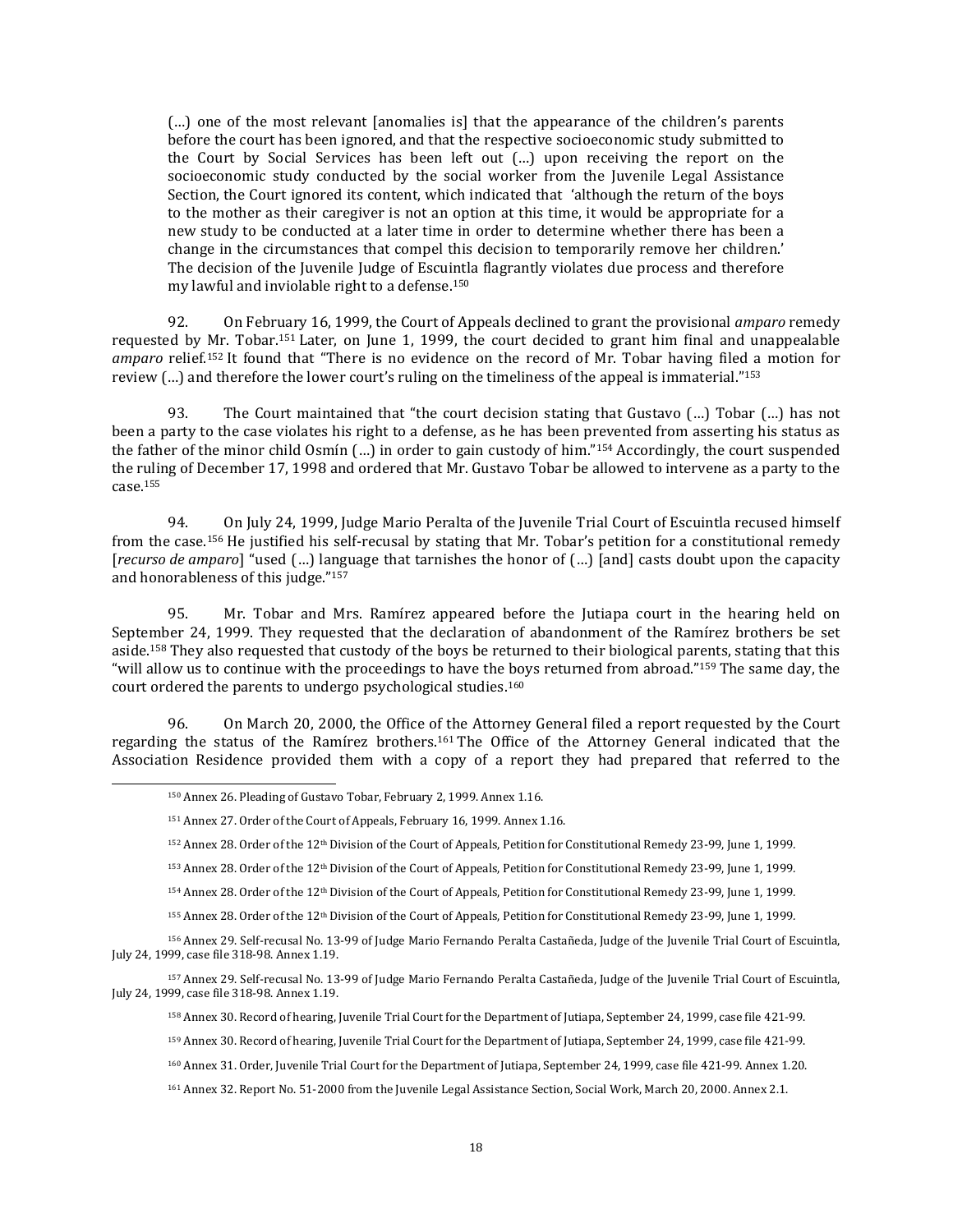> (…) one of the most relevant [anomalies is] that the appearance of the children's parents before the court has been ignored, and that the respective socioeconomic study submitted to the Court by Social Services has been left out (…) upon receiving the report on the socioeconomic study conducted by the social worker from the Juvenile Legal Assistance Section, the Court ignored its content, which indicated that 'although the return of the boys to the mother as their caregiver is not an option at this time, it would be appropriate for a new study to be conducted at a later time in order to determine whether there has been a change in the circumstances that compel this decision to temporarily remove her children.' The decision of the Juvenile Judge of Escuintla flagrantly violates due process and therefore my lawful and inviolable right to a defense.[150]

92. On February 16, 1999, the Court of Appeals declined to grant the provisional *amparo* remedy requested by Mr. Tobar.[151] Later, on June 1, 1999, the court decided to grant him final and unappealable *amparo* relief.[152] It found that "There is no evidence on the record of Mr. Tobar having filed a motion for review (…) and therefore the lower court's ruling on the timeliness of the appeal is immaterial."[153]

93. The Court maintained that "the court decision stating that Gustavo (…) Tobar (…) has not been a party to the case violates his right to a defense, as he has been prevented from asserting his status as the father of the minor child Osmín (…) in order to gain custody of him."[154] Accordingly, the court suspended the ruling of December 17, 1998 and ordered that Mr. Gustavo Tobar be allowed to intervene as a party to the case.[155]

94. On July 24, 1999, Judge Mario Peralta of the Juvenile Trial Court of Escuintla recused himself from the case.[156] He justified his self-recusal by stating that Mr. Tobar's petition for a constitutional remedy [*recurso de amparo*] "used (…) language that tarnishes the honor of (…) [and] casts doubt upon the capacity and honorableness of this judge."[157]

95. Mr. Tobar and Mrs. Ramírez appeared before the Jutiapa court in the hearing held on September 24, 1999. They requested that the declaration of abandonment of the Ramírez brothers be set aside.[158] They also requested that custody of the boys be returned to their biological parents, stating that this "will allow us to continue with the proceedings to have the boys returned from abroad."[159] The same day, the court ordered the parents to undergo psychological studies.[160]

96. On March 20, 2000, the Office of the Attorney General filed a report requested by the Court regarding the status of the Ramírez brothers.[161] The Office of the Attorney General indicated that the Association Residence provided them with a copy of a report they had prepared that referred to the

---

[150] Annex 26. Pleading of Gustavo Tobar, February 2, 1999. Annex 1.16.

[151] Annex 27. Order of the Court of Appeals, February 16, 1999. Annex 1.16.

[152] Annex 28. Order of the 12th Division of the Court of Appeals, Petition for Constitutional Remedy 23-99, June 1, 1999.

[153] Annex 28. Order of the 12th Division of the Court of Appeals, Petition for Constitutional Remedy 23-99, June 1, 1999.

[154] Annex 28. Order of the 12th Division of the Court of Appeals, Petition for Constitutional Remedy 23-99, June 1, 1999.

[155] Annex 28. Order of the 12th Division of the Court of Appeals, Petition for Constitutional Remedy 23-99, June 1, 1999.

[156] Annex 29. Self-recusal No. 13-99 of Judge Mario Fernando Peralta Castañeda, Judge of the Juvenile Trial Court of Escuintla, July 24, 1999, case file 318-98. Annex 1.19.

[157] Annex 29. Self-recusal No. 13-99 of Judge Mario Fernando Peralta Castañeda, Judge of the Juvenile Trial Court of Escuintla, July 24, 1999, case file 318-98. Annex 1.19.

[158] Annex 30. Record of hearing, Juvenile Trial Court for the Department of Jutiapa, September 24, 1999, case file 421-99.

[159] Annex 30. Record of hearing, Juvenile Trial Court for the Department of Jutiapa, September 24, 1999, case file 421-99.

[160] Annex 31. Order, Juvenile Trial Court for the Department of Jutiapa, September 24, 1999, case file 421-99. Annex 1.20.

[161] Annex 32. Report No. 51-2000 from the Juvenile Legal Assistance Section, Social Work, March 20, 2000. Annex 2.1.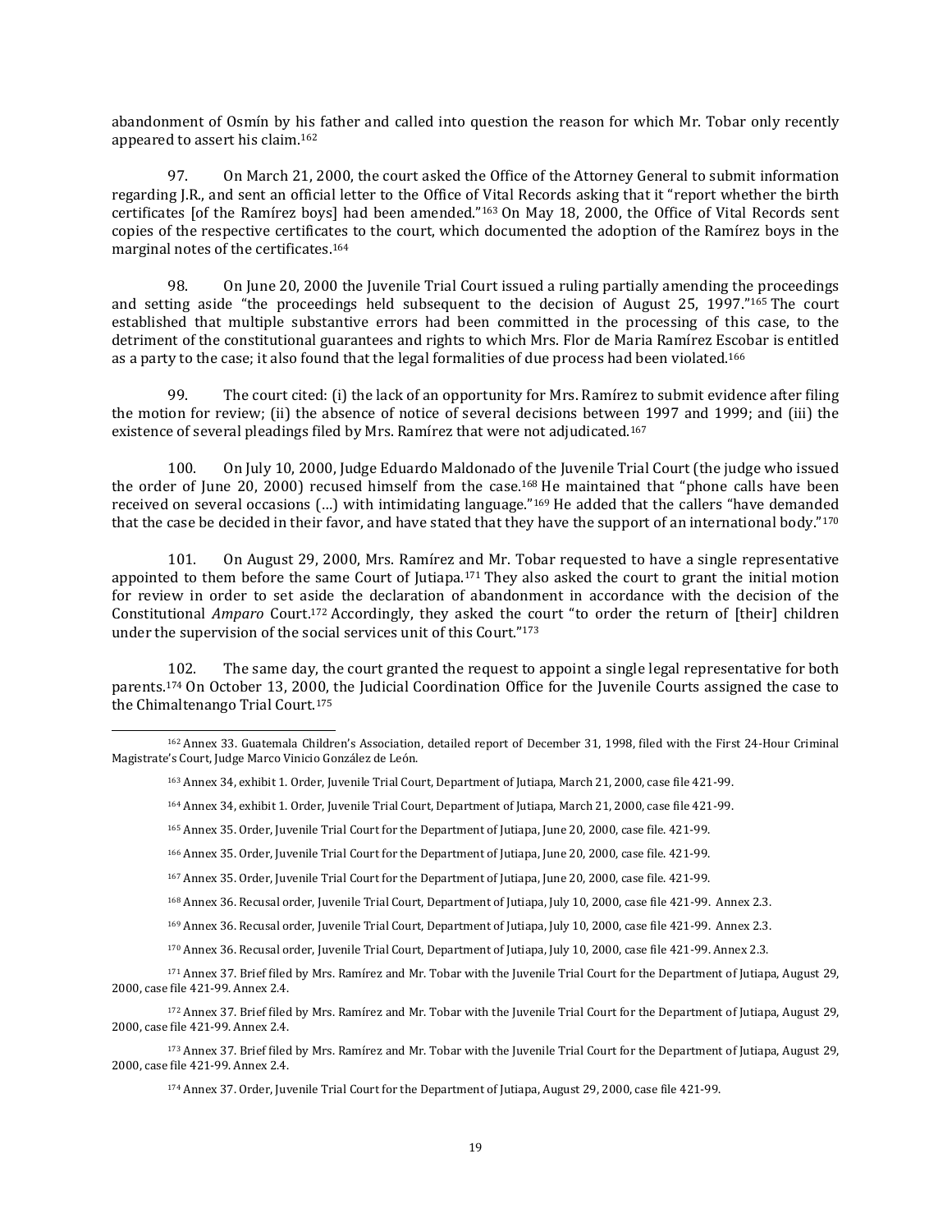abandonment of Osmín by his father and called into question the reason for which Mr. Tobar only recently appeared to assert his claim.[162]

97. On March 21, 2000, the court asked the Office of the Attorney General to submit information regarding J.R., and sent an official letter to the Office of Vital Records asking that it "report whether the birth certificates [of the Ramírez boys] had been amended."[163] On May 18, 2000, the Office of Vital Records sent copies of the respective certificates to the court, which documented the adoption of the Ramírez boys in the marginal notes of the certificates.[164]

98. On June 20, 2000 the Juvenile Trial Court issued a ruling partially amending the proceedings and setting aside "the proceedings held subsequent to the decision of August 25, 1997."[165] The court established that multiple substantive errors had been committed in the processing of this case, to the detriment of the constitutional guarantees and rights to which Mrs. Flor de Maria Ramírez Escobar is entitled as a party to the case; it also found that the legal formalities of due process had been violated.[166]

99. The court cited: (i) the lack of an opportunity for Mrs. Ramírez to submit evidence after filing the motion for review; (ii) the absence of notice of several decisions between 1997 and 1999; and (iii) the existence of several pleadings filed by Mrs. Ramírez that were not adjudicated.[167]

100. On July 10, 2000, Judge Eduardo Maldonado of the Juvenile Trial Court (the judge who issued the order of June 20, 2000) recused himself from the case.[168] He maintained that "phone calls have been received on several occasions (…) with intimidating language."[169] He added that the callers "have demanded that the case be decided in their favor, and have stated that they have the support of an international body."[170]

101. On August 29, 2000, Mrs. Ramírez and Mr. Tobar requested to have a single representative appointed to them before the same Court of Jutiapa.[171] They also asked the court to grant the initial motion for review in order to set aside the declaration of abandonment in accordance with the decision of the Constitutional *Amparo* Court.[172] Accordingly, they asked the court "to order the return of [their] children under the supervision of the social services unit of this Court."[173]

102. The same day, the court granted the request to appoint a single legal representative for both parents.[174] On October 13, 2000, the Judicial Coordination Office for the Juvenile Courts assigned the case to the Chimaltenango Trial Court.[175]

---

[162] Annex 33. Guatemala Children's Association, detailed report of December 31, 1998, filed with the First 24-Hour Criminal Magistrate's Court, Judge Marco Vinicio González de León.

[163] Annex 34, exhibit 1. Order, Juvenile Trial Court, Department of Jutiapa, March 21, 2000, case file 421-99.

[164] Annex 34, exhibit 1. Order, Juvenile Trial Court, Department of Jutiapa, March 21, 2000, case file 421-99.

[165] Annex 35. Order, Juvenile Trial Court for the Department of Jutiapa, June 20, 2000, case file. 421-99.

[166] Annex 35. Order, Juvenile Trial Court for the Department of Jutiapa, June 20, 2000, case file. 421-99.

[167] Annex 35. Order, Juvenile Trial Court for the Department of Jutiapa, June 20, 2000, case file. 421-99.

[168] Annex 36. Recusal order, Juvenile Trial Court, Department of Jutiapa, July 10, 2000, case file 421-99. Annex 2.3.

[169] Annex 36. Recusal order, Juvenile Trial Court, Department of Jutiapa, July 10, 2000, case file 421-99. Annex 2.3.

[170] Annex 36. Recusal order, Juvenile Trial Court, Department of Jutiapa, July 10, 2000, case file 421-99. Annex 2.3.

[171] Annex 37. Brief filed by Mrs. Ramírez and Mr. Tobar with the Juvenile Trial Court for the Department of Jutiapa, August 29, 2000, case file 421-99. Annex 2.4.

[172] Annex 37. Brief filed by Mrs. Ramírez and Mr. Tobar with the Juvenile Trial Court for the Department of Jutiapa, August 29, 2000, case file 421-99. Annex 2.4.

[173] Annex 37. Brief filed by Mrs. Ramírez and Mr. Tobar with the Juvenile Trial Court for the Department of Jutiapa, August 29, 2000, case file 421-99. Annex 2.4.

[174] Annex 37. Order, Juvenile Trial Court for the Department of Jutiapa, August 29, 2000, case file 421-99.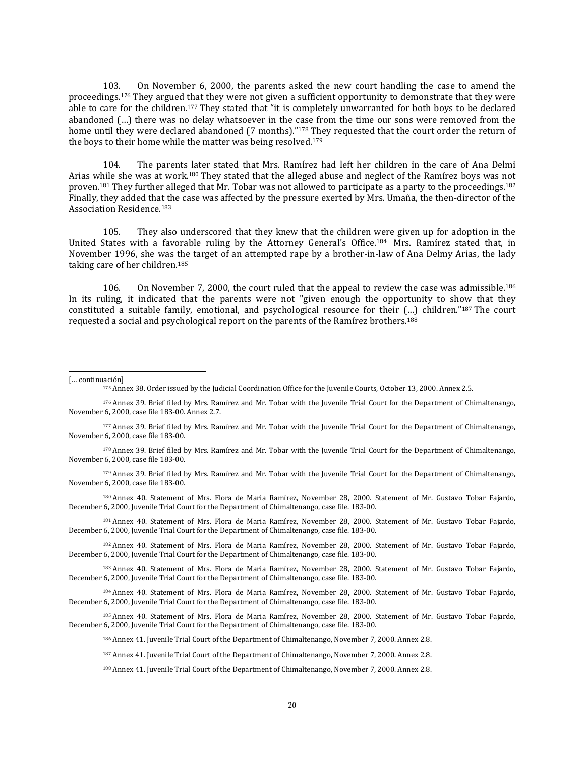103. On November 6, 2000, the parents asked the new court handling the case to amend the proceedings.[176] They argued that they were not given a sufficient opportunity to demonstrate that they were able to care for the children.[177] They stated that "it is completely unwarranted for both boys to be declared abandoned (…) there was no delay whatsoever in the case from the time our sons were removed from the home until they were declared abandoned (7 months)."[178] They requested that the court order the return of the boys to their home while the matter was being resolved.[179]

104. The parents later stated that Mrs. Ramírez had left her children in the care of Ana Delmi Arias while she was at work.[180] They stated that the alleged abuse and neglect of the Ramírez boys was not proven.[181] They further alleged that Mr. Tobar was not allowed to participate as a party to the proceedings.[182] Finally, they added that the case was affected by the pressure exerted by Mrs. Umaña, the then-director of the Association Residence.[183]

105. They also underscored that they knew that the children were given up for adoption in the United States with a favorable ruling by the Attorney General's Office.[184] Mrs. Ramírez stated that, in November 1996, she was the target of an attempted rape by a brother-in-law of Ana Delmy Arias, the lady taking care of her children.[185]

106. On November 7, 2000, the court ruled that the appeal to review the case was admissible.[186] In its ruling, it indicated that the parents were not "given enough the opportunity to show that they constituted a suitable family, emotional, and psychological resource for their (…) children."[187] The court requested a social and psychological report on the parents of the Ramírez brothers.[188]

---

[… continuación]

[175] Annex 38. Order issued by the Judicial Coordination Office for the Juvenile Courts, October 13, 2000. Annex 2.5.

[176] Annex 39. Brief filed by Mrs. Ramírez and Mr. Tobar with the Juvenile Trial Court for the Department of Chimaltenango, November 6, 2000, case file 183-00. Annex 2.7.

[177] Annex 39. Brief filed by Mrs. Ramírez and Mr. Tobar with the Juvenile Trial Court for the Department of Chimaltenango, November 6, 2000, case file 183-00.

[178] Annex 39. Brief filed by Mrs. Ramírez and Mr. Tobar with the Juvenile Trial Court for the Department of Chimaltenango, November 6, 2000, case file 183-00.

[179] Annex 39. Brief filed by Mrs. Ramírez and Mr. Tobar with the Juvenile Trial Court for the Department of Chimaltenango, November 6, 2000, case file 183-00.

[180] Annex 40. Statement of Mrs. Flora de Maria Ramírez, November 28, 2000. Statement of Mr. Gustavo Tobar Fajardo, December 6, 2000, Juvenile Trial Court for the Department of Chimaltenango, case file. 183-00.

[181] Annex 40. Statement of Mrs. Flora de Maria Ramírez, November 28, 2000. Statement of Mr. Gustavo Tobar Fajardo, December 6, 2000, Juvenile Trial Court for the Department of Chimaltenango, case file. 183-00.

[182] Annex 40. Statement of Mrs. Flora de Maria Ramírez, November 28, 2000. Statement of Mr. Gustavo Tobar Fajardo, December 6, 2000, Juvenile Trial Court for the Department of Chimaltenango, case file. 183-00.

[183] Annex 40. Statement of Mrs. Flora de Maria Ramírez, November 28, 2000. Statement of Mr. Gustavo Tobar Fajardo, December 6, 2000, Juvenile Trial Court for the Department of Chimaltenango, case file. 183-00.

[184] Annex 40. Statement of Mrs. Flora de Maria Ramírez, November 28, 2000. Statement of Mr. Gustavo Tobar Fajardo, December 6, 2000, Juvenile Trial Court for the Department of Chimaltenango, case file. 183-00.

[185] Annex 40. Statement of Mrs. Flora de Maria Ramírez, November 28, 2000. Statement of Mr. Gustavo Tobar Fajardo, December 6, 2000, Juvenile Trial Court for the Department of Chimaltenango, case file. 183-00.

[186] Annex 41. Juvenile Trial Court of the Department of Chimaltenango, November 7, 2000. Annex 2.8.

[187] Annex 41. Juvenile Trial Court of the Department of Chimaltenango, November 7, 2000. Annex 2.8.

[188] Annex 41. Juvenile Trial Court of the Department of Chimaltenango, November 7, 2000. Annex 2.8.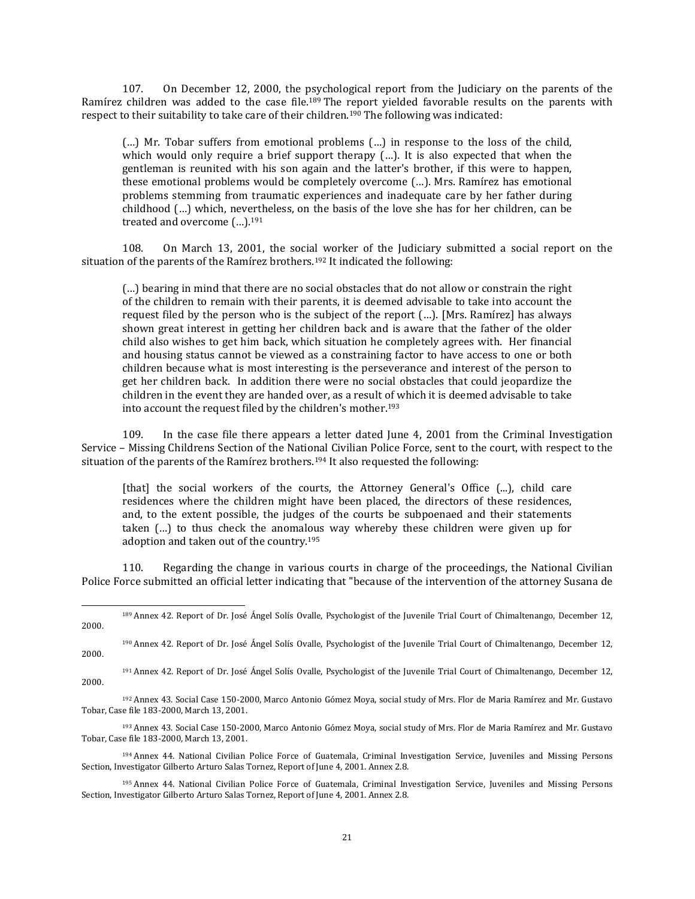107. On December 12, 2000, the psychological report from the Judiciary on the parents of the Ramírez children was added to the case file.[189] The report yielded favorable results on the parents with respect to their suitability to take care of their children.[190] The following was indicated:

> (…) Mr. Tobar suffers from emotional problems (…) in response to the loss of the child, which would only require a brief support therapy (…). It is also expected that when the gentleman is reunited with his son again and the latter's brother, if this were to happen, these emotional problems would be completely overcome (…). Mrs. Ramírez has emotional problems stemming from traumatic experiences and inadequate care by her father during childhood (…) which, nevertheless, on the basis of the love she has for her children, can be treated and overcome (…).[191]

108. On March 13, 2001, the social worker of the Judiciary submitted a social report on the situation of the parents of the Ramírez brothers.[192] It indicated the following:

> (…) bearing in mind that there are no social obstacles that do not allow or constrain the right of the children to remain with their parents, it is deemed advisable to take into account the request filed by the person who is the subject of the report (…). [Mrs. Ramírez] has always shown great interest in getting her children back and is aware that the father of the older child also wishes to get him back, which situation he completely agrees with. Her financial and housing status cannot be viewed as a constraining factor to have access to one or both children because what is most interesting is the perseverance and interest of the person to get her children back. In addition there were no social obstacles that could jeopardize the children in the event they are handed over, as a result of which it is deemed advisable to take into account the request filed by the children's mother.[193]

109. In the case file there appears a letter dated June 4, 2001 from the Criminal Investigation Service – Missing Childrens Section of the National Civilian Police Force, sent to the court, with respect to the situation of the parents of the Ramírez brothers.[194] It also requested the following:

> [that] the social workers of the courts, the Attorney General's Office (...), child care residences where the children might have been placed, the directors of these residences, and, to the extent possible, the judges of the courts be subpoenaed and their statements taken (…) to thus check the anomalous way whereby these children were given up for adoption and taken out of the country.[195]

110. Regarding the change in various courts in charge of the proceedings, the National Civilian Police Force submitted an official letter indicating that "because of the intervention of the attorney Susana de

---

[189] Annex 42. Report of Dr. José Ángel Solís Ovalle, Psychologist of the Juvenile Trial Court of Chimaltenango, December 12, 2000.

[190] Annex 42. Report of Dr. José Ángel Solís Ovalle, Psychologist of the Juvenile Trial Court of Chimaltenango, December 12, 2000.

[191] Annex 42. Report of Dr. José Ángel Solís Ovalle, Psychologist of the Juvenile Trial Court of Chimaltenango, December 12, 2000.

[192] Annex 43. Social Case 150-2000, Marco Antonio Gómez Moya, social study of Mrs. Flor de Maria Ramírez and Mr. Gustavo Tobar, Case file 183-2000, March 13, 2001.

[193] Annex 43. Social Case 150-2000, Marco Antonio Gómez Moya, social study of Mrs. Flor de Maria Ramírez and Mr. Gustavo Tobar, Case file 183-2000, March 13, 2001.

[194] Annex 44. National Civilian Police Force of Guatemala, Criminal Investigation Service, Juveniles and Missing Persons Section, Investigator Gilberto Arturo Salas Tornez, Report of June 4, 2001. Annex 2.8.

[195] Annex 44. National Civilian Police Force of Guatemala, Criminal Investigation Service, Juveniles and Missing Persons Section, Investigator Gilberto Arturo Salas Tornez, Report of June 4, 2001. Annex 2.8.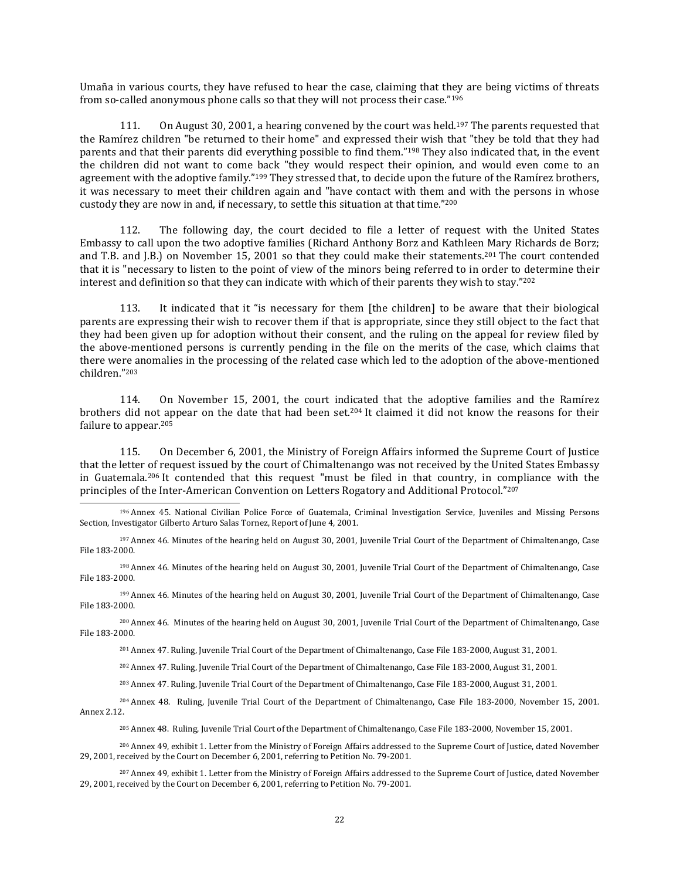Umaña in various courts, they have refused to hear the case, claiming that they are being victims of threats from so-called anonymous phone calls so that they will not process their case."[196]

111. On August 30, 2001, a hearing convened by the court was held.[197] The parents requested that the Ramírez children "be returned to their home" and expressed their wish that "they be told that they had parents and that their parents did everything possible to find them."[198] They also indicated that, in the event the children did not want to come back "they would respect their opinion, and would even come to an agreement with the adoptive family."[199] They stressed that, to decide upon the future of the Ramírez brothers, it was necessary to meet their children again and "have contact with them and with the persons in whose custody they are now in and, if necessary, to settle this situation at that time."[200]

112. The following day, the court decided to file a letter of request with the United States Embassy to call upon the two adoptive families (Richard Anthony Borz and Kathleen Mary Richards de Borz; and T.B. and J.B.) on November 15, 2001 so that they could make their statements.[201] The court contended that it is "necessary to listen to the point of view of the minors being referred to in order to determine their interest and definition so that they can indicate with which of their parents they wish to stay."[202]

113. It indicated that it "is necessary for them [the children] to be aware that their biological parents are expressing their wish to recover them if that is appropriate, since they still object to the fact that they had been given up for adoption without their consent, and the ruling on the appeal for review filed by the above-mentioned persons is currently pending in the file on the merits of the case, which claims that there were anomalies in the processing of the related case which led to the adoption of the above-mentioned children."[203]

114. On November 15, 2001, the court indicated that the adoptive families and the Ramírez brothers did not appear on the date that had been set.[204] It claimed it did not know the reasons for their failure to appear.[205]

115. On December 6, 2001, the Ministry of Foreign Affairs informed the Supreme Court of Justice that the letter of request issued by the court of Chimaltenango was not received by the United States Embassy in Guatemala.[206] It contended that this request "must be filed in that country, in compliance with the principles of the Inter-American Convention on Letters Rogatory and Additional Protocol."[207]

---

[196] Annex 45. National Civilian Police Force of Guatemala, Criminal Investigation Service, Juveniles and Missing Persons Section, Investigator Gilberto Arturo Salas Tornez, Report of June 4, 2001.

[197] Annex 46. Minutes of the hearing held on August 30, 2001, Juvenile Trial Court of the Department of Chimaltenango, Case File 183-2000.

[198] Annex 46. Minutes of the hearing held on August 30, 2001, Juvenile Trial Court of the Department of Chimaltenango, Case File 183-2000.

[199] Annex 46. Minutes of the hearing held on August 30, 2001, Juvenile Trial Court of the Department of Chimaltenango, Case File 183-2000.

[200] Annex 46. Minutes of the hearing held on August 30, 2001, Juvenile Trial Court of the Department of Chimaltenango, Case File 183-2000.

[201] Annex 47. Ruling, Juvenile Trial Court of the Department of Chimaltenango, Case File 183-2000, August 31, 2001.

[202] Annex 47. Ruling, Juvenile Trial Court of the Department of Chimaltenango, Case File 183-2000, August 31, 2001.

[203] Annex 47. Ruling, Juvenile Trial Court of the Department of Chimaltenango, Case File 183-2000, August 31, 2001.

[204] Annex 48. Ruling, Juvenile Trial Court of the Department of Chimaltenango, Case File 183-2000, November 15, 2001. Annex 2.12.

[205] Annex 48. Ruling, Juvenile Trial Court of the Department of Chimaltenango, Case File 183-2000, November 15, 2001.

[206] Annex 49, exhibit 1. Letter from the Ministry of Foreign Affairs addressed to the Supreme Court of Justice, dated November 29, 2001, received by the Court on December 6, 2001, referring to Petition No. 79-2001.

[207] Annex 49, exhibit 1. Letter from the Ministry of Foreign Affairs addressed to the Supreme Court of Justice, dated November 29, 2001, received by the Court on December 6, 2001, referring to Petition No. 79-2001.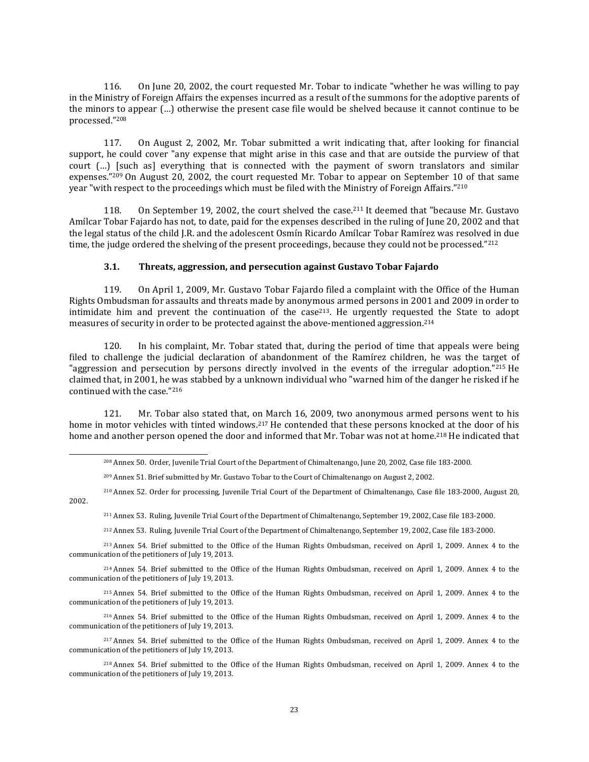116. On June 20, 2002, the court requested Mr. Tobar to indicate "whether he was willing to pay in the Ministry of Foreign Affairs the expenses incurred as a result of the summons for the adoptive parents of the minors to appear (…) otherwise the present case file would be shelved because it cannot continue to be processed."[208]

117. On August 2, 2002, Mr. Tobar submitted a writ indicating that, after looking for financial support, he could cover "any expense that might arise in this case and that are outside the purview of that court (…) [such as] everything that is connected with the payment of sworn translators and similar expenses."[209] On August 20, 2002, the court requested Mr. Tobar to appear on September 10 of that same year "with respect to the proceedings which must be filed with the Ministry of Foreign Affairs."[210]

118. On September 19, 2002, the court shelved the case.[211] It deemed that "because Mr. Gustavo Amílcar Tobar Fajardo has not, to date, paid for the expenses described in the ruling of June 20, 2002 and that the legal status of the child J.R. and the adolescent Osmín Ricardo Amílcar Tobar Ramírez was resolved in due time, the judge ordered the shelving of the present proceedings, because they could not be processed."[212]

### 3.1. Threats, aggression, and persecution against Gustavo Tobar Fajardo

119. On April 1, 2009, Mr. Gustavo Tobar Fajardo filed a complaint with the Office of the Human Rights Ombudsman for assaults and threats made by anonymous armed persons in 2001 and 2009 in order to intimidate him and prevent the continuation of the case[213]. He urgently requested the State to adopt measures of security in order to be protected against the above-mentioned aggression.[214]

120. In his complaint, Mr. Tobar stated that, during the period of time that appeals were being filed to challenge the judicial declaration of abandonment of the Ramírez children, he was the target of "aggression and persecution by persons directly involved in the events of the irregular adoption."[215] He claimed that, in 2001, he was stabbed by a unknown individual who "warned him of the danger he risked if he continued with the case."[216]

121. Mr. Tobar also stated that, on March 16, 2009, two anonymous armed persons went to his home in motor vehicles with tinted windows.[217] He contended that these persons knocked at the door of his home and another person opened the door and informed that Mr. Tobar was not at home.[218] He indicated that

---

[208] Annex 50. Order, Juvenile Trial Court of the Department of Chimaltenango, June 20, 2002, Case file 183-2000.

[209] Annex 51. Brief submitted by Mr. Gustavo Tobar to the Court of Chimaltenango on August 2, 2002.

[210] Annex 52. Order for processing, Juvenile Trial Court of the Department of Chimaltenango, Case file 183-2000, August 20, 2002.

[211] Annex 53. Ruling, Juvenile Trial Court of the Department of Chimaltenango, September 19, 2002, Case file 183-2000.

[212] Annex 53. Ruling, Juvenile Trial Court of the Department of Chimaltenango, September 19, 2002, Case file 183-2000.

[213] Annex 54. Brief submitted to the Office of the Human Rights Ombudsman, received on April 1, 2009. Annex 4 to the communication of the petitioners of July 19, 2013.

[214] Annex 54. Brief submitted to the Office of the Human Rights Ombudsman, received on April 1, 2009. Annex 4 to the communication of the petitioners of July 19, 2013.

[215] Annex 54. Brief submitted to the Office of the Human Rights Ombudsman, received on April 1, 2009. Annex 4 to the communication of the petitioners of July 19, 2013.

[216] Annex 54. Brief submitted to the Office of the Human Rights Ombudsman, received on April 1, 2009. Annex 4 to the communication of the petitioners of July 19, 2013.

[217] Annex 54. Brief submitted to the Office of the Human Rights Ombudsman, received on April 1, 2009. Annex 4 to the communication of the petitioners of July 19, 2013.

[218] Annex 54. Brief submitted to the Office of the Human Rights Ombudsman, received on April 1, 2009. Annex 4 to the communication of the petitioners of July 19, 2013.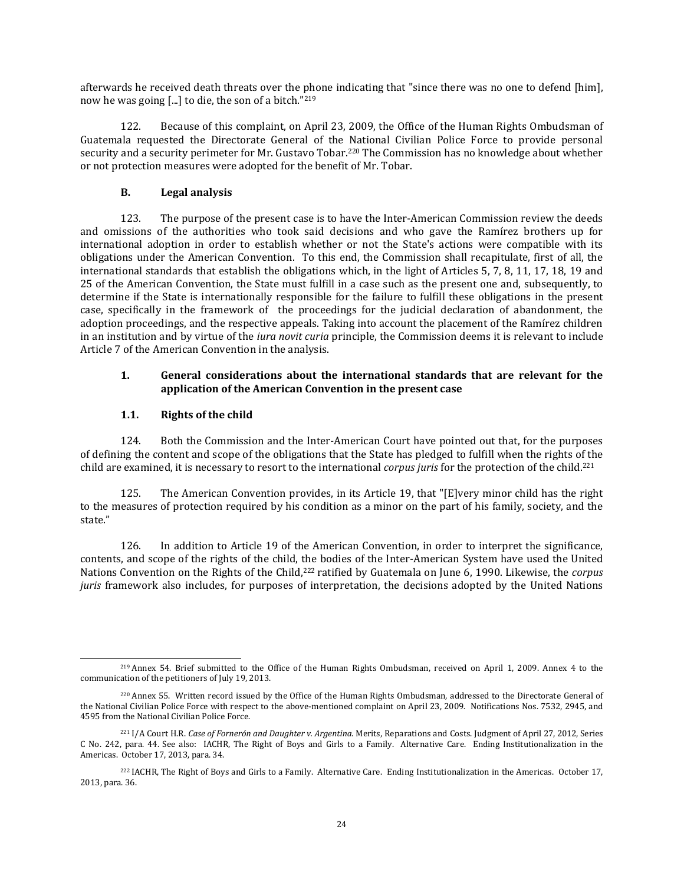afterwards he received death threats over the phone indicating that "since there was no one to defend [him], now he was going [...] to die, the son of a bitch."[219]

122. Because of this complaint, on April 23, 2009, the Office of the Human Rights Ombudsman of Guatemala requested the Directorate General of the National Civilian Police Force to provide personal security and a security perimeter for Mr. Gustavo Tobar.[220] The Commission has no knowledge about whether or not protection measures were adopted for the benefit of Mr. Tobar.

### B. Legal analysis

123. The purpose of the present case is to have the Inter-American Commission review the deeds and omissions of the authorities who took said decisions and who gave the Ramírez brothers up for international adoption in order to establish whether or not the State's actions were compatible with its obligations under the American Convention. To this end, the Commission shall recapitulate, first of all, the international standards that establish the obligations which, in the light of Articles 5, 7, 8, 11, 17, 18, 19 and 25 of the American Convention, the State must fulfill in a case such as the present one and, subsequently, to determine if the State is internationally responsible for the failure to fulfill these obligations in the present case, specifically in the framework of the proceedings for the judicial declaration of abandonment, the adoption proceedings, and the respective appeals. Taking into account the placement of the Ramírez children in an institution and by virtue of the *iura novit curia* principle, the Commission deems it is relevant to include Article 7 of the American Convention in the analysis.

#### 1. General considerations about the international standards that are relevant for the application of the American Convention in the present case

#### 1.1. Rights of the child

124. Both the Commission and the Inter-American Court have pointed out that, for the purposes of defining the content and scope of the obligations that the State has pledged to fulfill when the rights of the child are examined, it is necessary to resort to the international *corpus juris* for the protection of the child.[221]

125. The American Convention provides, in its Article 19, that "[E]very minor child has the right to the measures of protection required by his condition as a minor on the part of his family, society, and the state."

126. In addition to Article 19 of the American Convention, in order to interpret the significance, contents, and scope of the rights of the child, the bodies of the Inter-American System have used the United Nations Convention on the Rights of the Child,[222] ratified by Guatemala on June 6, 1990. Likewise, the *corpus juris* framework also includes, for purposes of interpretation, the decisions adopted by the United Nations

---

[219] Annex 54. Brief submitted to the Office of the Human Rights Ombudsman, received on April 1, 2009. Annex 4 to the communication of the petitioners of July 19, 2013.

[220] Annex 55. Written record issued by the Office of the Human Rights Ombudsman, addressed to the Directorate General of the National Civilian Police Force with respect to the above-mentioned complaint on April 23, 2009. Notifications Nos. 7532, 2945, and 4595 from the National Civilian Police Force.

[221] I/A Court H.R. *Case of Fornerón and Daughter v. Argentina.* Merits, Reparations and Costs. Judgment of April 27, 2012, Series C No. 242, para. 44. See also: IACHR, The Right of Boys and Girls to a Family. Alternative Care. Ending Institutionalization in the Americas. October 17, 2013, para. 34.

[222] IACHR, The Right of Boys and Girls to a Family. Alternative Care. Ending Institutionalization in the Americas. October 17, 2013, para. 36.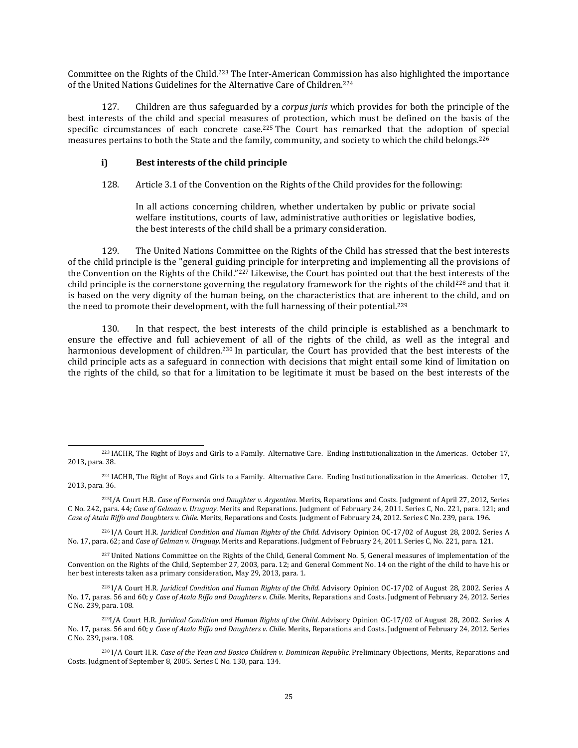Committee on the Rights of the Child.[223] The Inter-American Commission has also highlighted the importance of the United Nations Guidelines for the Alternative Care of Children.[224]

127. Children are thus safeguarded by a *corpus juris* which provides for both the principle of the best interests of the child and special measures of protection, which must be defined on the basis of the specific circumstances of each concrete case.[225] The Court has remarked that the adoption of special measures pertains to both the State and the family, community, and society to which the child belongs.[226]

**i) Best interests of the child principle**

128. Article 3.1 of the Convention on the Rights of the Child provides for the following:

> In all actions concerning children, whether undertaken by public or private social welfare institutions, courts of law, administrative authorities or legislative bodies, the best interests of the child shall be a primary consideration.

129. The United Nations Committee on the Rights of the Child has stressed that the best interests of the child principle is the "general guiding principle for interpreting and implementing all the provisions of the Convention on the Rights of the Child."[227] Likewise, the Court has pointed out that the best interests of the child principle is the cornerstone governing the regulatory framework for the rights of the child[228] and that it is based on the very dignity of the human being, on the characteristics that are inherent to the child, and on the need to promote their development, with the full harnessing of their potential.[229]

130. In that respect, the best interests of the child principle is established as a benchmark to ensure the effective and full achievement of all of the rights of the child, as well as the integral and harmonious development of children.[230] In particular, the Court has provided that the best interests of the child principle acts as a safeguard in connection with decisions that might entail some kind of limitation on the rights of the child, so that for a limitation to be legitimate it must be based on the best interests of the

---

[223] IACHR, The Right of Boys and Girls to a Family. Alternative Care. Ending Institutionalization in the Americas. October 17, 2013, para. 38.

[224] IACHR, The Right of Boys and Girls to a Family. Alternative Care. Ending Institutionalization in the Americas. October 17, 2013, para. 36.

[225] I/A Court H.R. *Case of Fornerón and Daughter v. Argentina*. Merits, Reparations and Costs. Judgment of April 27, 2012, Series C No. 242, para. 44*; Case of Gelman v. Uruguay.* Merits and Reparations. Judgment of February 24, 2011. Series C, No. 221, para. 121; and *Case of Atala Riffo and Daughters v. Chile*. Merits, Reparations and Costs. Judgment of February 24, 2012. Series C No. 239, para. 196.

[226] I/A Court H.R. *Juridical Condition and Human Rights of the Child.* Advisory Opinion OC-17/02 of August 28, 2002. Series A No. 17, para. 62; and *Case of Gelman v. Uruguay.* Merits and Reparations. Judgment of February 24, 2011. Series C, No. 221, para. 121.

[227] United Nations Committee on the Rights of the Child, General Comment No. 5, General measures of implementation of the Convention on the Rights of the Child, September 27, 2003, para. 12; and General Comment No. 14 on the right of the child to have his or her best interests taken as a primary consideration, May 29, 2013, para. 1.

[228] I/A Court H.R. *Juridical Condition and Human Rights of the Child.* Advisory Opinion OC-17/02 of August 28, 2002. Series A No. 17, paras. 56 and 60; y *Case of Atala Riffo and Daughters v. Chile*. Merits, Reparations and Costs. Judgment of February 24, 2012. Series C No. 239, para. 108.

[229] I/A Court H.R. *Juridical Condition and Human Rights of the Child.* Advisory Opinion OC-17/02 of August 28, 2002. Series A No. 17, paras. 56 and 60; y *Case of Atala Riffo and Daughters v. Chile*. Merits, Reparations and Costs. Judgment of February 24, 2012. Series C No. 239, para. 108.

[230] I/A Court H.R. *Case of the Yean and Bosico Children v. Dominican Republic.* Preliminary Objections, Merits, Reparations and Costs. Judgment of September 8, 2005. Series C No. 130, para. 134.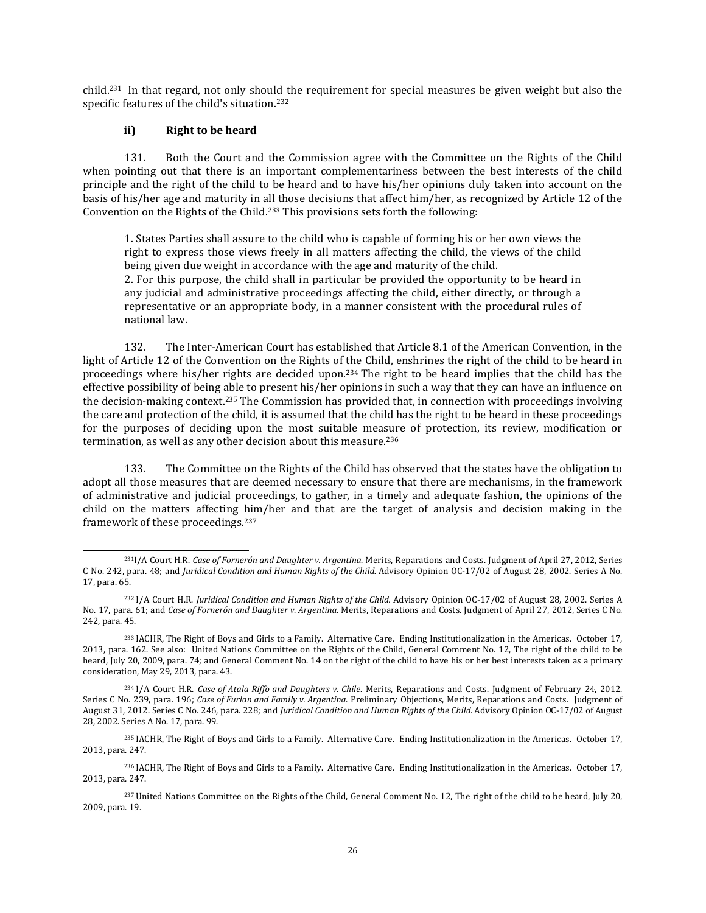child.[231] In that regard, not only should the requirement for special measures be given weight but also the specific features of the child's situation.[232]

#### ii) Right to be heard

131. Both the Court and the Commission agree with the Committee on the Rights of the Child when pointing out that there is an important complementariness between the best interests of the child principle and the right of the child to be heard and to have his/her opinions duly taken into account on the basis of his/her age and maturity in all those decisions that affect him/her, as recognized by Article 12 of the Convention on the Rights of the Child.[233] This provisions sets forth the following:

> 1. States Parties shall assure to the child who is capable of forming his or her own views the right to express those views freely in all matters affecting the child, the views of the child being given due weight in accordance with the age and maturity of the child.
> 2. For this purpose, the child shall in particular be provided the opportunity to be heard in any judicial and administrative proceedings affecting the child, either directly, or through a representative or an appropriate body, in a manner consistent with the procedural rules of national law.

132. The Inter-American Court has established that Article 8.1 of the American Convention, in the light of Article 12 of the Convention on the Rights of the Child, enshrines the right of the child to be heard in proceedings where his/her rights are decided upon.[234] The right to be heard implies that the child has the effective possibility of being able to present his/her opinions in such a way that they can have an influence on the decision-making context.[235] The Commission has provided that, in connection with proceedings involving the care and protection of the child, it is assumed that the child has the right to be heard in these proceedings for the purposes of deciding upon the most suitable measure of protection, its review, modification or termination, as well as any other decision about this measure.[236]

133. The Committee on the Rights of the Child has observed that the states have the obligation to adopt all those measures that are deemed necessary to ensure that there are mechanisms, in the framework of administrative and judicial proceedings, to gather, in a timely and adequate fashion, the opinions of the child on the matters affecting him/her and that are the target of analysis and decision making in the framework of these proceedings.[237]

---

[231] I/A Court H.R. *Case of Fornerón and Daughter v. Argentina.* Merits, Reparations and Costs. Judgment of April 27, 2012, Series C No. 242, para. 48; and *Juridical Condition and Human Rights of the Child.* Advisory Opinion OC-17/02 of August 28, 2002. Series A No. 17, para. 65.

[232] I/A Court H.R. *Juridical Condition and Human Rights of the Child.* Advisory Opinion OC-17/02 of August 28, 2002. Series A No. 17, para. 61; and *Case of Fornerón and Daughter v. Argentina.* Merits, Reparations and Costs. Judgment of April 27, 2012, Series C No. 242, para. 45.

[233] IACHR, The Right of Boys and Girls to a Family. Alternative Care. Ending Institutionalization in the Americas. October 17, 2013, para. 162. See also: United Nations Committee on the Rights of the Child, General Comment No. 12, The right of the child to be heard, July 20, 2009, para. 74; and General Comment No. 14 on the right of the child to have his or her best interests taken as a primary consideration, May 29, 2013, para. 43.

[234] I/A Court H.R. *Case of Atala Riffo and Daughters v. Chile.* Merits, Reparations and Costs. Judgment of February 24, 2012. Series C No. 239, para. 196; *Case of Furlan and Family v. Argentina.* Preliminary Objections, Merits, Reparations and Costs. Judgment of August 31, 2012. Series C No. 246, para. 228; and *Juridical Condition and Human Rights of the Child.* Advisory Opinion OC-17/02 of August 28, 2002. Series A No. 17, para. 99.

[235] IACHR, The Right of Boys and Girls to a Family. Alternative Care. Ending Institutionalization in the Americas. October 17, 2013, para. 247.

[236] IACHR, The Right of Boys and Girls to a Family. Alternative Care. Ending Institutionalization in the Americas. October 17, 2013, para. 247.

[237] United Nations Committee on the Rights of the Child, General Comment No. 12, The right of the child to be heard, July 20, 2009, para. 19.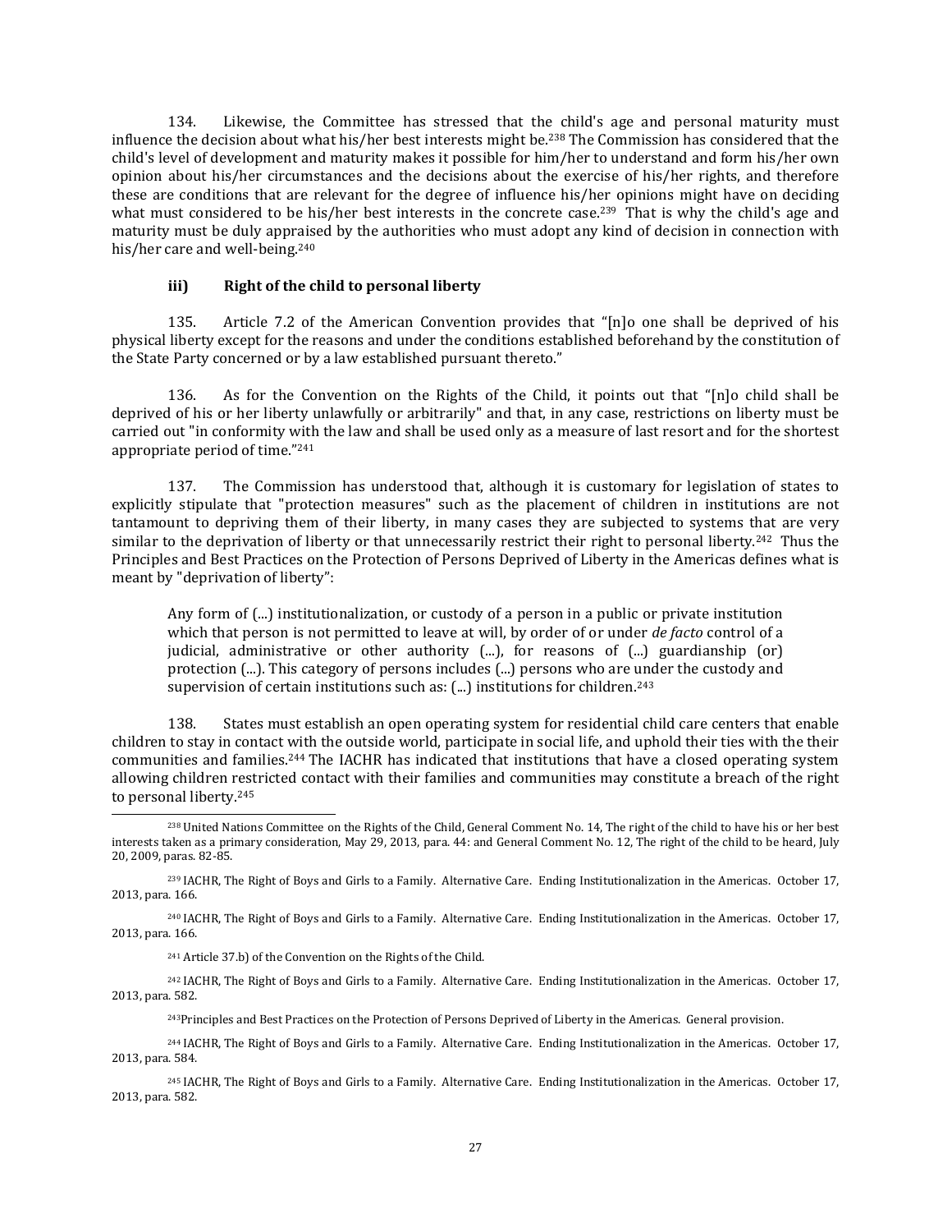134. Likewise, the Committee has stressed that the child's age and personal maturity must influence the decision about what his/her best interests might be.[238] The Commission has considered that the child's level of development and maturity makes it possible for him/her to understand and form his/her own opinion about his/her circumstances and the decisions about the exercise of his/her rights, and therefore these are conditions that are relevant for the degree of influence his/her opinions might have on deciding what must considered to be his/her best interests in the concrete case.[239] That is why the child's age and maturity must be duly appraised by the authorities who must adopt any kind of decision in connection with his/her care and well-being.[240]

### iii) Right of the child to personal liberty

135. Article 7.2 of the American Convention provides that "[n]o one shall be deprived of his physical liberty except for the reasons and under the conditions established beforehand by the constitution of the State Party concerned or by a law established pursuant thereto."

136. As for the Convention on the Rights of the Child, it points out that "[n]o child shall be deprived of his or her liberty unlawfully or arbitrarily" and that, in any case, restrictions on liberty must be carried out "in conformity with the law and shall be used only as a measure of last resort and for the shortest appropriate period of time."[241]

137. The Commission has understood that, although it is customary for legislation of states to explicitly stipulate that "protection measures" such as the placement of children in institutions are not tantamount to depriving them of their liberty, in many cases they are subjected to systems that are very similar to the deprivation of liberty or that unnecessarily restrict their right to personal liberty.[242] Thus the Principles and Best Practices on the Protection of Persons Deprived of Liberty in the Americas defines what is meant by "deprivation of liberty":

> Any form of (...) institutionalization, or custody of a person in a public or private institution which that person is not permitted to leave at will, by order of or under *de facto* control of a judicial, administrative or other authority (...), for reasons of (...) guardianship (or) protection (...). This category of persons includes (...) persons who are under the custody and supervision of certain institutions such as: (...) institutions for children.[243]

138. States must establish an open operating system for residential child care centers that enable children to stay in contact with the outside world, participate in social life, and uphold their ties with the their communities and families.[244] The IACHR has indicated that institutions that have a closed operating system allowing children restricted contact with their families and communities may constitute a breach of the right to personal liberty.[245]

---

[238] United Nations Committee on the Rights of the Child, General Comment No. 14, The right of the child to have his or her best interests taken as a primary consideration, May 29, 2013, para. 44: and General Comment No. 12, The right of the child to be heard, July 20, 2009, paras. 82-85.

[239] IACHR, The Right of Boys and Girls to a Family. Alternative Care. Ending Institutionalization in the Americas. October 17, 2013, para. 166.

[240] IACHR, The Right of Boys and Girls to a Family. Alternative Care. Ending Institutionalization in the Americas. October 17, 2013, para. 166.

[241] Article 37.b) of the Convention on the Rights of the Child.

[242] IACHR, The Right of Boys and Girls to a Family. Alternative Care. Ending Institutionalization in the Americas. October 17, 2013, para. 582.

[243] Principles and Best Practices on the Protection of Persons Deprived of Liberty in the Americas. General provision.

[244] IACHR, The Right of Boys and Girls to a Family. Alternative Care. Ending Institutionalization in the Americas. October 17, 2013, para. 584.

[245] IACHR, The Right of Boys and Girls to a Family. Alternative Care. Ending Institutionalization in the Americas. October 17, 2013, para. 582.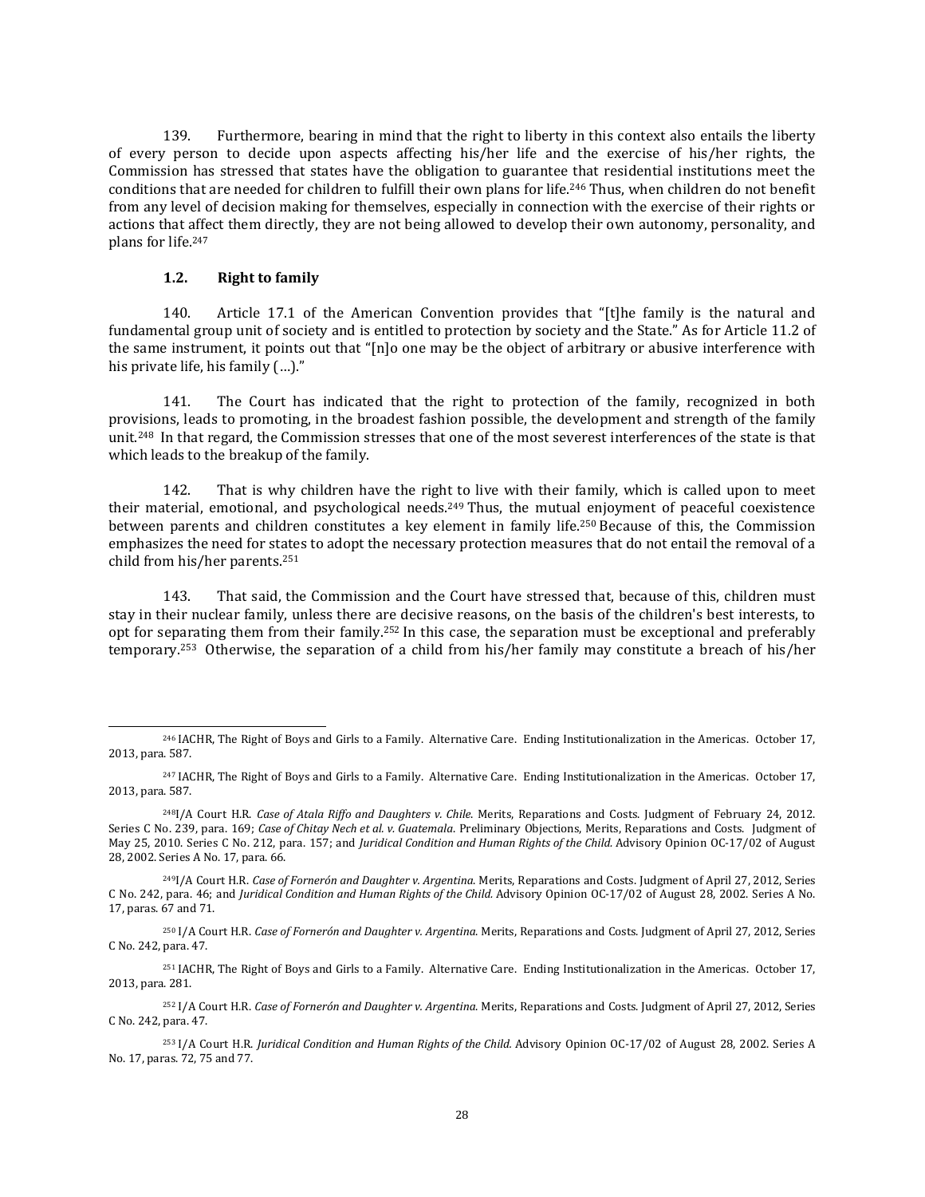139. Furthermore, bearing in mind that the right to liberty in this context also entails the liberty of every person to decide upon aspects affecting his/her life and the exercise of his/her rights, the Commission has stressed that states have the obligation to guarantee that residential institutions meet the conditions that are needed for children to fulfill their own plans for life.[246] Thus, when children do not benefit from any level of decision making for themselves, especially in connection with the exercise of their rights or actions that affect them directly, they are not being allowed to develop their own autonomy, personality, and plans for life.[247]

### 1.2. Right to family

140. Article 17.1 of the American Convention provides that "[t]he family is the natural and fundamental group unit of society and is entitled to protection by society and the State." As for Article 11.2 of the same instrument, it points out that "[n]o one may be the object of arbitrary or abusive interference with his private life, his family (…)."

141. The Court has indicated that the right to protection of the family, recognized in both provisions, leads to promoting, in the broadest fashion possible, the development and strength of the family unit.[248] In that regard, the Commission stresses that one of the most severest interferences of the state is that which leads to the breakup of the family.

142. That is why children have the right to live with their family, which is called upon to meet their material, emotional, and psychological needs.[249] Thus, the mutual enjoyment of peaceful coexistence between parents and children constitutes a key element in family life.[250] Because of this, the Commission emphasizes the need for states to adopt the necessary protection measures that do not entail the removal of a child from his/her parents.[251]

143. That said, the Commission and the Court have stressed that, because of this, children must stay in their nuclear family, unless there are decisive reasons, on the basis of the children's best interests, to opt for separating them from their family.[252] In this case, the separation must be exceptional and preferably temporary.[253] Otherwise, the separation of a child from his/her family may constitute a breach of his/her

---

[246] IACHR, The Right of Boys and Girls to a Family. Alternative Care. Ending Institutionalization in the Americas. October 17, 2013, para. 587.

[247] IACHR, The Right of Boys and Girls to a Family. Alternative Care. Ending Institutionalization in the Americas. October 17, 2013, para. 587.

[248] I/A Court H.R. *Case of Atala Riffo and Daughters v. Chile*. Merits, Reparations and Costs. Judgment of February 24, 2012. Series C No. 239, para. 169; *Case of Chitay Nech et al. v. Guatemala*. Preliminary Objections, Merits, Reparations and Costs. Judgment of May 25, 2010. Series C No. 212, para. 157; and *Juridical Condition and Human Rights of the Child*. Advisory Opinion OC-17/02 of August 28, 2002. Series A No. 17, para. 66.

[249] I/A Court H.R. *Case of Fornerón and Daughter v. Argentina*. Merits, Reparations and Costs. Judgment of April 27, 2012, Series C No. 242, para. 46; and *Juridical Condition and Human Rights of the Child*. Advisory Opinion OC-17/02 of August 28, 2002. Series A No. 17, paras. 67 and 71.

[250] I/A Court H.R. *Case of Fornerón and Daughter v. Argentina*. Merits, Reparations and Costs. Judgment of April 27, 2012, Series C No. 242, para. 47.

[251] IACHR, The Right of Boys and Girls to a Family. Alternative Care. Ending Institutionalization in the Americas. October 17, 2013, para. 281.

[252] I/A Court H.R. *Case of Fornerón and Daughter v. Argentina*. Merits, Reparations and Costs. Judgment of April 27, 2012, Series C No. 242, para. 47.

[253] I/A Court H.R. *Juridical Condition and Human Rights of the Child*. Advisory Opinion OC-17/02 of August 28, 2002. Series A No. 17, paras. 72, 75 and 77.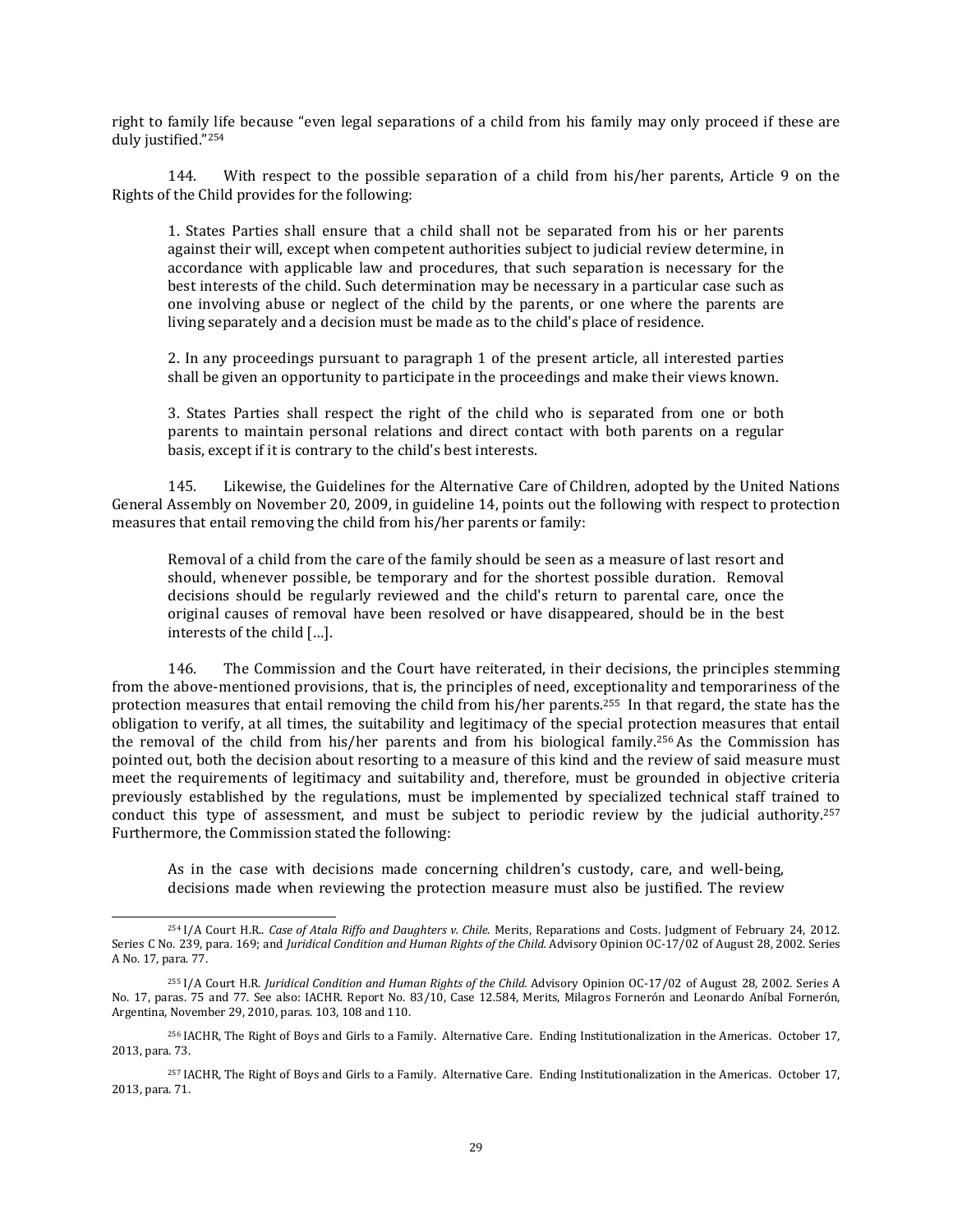right to family life because "even legal separations of a child from his family may only proceed if these are duly justified."[254]

144. With respect to the possible separation of a child from his/her parents, Article 9 on the Rights of the Child provides for the following:

> 1. States Parties shall ensure that a child shall not be separated from his or her parents against their will, except when competent authorities subject to judicial review determine, in accordance with applicable law and procedures, that such separation is necessary for the best interests of the child. Such determination may be necessary in a particular case such as one involving abuse or neglect of the child by the parents, or one where the parents are living separately and a decision must be made as to the child's place of residence.
>
> 2. In any proceedings pursuant to paragraph 1 of the present article, all interested parties shall be given an opportunity to participate in the proceedings and make their views known.
>
> 3. States Parties shall respect the right of the child who is separated from one or both parents to maintain personal relations and direct contact with both parents on a regular basis, except if it is contrary to the child's best interests.

145. Likewise, the Guidelines for the Alternative Care of Children, adopted by the United Nations General Assembly on November 20, 2009, in guideline 14, points out the following with respect to protection measures that entail removing the child from his/her parents or family:

> Removal of a child from the care of the family should be seen as a measure of last resort and should, whenever possible, be temporary and for the shortest possible duration. Removal decisions should be regularly reviewed and the child's return to parental care, once the original causes of removal have been resolved or have disappeared, should be in the best interests of the child […].

146. The Commission and the Court have reiterated, in their decisions, the principles stemming from the above-mentioned provisions, that is, the principles of need, exceptionality and temporariness of the protection measures that entail removing the child from his/her parents.[255] In that regard, the state has the obligation to verify, at all times, the suitability and legitimacy of the special protection measures that entail the removal of the child from his/her parents and from his biological family.[256] As the Commission has pointed out, both the decision about resorting to a measure of this kind and the review of said measure must meet the requirements of legitimacy and suitability and, therefore, must be grounded in objective criteria previously established by the regulations, must be implemented by specialized technical staff trained to conduct this type of assessment, and must be subject to periodic review by the judicial authority.[257] Furthermore, the Commission stated the following:

> As in the case with decisions made concerning children's custody, care, and well-being, decisions made when reviewing the protection measure must also be justified. The review

---

[254] I/A Court H.R.. *Case of Atala Riffo and Daughters v. Chile.* Merits, Reparations and Costs. Judgment of February 24, 2012. Series C No. 239, para. 169; and *Juridical Condition and Human Rights of the Child.* Advisory Opinion OC-17/02 of August 28, 2002. Series A No. 17, para. 77.

[255] I/A Court H.R. *Juridical Condition and Human Rights of the Child.* Advisory Opinion OC-17/02 of August 28, 2002. Series A No. 17, paras. 75 and 77. See also: IACHR. Report No. 83/10, Case 12.584, Merits, Milagros Fornerón and Leonardo Aníbal Fornerón, Argentina, November 29, 2010, paras. 103, 108 and 110.

[256] IACHR, The Right of Boys and Girls to a Family. Alternative Care. Ending Institutionalization in the Americas. October 17, 2013, para. 73.

[257] IACHR, The Right of Boys and Girls to a Family. Alternative Care. Ending Institutionalization in the Americas. October 17, 2013, para. 71.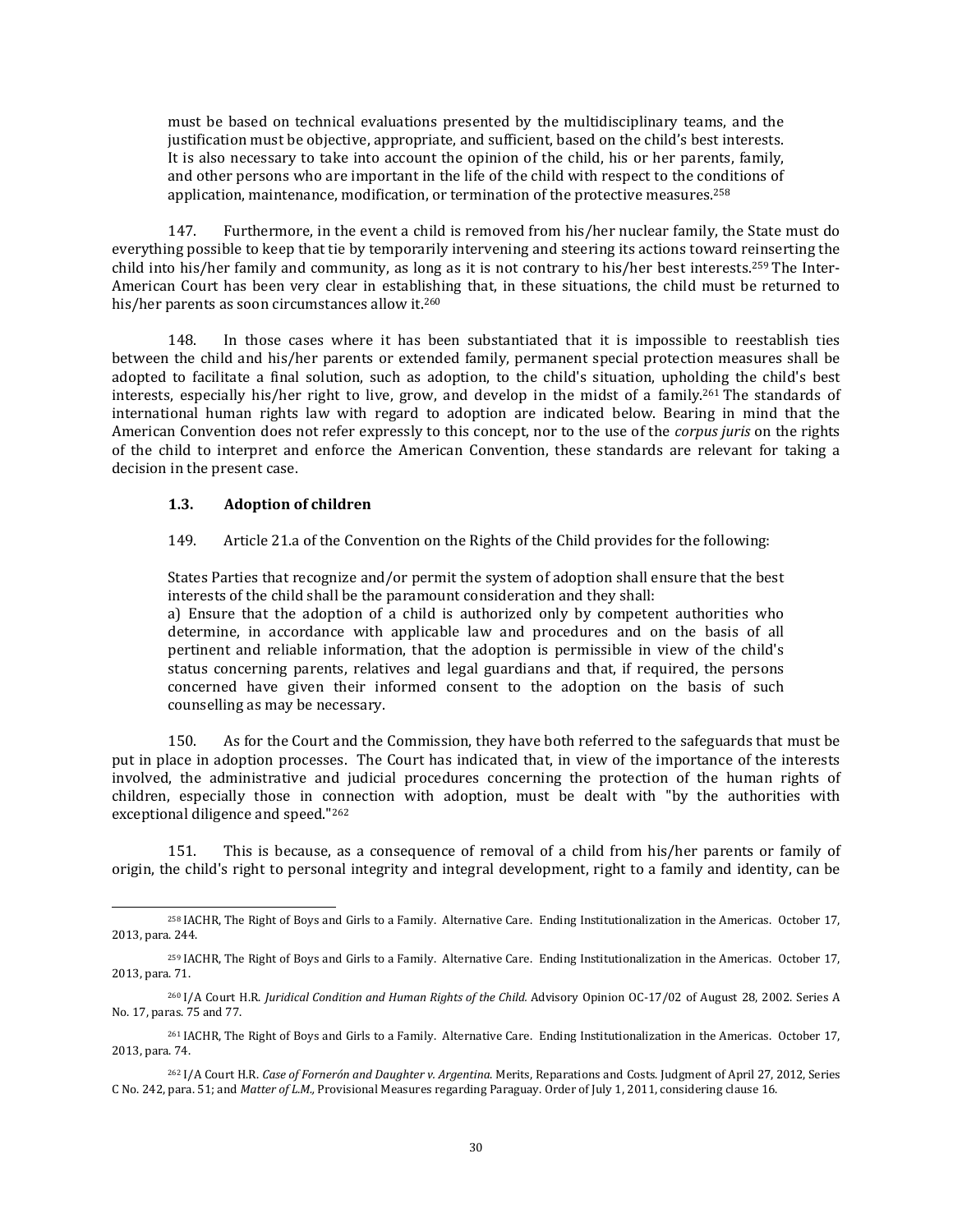must be based on technical evaluations presented by the multidisciplinary teams, and the justification must be objective, appropriate, and sufficient, based on the child's best interests. It is also necessary to take into account the opinion of the child, his or her parents, family, and other persons who are important in the life of the child with respect to the conditions of application, maintenance, modification, or termination of the protective measures.[258]

147. Furthermore, in the event a child is removed from his/her nuclear family, the State must do everything possible to keep that tie by temporarily intervening and steering its actions toward reinserting the child into his/her family and community, as long as it is not contrary to his/her best interests.[259] The Inter-American Court has been very clear in establishing that, in these situations, the child must be returned to his/her parents as soon circumstances allow it.[260]

148. In those cases where it has been substantiated that it is impossible to reestablish ties between the child and his/her parents or extended family, permanent special protection measures shall be adopted to facilitate a final solution, such as adoption, to the child's situation, upholding the child's best interests, especially his/her right to live, grow, and develop in the midst of a family.[261] The standards of international human rights law with regard to adoption are indicated below. Bearing in mind that the American Convention does not refer expressly to this concept, nor to the use of the *corpus juris* on the rights of the child to interpret and enforce the American Convention, these standards are relevant for taking a decision in the present case.

### 1.3. Adoption of children

149. Article 21.a of the Convention on the Rights of the Child provides for the following:

> States Parties that recognize and/or permit the system of adoption shall ensure that the best interests of the child shall be the paramount consideration and they shall:
> a) Ensure that the adoption of a child is authorized only by competent authorities who determine, in accordance with applicable law and procedures and on the basis of all pertinent and reliable information, that the adoption is permissible in view of the child's status concerning parents, relatives and legal guardians and that, if required, the persons concerned have given their informed consent to the adoption on the basis of such counselling as may be necessary.

150. As for the Court and the Commission, they have both referred to the safeguards that must be put in place in adoption processes. The Court has indicated that, in view of the importance of the interests involved, the administrative and judicial procedures concerning the protection of the human rights of children, especially those in connection with adoption, must be dealt with "by the authorities with exceptional diligence and speed."[262]

151. This is because, as a consequence of removal of a child from his/her parents or family of origin, the child's right to personal integrity and integral development, right to a family and identity, can be

---

[258] IACHR, The Right of Boys and Girls to a Family. Alternative Care. Ending Institutionalization in the Americas. October 17, 2013, para. 244.

[259] IACHR, The Right of Boys and Girls to a Family. Alternative Care. Ending Institutionalization in the Americas. October 17, 2013, para. 71.

[260] I/A Court H.R. *Juridical Condition and Human Rights of the Child*. Advisory Opinion OC-17/02 of August 28, 2002. Series A No. 17, paras. 75 and 77.

[261] IACHR, The Right of Boys and Girls to a Family. Alternative Care. Ending Institutionalization in the Americas. October 17, 2013, para. 74.

[262] I/A Court H.R. *Case of Fornerón and Daughter v. Argentina*. Merits, Reparations and Costs. Judgment of April 27, 2012, Series C No. 242, para. 51; and *Matter of L.M.*, Provisional Measures regarding Paraguay. Order of July 1, 2011, considering clause 16.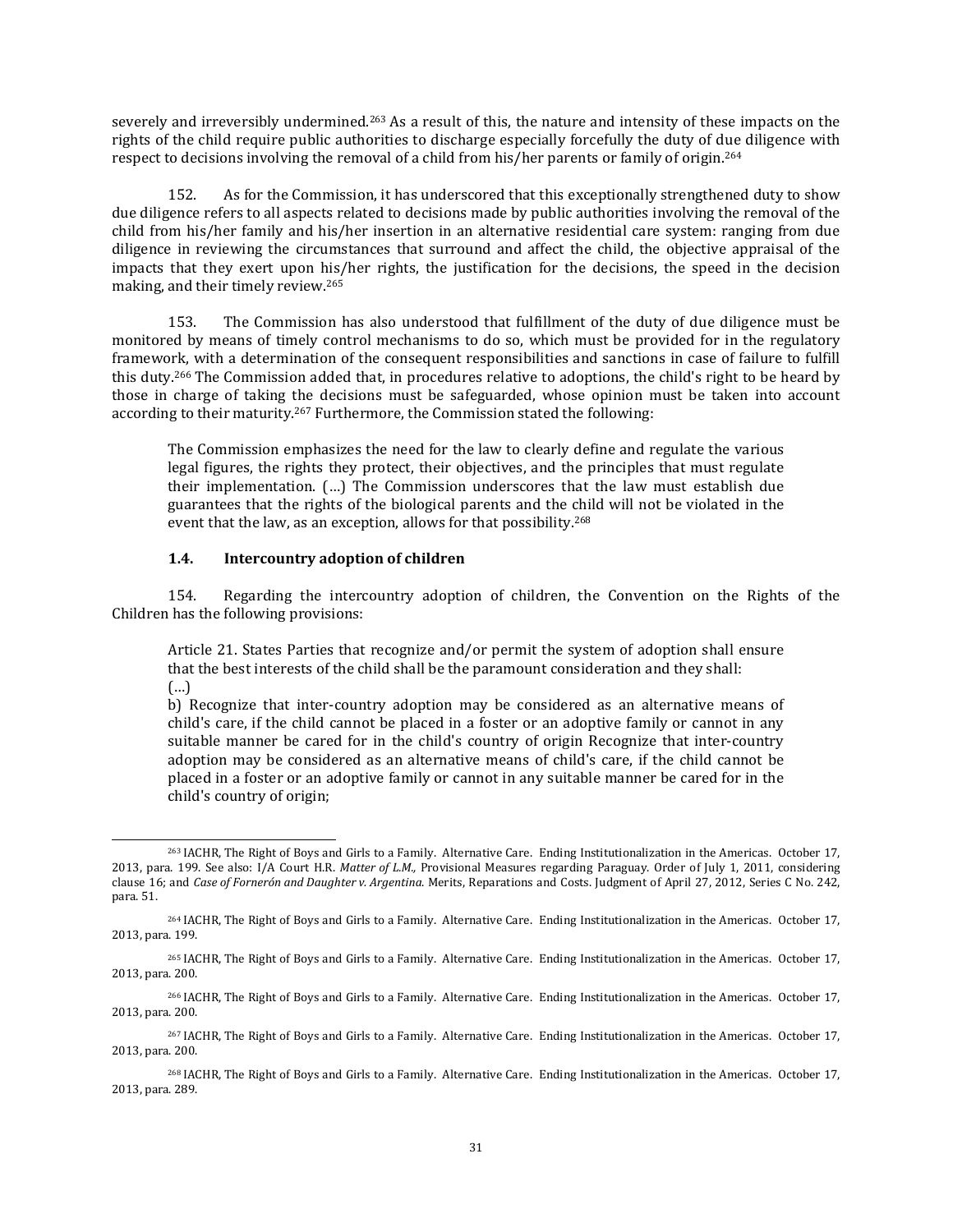severely and irreversibly undermined.[263] As a result of this, the nature and intensity of these impacts on the rights of the child require public authorities to discharge especially forcefully the duty of due diligence with respect to decisions involving the removal of a child from his/her parents or family of origin.[264]

152. As for the Commission, it has underscored that this exceptionally strengthened duty to show due diligence refers to all aspects related to decisions made by public authorities involving the removal of the child from his/her family and his/her insertion in an alternative residential care system: ranging from due diligence in reviewing the circumstances that surround and affect the child, the objective appraisal of the impacts that they exert upon his/her rights, the justification for the decisions, the speed in the decision making, and their timely review.[265]

153. The Commission has also understood that fulfillment of the duty of due diligence must be monitored by means of timely control mechanisms to do so, which must be provided for in the regulatory framework, with a determination of the consequent responsibilities and sanctions in case of failure to fulfill this duty.[266] The Commission added that, in procedures relative to adoptions, the child's right to be heard by those in charge of taking the decisions must be safeguarded, whose opinion must be taken into account according to their maturity.[267] Furthermore, the Commission stated the following:

> The Commission emphasizes the need for the law to clearly define and regulate the various legal figures, the rights they protect, their objectives, and the principles that must regulate their implementation. (…) The Commission underscores that the law must establish due guarantees that the rights of the biological parents and the child will not be violated in the event that the law, as an exception, allows for that possibility.[268]

### 1.4. Intercountry adoption of children

154. Regarding the intercountry adoption of children, the Convention on the Rights of the Children has the following provisions:

> Article 21. States Parties that recognize and/or permit the system of adoption shall ensure that the best interests of the child shall be the paramount consideration and they shall:
> (…)
> b) Recognize that inter-country adoption may be considered as an alternative means of child's care, if the child cannot be placed in a foster or an adoptive family or cannot in any suitable manner be cared for in the child's country of origin Recognize that inter-country adoption may be considered as an alternative means of child's care, if the child cannot be placed in a foster or an adoptive family or cannot in any suitable manner be cared for in the child's country of origin;

---

[263] IACHR, The Right of Boys and Girls to a Family. Alternative Care. Ending Institutionalization in the Americas. October 17, 2013, para. 199. See also: I/A Court H.R. *Matter of L.M.,* Provisional Measures regarding Paraguay. Order of July 1, 2011, considering clause 16; and *Case of Fornerón and Daughter v. Argentina*. Merits, Reparations and Costs. Judgment of April 27, 2012, Series C No. 242, para. 51.

[264] IACHR, The Right of Boys and Girls to a Family. Alternative Care. Ending Institutionalization in the Americas. October 17, 2013, para. 199.

[265] IACHR, The Right of Boys and Girls to a Family. Alternative Care. Ending Institutionalization in the Americas. October 17, 2013, para. 200.

[266] IACHR, The Right of Boys and Girls to a Family. Alternative Care. Ending Institutionalization in the Americas. October 17, 2013, para. 200.

[267] IACHR, The Right of Boys and Girls to a Family. Alternative Care. Ending Institutionalization in the Americas. October 17, 2013, para. 200.

[268] IACHR, The Right of Boys and Girls to a Family. Alternative Care. Ending Institutionalization in the Americas. October 17, 2013, para. 289.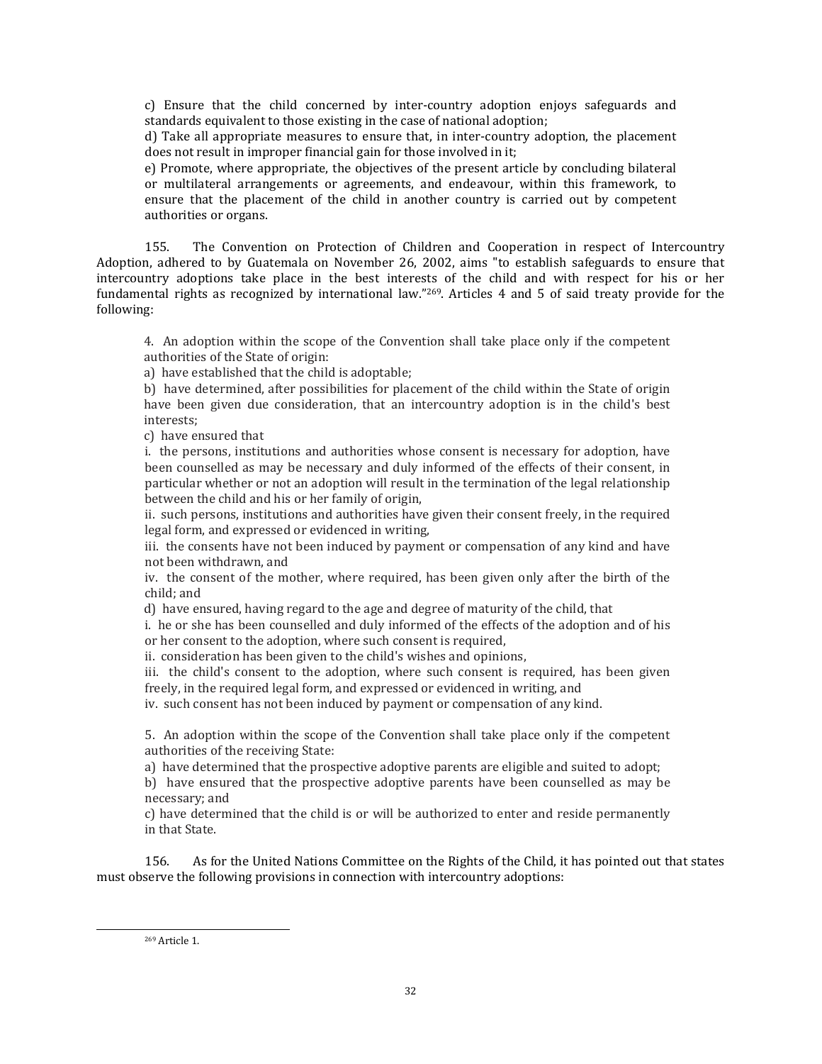c) Ensure that the child concerned by inter-country adoption enjoys safeguards and standards equivalent to those existing in the case of national adoption;
d) Take all appropriate measures to ensure that, in inter-country adoption, the placement does not result in improper financial gain for those involved in it;
e) Promote, where appropriate, the objectives of the present article by concluding bilateral or multilateral arrangements or agreements, and endeavour, within this framework, to ensure that the placement of the child in another country is carried out by competent authorities or organs.

155. The Convention on Protection of Children and Cooperation in respect of Intercountry Adoption, adhered to by Guatemala on November 26, 2002, aims "to establish safeguards to ensure that intercountry adoptions take place in the best interests of the child and with respect for his or her fundamental rights as recognized by international law."[269]. Articles 4 and 5 of said treaty provide for the following:

4. An adoption within the scope of the Convention shall take place only if the competent authorities of the State of origin:
a) have established that the child is adoptable;
b) have determined, after possibilities for placement of the child within the State of origin have been given due consideration, that an intercountry adoption is in the child's best interests;
c) have ensured that
i. the persons, institutions and authorities whose consent is necessary for adoption, have been counselled as may be necessary and duly informed of the effects of their consent, in particular whether or not an adoption will result in the termination of the legal relationship between the child and his or her family of origin,
ii. such persons, institutions and authorities have given their consent freely, in the required legal form, and expressed or evidenced in writing,
iii. the consents have not been induced by payment or compensation of any kind and have not been withdrawn, and
iv. the consent of the mother, where required, has been given only after the birth of the child; and
d) have ensured, having regard to the age and degree of maturity of the child, that
i. he or she has been counselled and duly informed of the effects of the adoption and of his or her consent to the adoption, where such consent is required,
ii. consideration has been given to the child's wishes and opinions,
iii. the child's consent to the adoption, where such consent is required, has been given freely, in the required legal form, and expressed or evidenced in writing, and
iv. such consent has not been induced by payment or compensation of any kind.

5. An adoption within the scope of the Convention shall take place only if the competent authorities of the receiving State:
a) have determined that the prospective adoptive parents are eligible and suited to adopt;
b) have ensured that the prospective adoptive parents have been counselled as may be necessary; and
c) have determined that the child is or will be authorized to enter and reside permanently in that State.

156. As for the United Nations Committee on the Rights of the Child, it has pointed out that states must observe the following provisions in connection with intercountry adoptions:

[269] Article 1.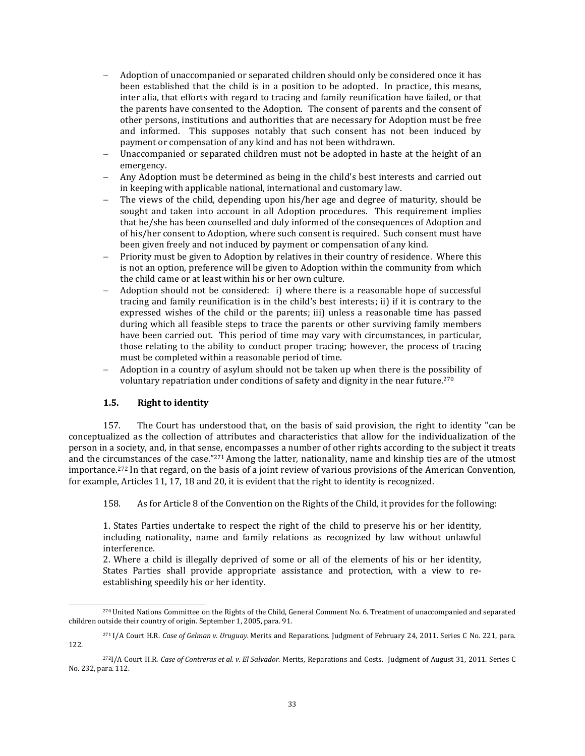- Adoption of unaccompanied or separated children should only be considered once it has been established that the child is in a position to be adopted. In practice, this means, inter alia, that efforts with regard to tracing and family reunification have failed, or that the parents have consented to the Adoption. The consent of parents and the consent of other persons, institutions and authorities that are necessary for Adoption must be free and informed. This supposes notably that such consent has not been induced by payment or compensation of any kind and has not been withdrawn.
- Unaccompanied or separated children must not be adopted in haste at the height of an emergency.
- Any Adoption must be determined as being in the child's best interests and carried out in keeping with applicable national, international and customary law.
- The views of the child, depending upon his/her age and degree of maturity, should be sought and taken into account in all Adoption procedures. This requirement implies that he/she has been counselled and duly informed of the consequences of Adoption and of his/her consent to Adoption, where such consent is required. Such consent must have been given freely and not induced by payment or compensation of any kind.
- Priority must be given to Adoption by relatives in their country of residence. Where this is not an option, preference will be given to Adoption within the community from which the child came or at least within his or her own culture.
- Adoption should not be considered: i) where there is a reasonable hope of successful tracing and family reunification is in the child's best interests; ii) if it is contrary to the expressed wishes of the child or the parents; iii) unless a reasonable time has passed during which all feasible steps to trace the parents or other surviving family members have been carried out. This period of time may vary with circumstances, in particular, those relating to the ability to conduct proper tracing; however, the process of tracing must be completed within a reasonable period of time.
- Adoption in a country of asylum should not be taken up when there is the possibility of voluntary repatriation under conditions of safety and dignity in the near future.[270]

### 1.5. Right to identity

157. The Court has understood that, on the basis of said provision, the right to identity "can be conceptualized as the collection of attributes and characteristics that allow for the individualization of the person in a society, and, in that sense, encompasses a number of other rights according to the subject it treats and the circumstances of the case."[271] Among the latter, nationality, name and kinship ties are of the utmost importance.[272] In that regard, on the basis of a joint review of various provisions of the American Convention, for example, Articles 11, 17, 18 and 20, it is evident that the right to identity is recognized.

158. As for Article 8 of the Convention on the Rights of the Child, it provides for the following:

> 1. States Parties undertake to respect the right of the child to preserve his or her identity, including nationality, name and family relations as recognized by law without unlawful interference.
> 2. Where a child is illegally deprived of some or all of the elements of his or her identity, States Parties shall provide appropriate assistance and protection, with a view to re-establishing speedily his or her identity.

---

[270] United Nations Committee on the Rights of the Child, General Comment No. 6. Treatment of unaccompanied and separated children outside their country of origin. September 1, 2005, para. 91.

[271] I/A Court H.R. *Case of Gelman v. Uruguay*. Merits and Reparations. Judgment of February 24, 2011. Series C No. 221, para. 122.

[272] I/A Court H.R. *Case of Contreras et al. v. El Salvador*. Merits, Reparations and Costs. Judgment of August 31, 2011. Series C No. 232, para. 112.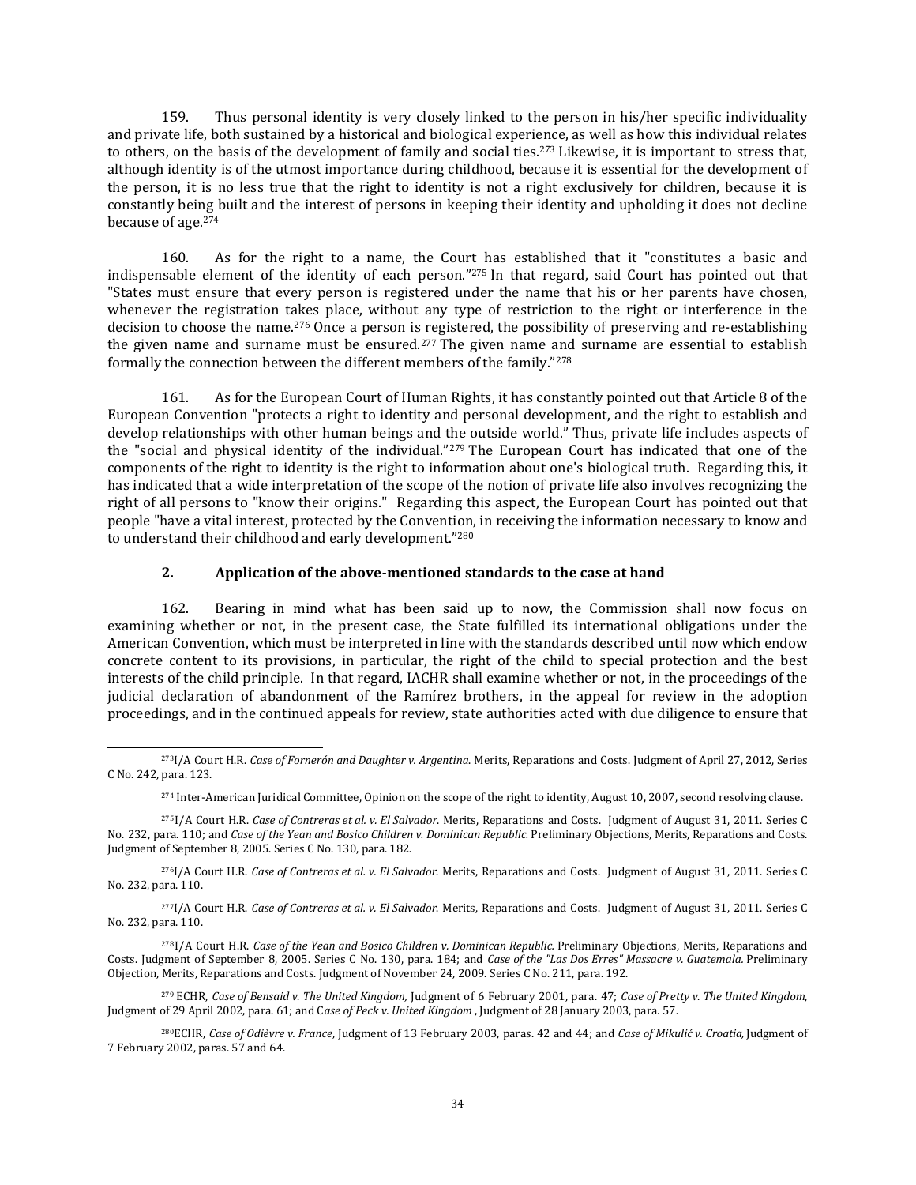159. Thus personal identity is very closely linked to the person in his/her specific individuality and private life, both sustained by a historical and biological experience, as well as how this individual relates to others, on the basis of the development of family and social ties.[273] Likewise, it is important to stress that, although identity is of the utmost importance during childhood, because it is essential for the development of the person, it is no less true that the right to identity is not a right exclusively for children, because it is constantly being built and the interest of persons in keeping their identity and upholding it does not decline because of age.[274]

160. As for the right to a name, the Court has established that it "constitutes a basic and indispensable element of the identity of each person."[275] In that regard, said Court has pointed out that "States must ensure that every person is registered under the name that his or her parents have chosen, whenever the registration takes place, without any type of restriction to the right or interference in the decision to choose the name.[276] Once a person is registered, the possibility of preserving and re-establishing the given name and surname must be ensured.[277] The given name and surname are essential to establish formally the connection between the different members of the family."[278]

161. As for the European Court of Human Rights, it has constantly pointed out that Article 8 of the European Convention "protects a right to identity and personal development, and the right to establish and develop relationships with other human beings and the outside world." Thus, private life includes aspects of the "social and physical identity of the individual."[279] The European Court has indicated that one of the components of the right to identity is the right to information about one's biological truth. Regarding this, it has indicated that a wide interpretation of the scope of the notion of private life also involves recognizing the right of all persons to "know their origins." Regarding this aspect, the European Court has pointed out that people "have a vital interest, protected by the Convention, in receiving the information necessary to know and to understand their childhood and early development."[280]

### 2. Application of the above-mentioned standards to the case at hand

162. Bearing in mind what has been said up to now, the Commission shall now focus on examining whether or not, in the present case, the State fulfilled its international obligations under the American Convention, which must be interpreted in line with the standards described until now which endow concrete content to its provisions, in particular, the right of the child to special protection and the best interests of the child principle. In that regard, IACHR shall examine whether or not, in the proceedings of the judicial declaration of abandonment of the Ramírez brothers, in the appeal for review in the adoption proceedings, and in the continued appeals for review, state authorities acted with due diligence to ensure that

---

[273] I/A Court H.R. *Case of Fornerón and Daughter v. Argentina*. Merits, Reparations and Costs. Judgment of April 27, 2012, Series C No. 242, para. 123.

[274] Inter-American Juridical Committee, Opinion on the scope of the right to identity, August 10, 2007, second resolving clause.

[275] I/A Court H.R. *Case of Contreras et al. v. El Salvador.* Merits, Reparations and Costs. Judgment of August 31, 2011. Series C No. 232, para. 110; and *Case of the Yean and Bosico Children v. Dominican Republic.* Preliminary Objections, Merits, Reparations and Costs. Judgment of September 8, 2005. Series C No. 130, para. 182.

[276] I/A Court H.R. *Case of Contreras et al. v. El Salvador.* Merits, Reparations and Costs. Judgment of August 31, 2011. Series C No. 232, para. 110.

[277] I/A Court H.R. *Case of Contreras et al. v. El Salvador.* Merits, Reparations and Costs. Judgment of August 31, 2011. Series C No. 232, para. 110.

[278] I/A Court H.R. *Case of the Yean and Bosico Children v. Dominican Republic.* Preliminary Objections, Merits, Reparations and Costs. Judgment of September 8, 2005. Series C No. 130, para. 184; and *Case of the "Las Dos Erres" Massacre v. Guatemala.* Preliminary Objection, Merits, Reparations and Costs. Judgment of November 24, 2009. Series C No. 211, para. 192.

[279] ECHR, *Case of Bensaid v. The United Kingdom,* Judgment of 6 February 2001, para. 47; *Case of Pretty v. The United Kingdom,* Judgment of 29 April 2002, para. 61; and *Case of Peck v. United Kingdom* , Judgment of 28 January 2003, para. 57.

[280] ECHR, *Case of Odièvre v. France*, Judgment of 13 February 2003, paras. 42 and 44; and *Case of Mikulić v. Croatia,* Judgment of 7 February 2002, paras. 57 and 64.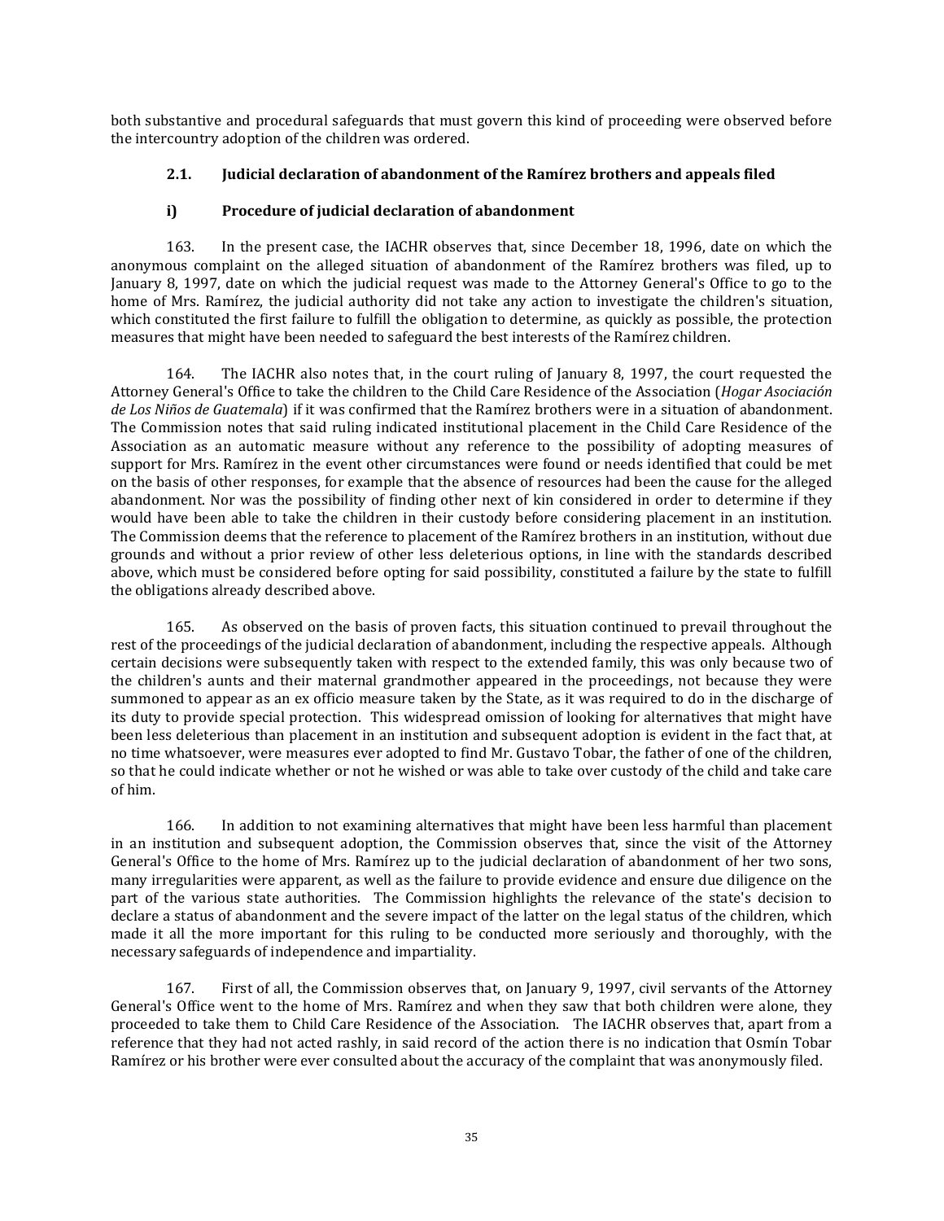both substantive and procedural safeguards that must govern this kind of proceeding were observed before the intercountry adoption of the children was ordered.

### 2.1. Judicial declaration of abandonment of the Ramírez brothers and appeals filed

#### i) Procedure of judicial declaration of abandonment

163. In the present case, the IACHR observes that, since December 18, 1996, date on which the anonymous complaint on the alleged situation of abandonment of the Ramírez brothers was filed, up to January 8, 1997, date on which the judicial request was made to the Attorney General's Office to go to the home of Mrs. Ramírez, the judicial authority did not take any action to investigate the children's situation, which constituted the first failure to fulfill the obligation to determine, as quickly as possible, the protection measures that might have been needed to safeguard the best interests of the Ramírez children.

164. The IACHR also notes that, in the court ruling of January 8, 1997, the court requested the Attorney General's Office to take the children to the Child Care Residence of the Association (*Hogar Asociación de Los Niños de Guatemala*) if it was confirmed that the Ramírez brothers were in a situation of abandonment. The Commission notes that said ruling indicated institutional placement in the Child Care Residence of the Association as an automatic measure without any reference to the possibility of adopting measures of support for Mrs. Ramírez in the event other circumstances were found or needs identified that could be met on the basis of other responses, for example that the absence of resources had been the cause for the alleged abandonment. Nor was the possibility of finding other next of kin considered in order to determine if they would have been able to take the children in their custody before considering placement in an institution. The Commission deems that the reference to placement of the Ramírez brothers in an institution, without due grounds and without a prior review of other less deleterious options, in line with the standards described above, which must be considered before opting for said possibility, constituted a failure by the state to fulfill the obligations already described above.

165. As observed on the basis of proven facts, this situation continued to prevail throughout the rest of the proceedings of the judicial declaration of abandonment, including the respective appeals. Although certain decisions were subsequently taken with respect to the extended family, this was only because two of the children's aunts and their maternal grandmother appeared in the proceedings, not because they were summoned to appear as an ex officio measure taken by the State, as it was required to do in the discharge of its duty to provide special protection. This widespread omission of looking for alternatives that might have been less deleterious than placement in an institution and subsequent adoption is evident in the fact that, at no time whatsoever, were measures ever adopted to find Mr. Gustavo Tobar, the father of one of the children, so that he could indicate whether or not he wished or was able to take over custody of the child and take care of him.

166. In addition to not examining alternatives that might have been less harmful than placement in an institution and subsequent adoption, the Commission observes that, since the visit of the Attorney General's Office to the home of Mrs. Ramírez up to the judicial declaration of abandonment of her two sons, many irregularities were apparent, as well as the failure to provide evidence and ensure due diligence on the part of the various state authorities. The Commission highlights the relevance of the state's decision to declare a status of abandonment and the severe impact of the latter on the legal status of the children, which made it all the more important for this ruling to be conducted more seriously and thoroughly, with the necessary safeguards of independence and impartiality.

167. First of all, the Commission observes that, on January 9, 1997, civil servants of the Attorney General's Office went to the home of Mrs. Ramírez and when they saw that both children were alone, they proceeded to take them to Child Care Residence of the Association. The IACHR observes that, apart from a reference that they had not acted rashly, in said record of the action there is no indication that Osmín Tobar Ramírez or his brother were ever consulted about the accuracy of the complaint that was anonymously filed.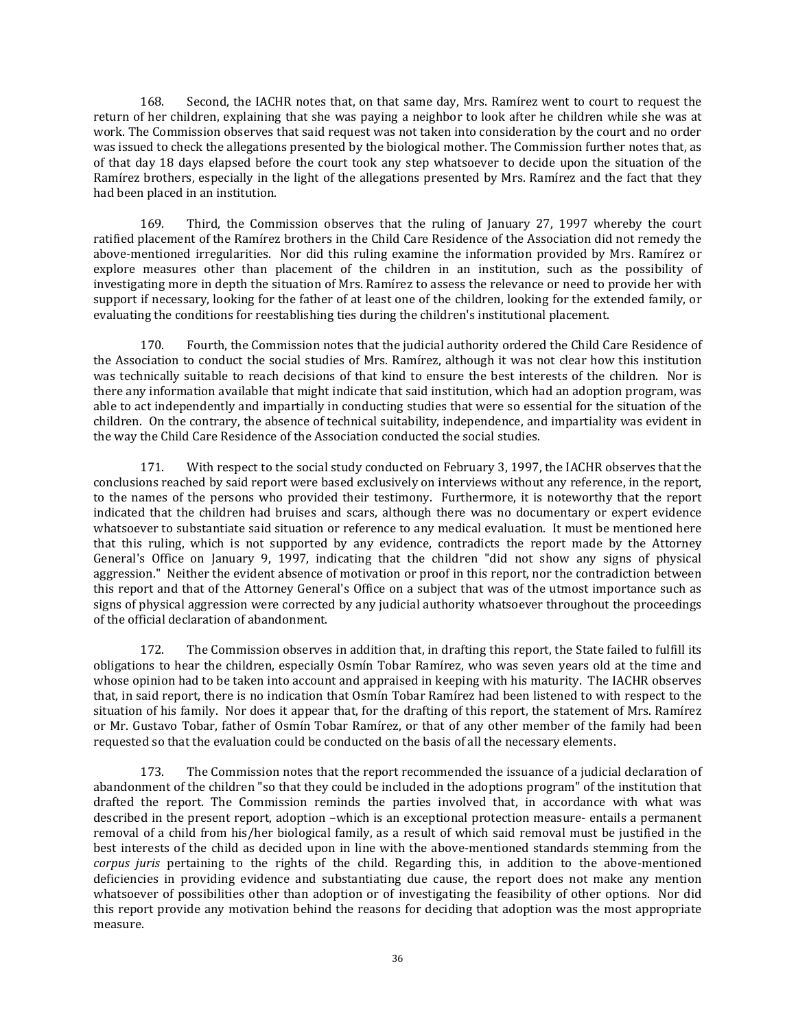168. Second, the IACHR notes that, on that same day, Mrs. Ramírez went to court to request the return of her children, explaining that she was paying a neighbor to look after he children while she was at work. The Commission observes that said request was not taken into consideration by the court and no order was issued to check the allegations presented by the biological mother. The Commission further notes that, as of that day 18 days elapsed before the court took any step whatsoever to decide upon the situation of the Ramírez brothers, especially in the light of the allegations presented by Mrs. Ramírez and the fact that they had been placed in an institution.

169. Third, the Commission observes that the ruling of January 27, 1997 whereby the court ratified placement of the Ramírez brothers in the Child Care Residence of the Association did not remedy the above-mentioned irregularities. Nor did this ruling examine the information provided by Mrs. Ramírez or explore measures other than placement of the children in an institution, such as the possibility of investigating more in depth the situation of Mrs. Ramírez to assess the relevance or need to provide her with support if necessary, looking for the father of at least one of the children, looking for the extended family, or evaluating the conditions for reestablishing ties during the children's institutional placement.

170. Fourth, the Commission notes that the judicial authority ordered the Child Care Residence of the Association to conduct the social studies of Mrs. Ramírez, although it was not clear how this institution was technically suitable to reach decisions of that kind to ensure the best interests of the children. Nor is there any information available that might indicate that said institution, which had an adoption program, was able to act independently and impartially in conducting studies that were so essential for the situation of the children. On the contrary, the absence of technical suitability, independence, and impartiality was evident in the way the Child Care Residence of the Association conducted the social studies.

171. With respect to the social study conducted on February 3, 1997, the IACHR observes that the conclusions reached by said report were based exclusively on interviews without any reference, in the report, to the names of the persons who provided their testimony. Furthermore, it is noteworthy that the report indicated that the children had bruises and scars, although there was no documentary or expert evidence whatsoever to substantiate said situation or reference to any medical evaluation. It must be mentioned here that this ruling, which is not supported by any evidence, contradicts the report made by the Attorney General's Office on January 9, 1997, indicating that the children "did not show any signs of physical aggression." Neither the evident absence of motivation or proof in this report, nor the contradiction between this report and that of the Attorney General's Office on a subject that was of the utmost importance such as signs of physical aggression were corrected by any judicial authority whatsoever throughout the proceedings of the official declaration of abandonment.

172. The Commission observes in addition that, in drafting this report, the State failed to fulfill its obligations to hear the children, especially Osmín Tobar Ramírez, who was seven years old at the time and whose opinion had to be taken into account and appraised in keeping with his maturity. The IACHR observes that, in said report, there is no indication that Osmín Tobar Ramírez had been listened to with respect to the situation of his family. Nor does it appear that, for the drafting of this report, the statement of Mrs. Ramírez or Mr. Gustavo Tobar, father of Osmín Tobar Ramírez, or that of any other member of the family had been requested so that the evaluation could be conducted on the basis of all the necessary elements.

173. The Commission notes that the report recommended the issuance of a judicial declaration of abandonment of the children "so that they could be included in the adoptions program" of the institution that drafted the report. The Commission reminds the parties involved that, in accordance with what was described in the present report, adoption –which is an exceptional protection measure- entails a permanent removal of a child from his/her biological family, as a result of which said removal must be justified in the best interests of the child as decided upon in line with the above-mentioned standards stemming from the *corpus juris* pertaining to the rights of the child. Regarding this, in addition to the above-mentioned deficiencies in providing evidence and substantiating due cause, the report does not make any mention whatsoever of possibilities other than adoption or of investigating the feasibility of other options. Nor did this report provide any motivation behind the reasons for deciding that adoption was the most appropriate measure.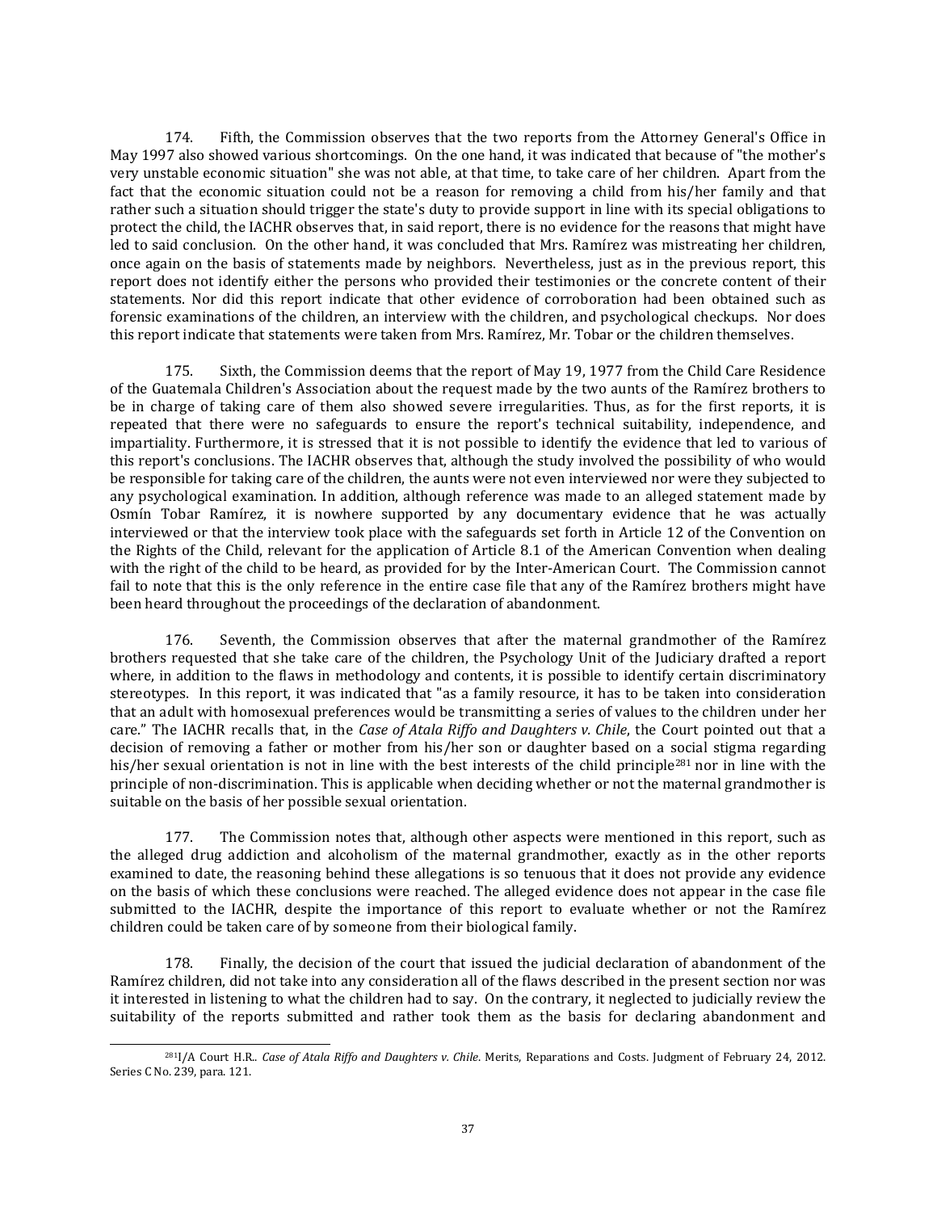174. Fifth, the Commission observes that the two reports from the Attorney General's Office in May 1997 also showed various shortcomings. On the one hand, it was indicated that because of "the mother's very unstable economic situation" she was not able, at that time, to take care of her children. Apart from the fact that the economic situation could not be a reason for removing a child from his/her family and that rather such a situation should trigger the state's duty to provide support in line with its special obligations to protect the child, the IACHR observes that, in said report, there is no evidence for the reasons that might have led to said conclusion. On the other hand, it was concluded that Mrs. Ramírez was mistreating her children, once again on the basis of statements made by neighbors. Nevertheless, just as in the previous report, this report does not identify either the persons who provided their testimonies or the concrete content of their statements. Nor did this report indicate that other evidence of corroboration had been obtained such as forensic examinations of the children, an interview with the children, and psychological checkups. Nor does this report indicate that statements were taken from Mrs. Ramírez, Mr. Tobar or the children themselves.

175. Sixth, the Commission deems that the report of May 19, 1977 from the Child Care Residence of the Guatemala Children's Association about the request made by the two aunts of the Ramírez brothers to be in charge of taking care of them also showed severe irregularities. Thus, as for the first reports, it is repeated that there were no safeguards to ensure the report's technical suitability, independence, and impartiality. Furthermore, it is stressed that it is not possible to identify the evidence that led to various of this report's conclusions. The IACHR observes that, although the study involved the possibility of who would be responsible for taking care of the children, the aunts were not even interviewed nor were they subjected to any psychological examination. In addition, although reference was made to an alleged statement made by Osmín Tobar Ramírez, it is nowhere supported by any documentary evidence that he was actually interviewed or that the interview took place with the safeguards set forth in Article 12 of the Convention on the Rights of the Child, relevant for the application of Article 8.1 of the American Convention when dealing with the right of the child to be heard, as provided for by the Inter-American Court. The Commission cannot fail to note that this is the only reference in the entire case file that any of the Ramírez brothers might have been heard throughout the proceedings of the declaration of abandonment.

176. Seventh, the Commission observes that after the maternal grandmother of the Ramírez brothers requested that she take care of the children, the Psychology Unit of the Judiciary drafted a report where, in addition to the flaws in methodology and contents, it is possible to identify certain discriminatory stereotypes. In this report, it was indicated that "as a family resource, it has to be taken into consideration that an adult with homosexual preferences would be transmitting a series of values to the children under her care." The IACHR recalls that, in the *Case of Atala Riffo and Daughters v. Chile*, the Court pointed out that a decision of removing a father or mother from his/her son or daughter based on a social stigma regarding his/her sexual orientation is not in line with the best interests of the child principle[281] nor in line with the principle of non-discrimination. This is applicable when deciding whether or not the maternal grandmother is suitable on the basis of her possible sexual orientation.

177. The Commission notes that, although other aspects were mentioned in this report, such as the alleged drug addiction and alcoholism of the maternal grandmother, exactly as in the other reports examined to date, the reasoning behind these allegations is so tenuous that it does not provide any evidence on the basis of which these conclusions were reached. The alleged evidence does not appear in the case file submitted to the IACHR, despite the importance of this report to evaluate whether or not the Ramírez children could be taken care of by someone from their biological family.

178. Finally, the decision of the court that issued the judicial declaration of abandonment of the Ramírez children, did not take into any consideration all of the flaws described in the present section nor was it interested in listening to what the children had to say. On the contrary, it neglected to judicially review the suitability of the reports submitted and rather took them as the basis for declaring abandonment and

---

[281] I/A Court H.R.. *Case of Atala Riffo and Daughters v. Chile*. Merits, Reparations and Costs. Judgment of February 24, 2012. Series C No. 239, para. 121.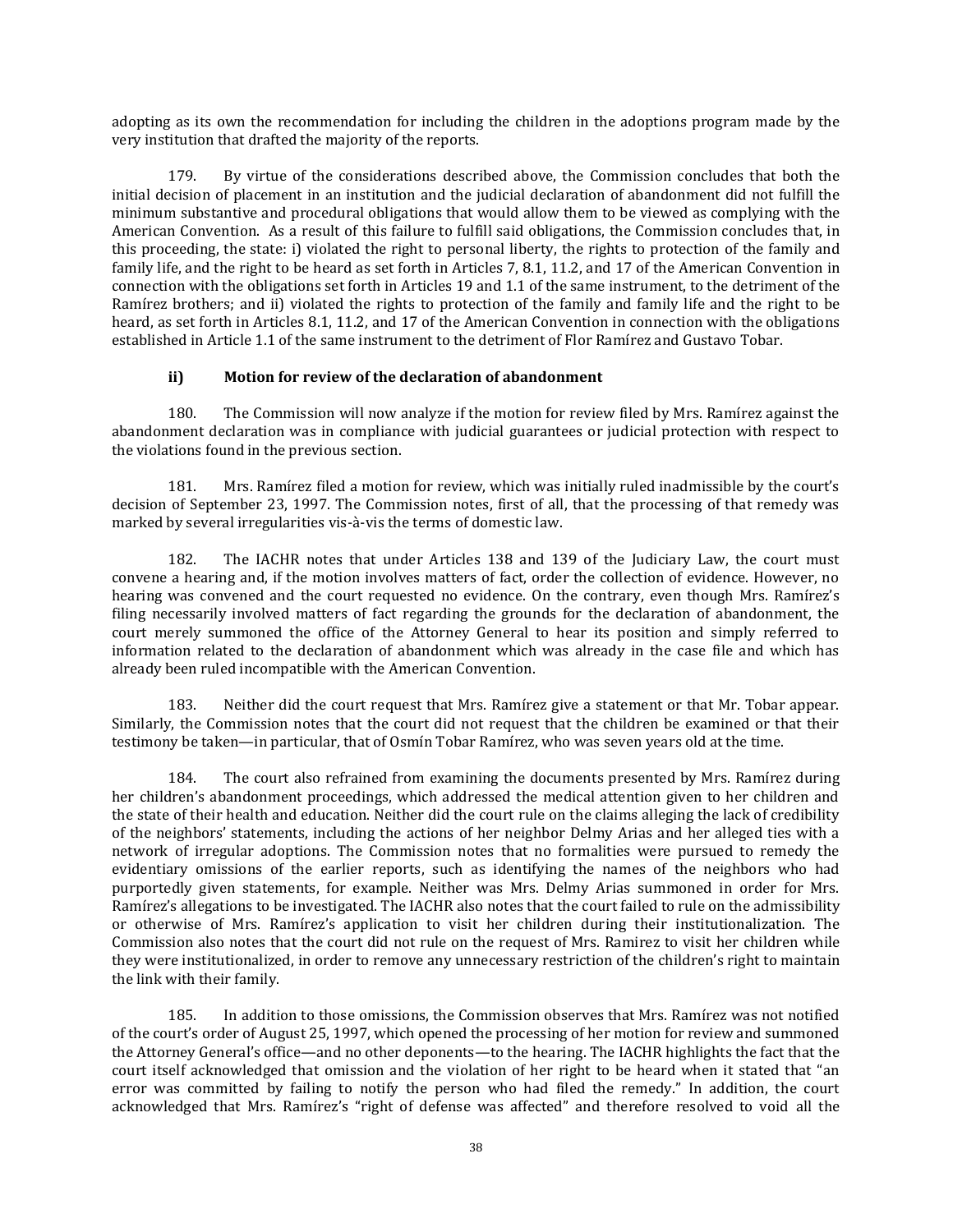adopting as its own the recommendation for including the children in the adoptions program made by the very institution that drafted the majority of the reports.

179. By virtue of the considerations described above, the Commission concludes that both the initial decision of placement in an institution and the judicial declaration of abandonment did not fulfill the minimum substantive and procedural obligations that would allow them to be viewed as complying with the American Convention. As a result of this failure to fulfill said obligations, the Commission concludes that, in this proceeding, the state: i) violated the right to personal liberty, the rights to protection of the family and family life, and the right to be heard as set forth in Articles 7, 8.1, 11.2, and 17 of the American Convention in connection with the obligations set forth in Articles 19 and 1.1 of the same instrument, to the detriment of the Ramírez brothers; and ii) violated the rights to protection of the family and family life and the right to be heard, as set forth in Articles 8.1, 11.2, and 17 of the American Convention in connection with the obligations established in Article 1.1 of the same instrument to the detriment of Flor Ramírez and Gustavo Tobar.

#### ii) Motion for review of the declaration of abandonment

180. The Commission will now analyze if the motion for review filed by Mrs. Ramírez against the abandonment declaration was in compliance with judicial guarantees or judicial protection with respect to the violations found in the previous section.

181. Mrs. Ramírez filed a motion for review, which was initially ruled inadmissible by the court's decision of September 23, 1997. The Commission notes, first of all, that the processing of that remedy was marked by several irregularities vis-à-vis the terms of domestic law.

182. The IACHR notes that under Articles 138 and 139 of the Judiciary Law, the court must convene a hearing and, if the motion involves matters of fact, order the collection of evidence. However, no hearing was convened and the court requested no evidence. On the contrary, even though Mrs. Ramírez's filing necessarily involved matters of fact regarding the grounds for the declaration of abandonment, the court merely summoned the office of the Attorney General to hear its position and simply referred to information related to the declaration of abandonment which was already in the case file and which has already been ruled incompatible with the American Convention.

183. Neither did the court request that Mrs. Ramírez give a statement or that Mr. Tobar appear. Similarly, the Commission notes that the court did not request that the children be examined or that their testimony be taken—in particular, that of Osmín Tobar Ramírez, who was seven years old at the time.

184. The court also refrained from examining the documents presented by Mrs. Ramírez during her children's abandonment proceedings, which addressed the medical attention given to her children and the state of their health and education. Neither did the court rule on the claims alleging the lack of credibility of the neighbors' statements, including the actions of her neighbor Delmy Arias and her alleged ties with a network of irregular adoptions. The Commission notes that no formalities were pursued to remedy the evidentiary omissions of the earlier reports, such as identifying the names of the neighbors who had purportedly given statements, for example. Neither was Mrs. Delmy Arias summoned in order for Mrs. Ramírez's allegations to be investigated. The IACHR also notes that the court failed to rule on the admissibility or otherwise of Mrs. Ramírez's application to visit her children during their institutionalization. The Commission also notes that the court did not rule on the request of Mrs. Ramirez to visit her children while they were institutionalized, in order to remove any unnecessary restriction of the children's right to maintain the link with their family.

185. In addition to those omissions, the Commission observes that Mrs. Ramírez was not notified of the court's order of August 25, 1997, which opened the processing of her motion for review and summoned the Attorney General's office—and no other deponents—to the hearing. The IACHR highlights the fact that the court itself acknowledged that omission and the violation of her right to be heard when it stated that "an error was committed by failing to notify the person who had filed the remedy." In addition, the court acknowledged that Mrs. Ramírez's "right of defense was affected" and therefore resolved to void all the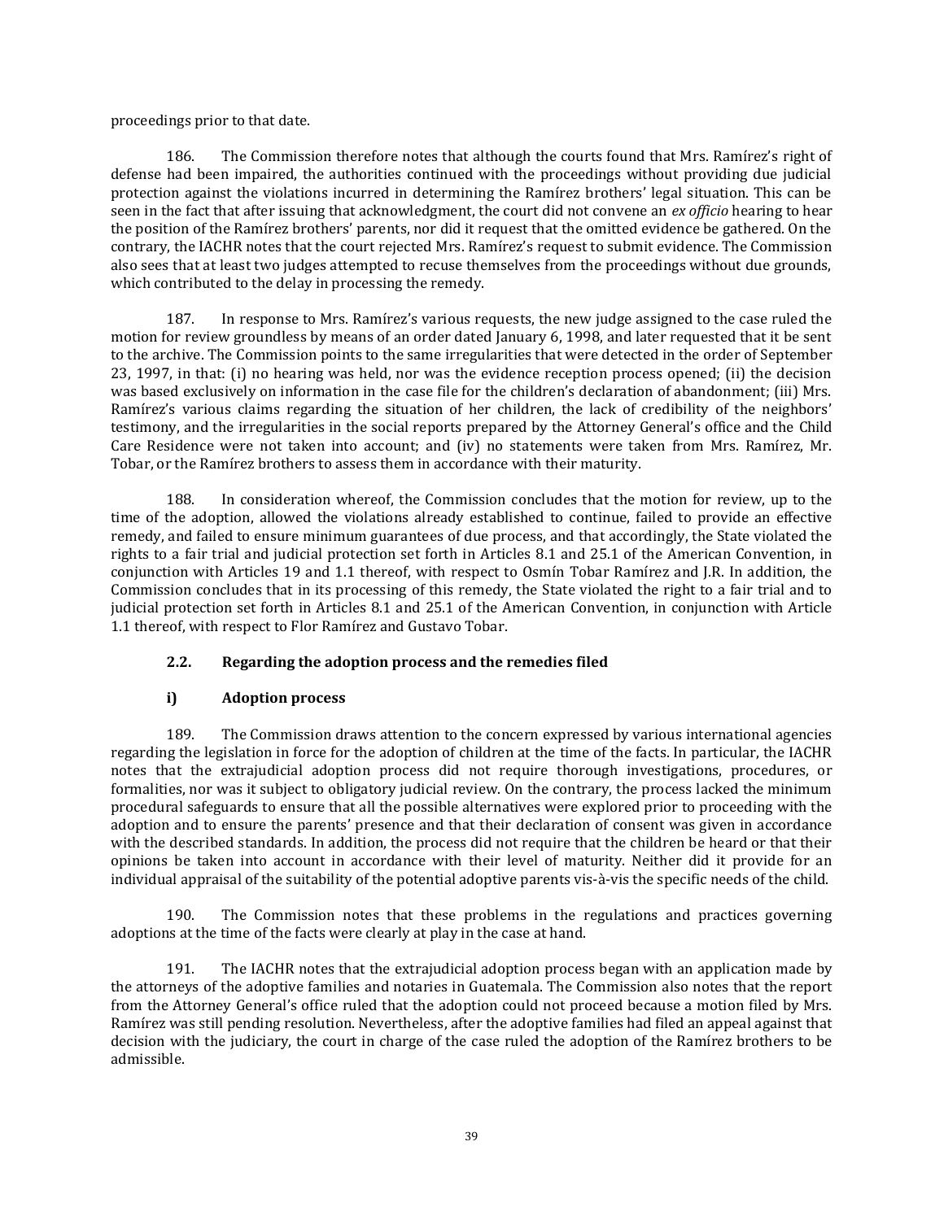proceedings prior to that date.

186. The Commission therefore notes that although the courts found that Mrs. Ramírez's right of defense had been impaired, the authorities continued with the proceedings without providing due judicial protection against the violations incurred in determining the Ramírez brothers' legal situation. This can be seen in the fact that after issuing that acknowledgment, the court did not convene an *ex officio* hearing to hear the position of the Ramírez brothers' parents, nor did it request that the omitted evidence be gathered. On the contrary, the IACHR notes that the court rejected Mrs. Ramírez's request to submit evidence. The Commission also sees that at least two judges attempted to recuse themselves from the proceedings without due grounds, which contributed to the delay in processing the remedy.

187. In response to Mrs. Ramírez's various requests, the new judge assigned to the case ruled the motion for review groundless by means of an order dated January 6, 1998, and later requested that it be sent to the archive. The Commission points to the same irregularities that were detected in the order of September 23, 1997, in that: (i) no hearing was held, nor was the evidence reception process opened; (ii) the decision was based exclusively on information in the case file for the children's declaration of abandonment; (iii) Mrs. Ramírez's various claims regarding the situation of her children, the lack of credibility of the neighbors' testimony, and the irregularities in the social reports prepared by the Attorney General's office and the Child Care Residence were not taken into account; and (iv) no statements were taken from Mrs. Ramírez, Mr. Tobar, or the Ramírez brothers to assess them in accordance with their maturity.

188. In consideration whereof, the Commission concludes that the motion for review, up to the time of the adoption, allowed the violations already established to continue, failed to provide an effective remedy, and failed to ensure minimum guarantees of due process, and that accordingly, the State violated the rights to a fair trial and judicial protection set forth in Articles 8.1 and 25.1 of the American Convention, in conjunction with Articles 19 and 1.1 thereof, with respect to Osmín Tobar Ramírez and J.R. In addition, the Commission concludes that in its processing of this remedy, the State violated the right to a fair trial and to judicial protection set forth in Articles 8.1 and 25.1 of the American Convention, in conjunction with Article 1.1 thereof, with respect to Flor Ramírez and Gustavo Tobar.

### 2.2. Regarding the adoption process and the remedies filed

#### i) Adoption process

189. The Commission draws attention to the concern expressed by various international agencies regarding the legislation in force for the adoption of children at the time of the facts. In particular, the IACHR notes that the extrajudicial adoption process did not require thorough investigations, procedures, or formalities, nor was it subject to obligatory judicial review. On the contrary, the process lacked the minimum procedural safeguards to ensure that all the possible alternatives were explored prior to proceeding with the adoption and to ensure the parents' presence and that their declaration of consent was given in accordance with the described standards. In addition, the process did not require that the children be heard or that their opinions be taken into account in accordance with their level of maturity. Neither did it provide for an individual appraisal of the suitability of the potential adoptive parents vis-à-vis the specific needs of the child.

190. The Commission notes that these problems in the regulations and practices governing adoptions at the time of the facts were clearly at play in the case at hand.

191. The IACHR notes that the extrajudicial adoption process began with an application made by the attorneys of the adoptive families and notaries in Guatemala. The Commission also notes that the report from the Attorney General's office ruled that the adoption could not proceed because a motion filed by Mrs. Ramírez was still pending resolution. Nevertheless, after the adoptive families had filed an appeal against that decision with the judiciary, the court in charge of the case ruled the adoption of the Ramírez brothers to be admissible.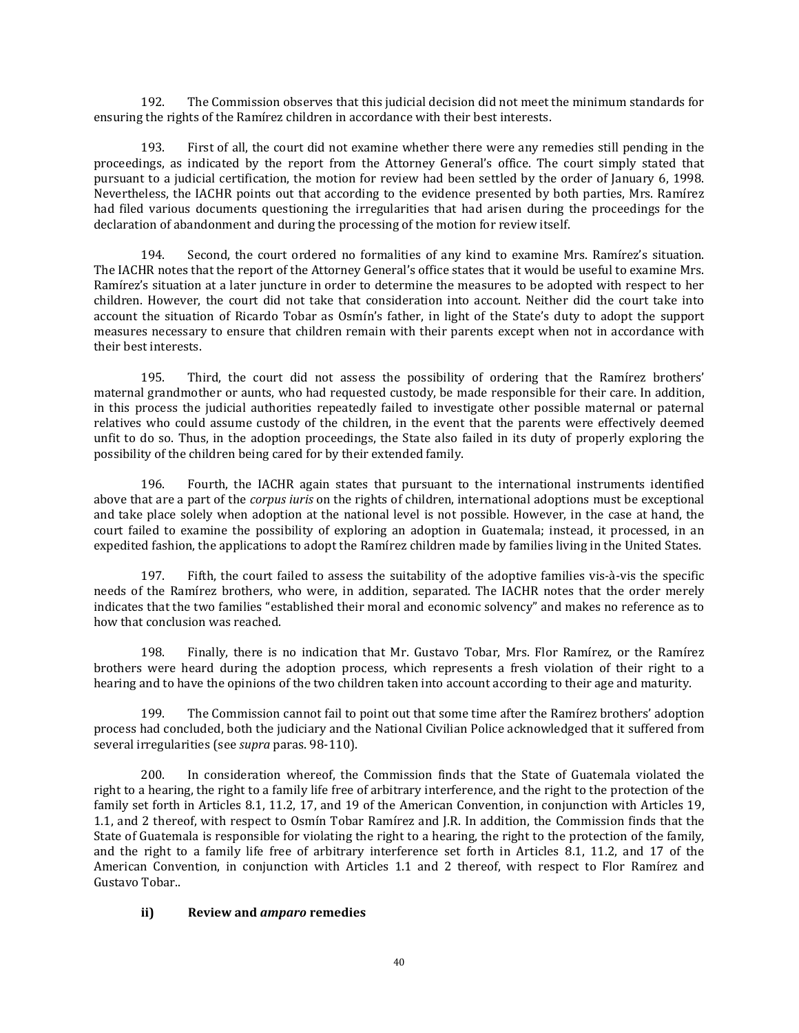192. The Commission observes that this judicial decision did not meet the minimum standards for ensuring the rights of the Ramírez children in accordance with their best interests.

193. First of all, the court did not examine whether there were any remedies still pending in the proceedings, as indicated by the report from the Attorney General's office. The court simply stated that pursuant to a judicial certification, the motion for review had been settled by the order of January 6, 1998. Nevertheless, the IACHR points out that according to the evidence presented by both parties, Mrs. Ramírez had filed various documents questioning the irregularities that had arisen during the proceedings for the declaration of abandonment and during the processing of the motion for review itself.

194. Second, the court ordered no formalities of any kind to examine Mrs. Ramírez's situation. The IACHR notes that the report of the Attorney General's office states that it would be useful to examine Mrs. Ramírez's situation at a later juncture in order to determine the measures to be adopted with respect to her children. However, the court did not take that consideration into account. Neither did the court take into account the situation of Ricardo Tobar as Osmín's father, in light of the State's duty to adopt the support measures necessary to ensure that children remain with their parents except when not in accordance with their best interests.

195. Third, the court did not assess the possibility of ordering that the Ramírez brothers' maternal grandmother or aunts, who had requested custody, be made responsible for their care. In addition, in this process the judicial authorities repeatedly failed to investigate other possible maternal or paternal relatives who could assume custody of the children, in the event that the parents were effectively deemed unfit to do so. Thus, in the adoption proceedings, the State also failed in its duty of properly exploring the possibility of the children being cared for by their extended family.

196. Fourth, the IACHR again states that pursuant to the international instruments identified above that are a part of the *corpus iuris* on the rights of children, international adoptions must be exceptional and take place solely when adoption at the national level is not possible. However, in the case at hand, the court failed to examine the possibility of exploring an adoption in Guatemala; instead, it processed, in an expedited fashion, the applications to adopt the Ramírez children made by families living in the United States.

197. Fifth, the court failed to assess the suitability of the adoptive families vis-à-vis the specific needs of the Ramírez brothers, who were, in addition, separated. The IACHR notes that the order merely indicates that the two families "established their moral and economic solvency" and makes no reference as to how that conclusion was reached.

198. Finally, there is no indication that Mr. Gustavo Tobar, Mrs. Flor Ramírez, or the Ramírez brothers were heard during the adoption process, which represents a fresh violation of their right to a hearing and to have the opinions of the two children taken into account according to their age and maturity.

199. The Commission cannot fail to point out that some time after the Ramírez brothers' adoption process had concluded, both the judiciary and the National Civilian Police acknowledged that it suffered from several irregularities (see *supra* paras. 98-110).

200. In consideration whereof, the Commission finds that the State of Guatemala violated the right to a hearing, the right to a family life free of arbitrary interference, and the right to the protection of the family set forth in Articles 8.1, 11.2, 17, and 19 of the American Convention, in conjunction with Articles 19, 1.1, and 2 thereof, with respect to Osmín Tobar Ramírez and J.R. In addition, the Commission finds that the State of Guatemala is responsible for violating the right to a hearing, the right to the protection of the family, and the right to a family life free of arbitrary interference set forth in Articles 8.1, 11.2, and 17 of the American Convention, in conjunction with Articles 1.1 and 2 thereof, with respect to Flor Ramírez and Gustavo Tobar..

#### ii) Review and *amparo* remedies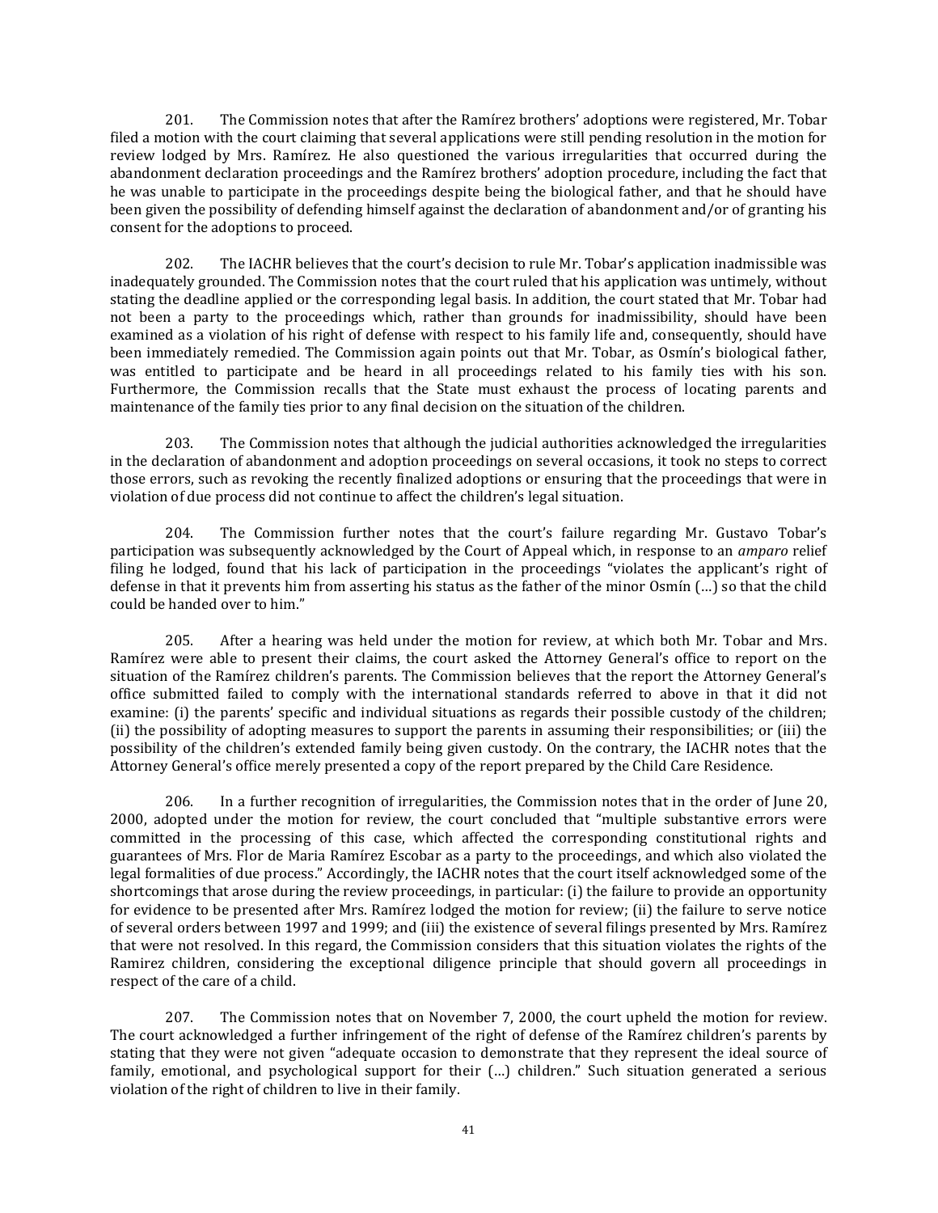201. The Commission notes that after the Ramírez brothers' adoptions were registered, Mr. Tobar filed a motion with the court claiming that several applications were still pending resolution in the motion for review lodged by Mrs. Ramírez. He also questioned the various irregularities that occurred during the abandonment declaration proceedings and the Ramírez brothers' adoption procedure, including the fact that he was unable to participate in the proceedings despite being the biological father, and that he should have been given the possibility of defending himself against the declaration of abandonment and/or of granting his consent for the adoptions to proceed.

202. The IACHR believes that the court's decision to rule Mr. Tobar's application inadmissible was inadequately grounded. The Commission notes that the court ruled that his application was untimely, without stating the deadline applied or the corresponding legal basis. In addition, the court stated that Mr. Tobar had not been a party to the proceedings which, rather than grounds for inadmissibility, should have been examined as a violation of his right of defense with respect to his family life and, consequently, should have been immediately remedied. The Commission again points out that Mr. Tobar, as Osmín's biological father, was entitled to participate and be heard in all proceedings related to his family ties with his son. Furthermore, the Commission recalls that the State must exhaust the process of locating parents and maintenance of the family ties prior to any final decision on the situation of the children.

203. The Commission notes that although the judicial authorities acknowledged the irregularities in the declaration of abandonment and adoption proceedings on several occasions, it took no steps to correct those errors, such as revoking the recently finalized adoptions or ensuring that the proceedings that were in violation of due process did not continue to affect the children's legal situation.

204. The Commission further notes that the court's failure regarding Mr. Gustavo Tobar's participation was subsequently acknowledged by the Court of Appeal which, in response to an *amparo* relief filing he lodged, found that his lack of participation in the proceedings "violates the applicant's right of defense in that it prevents him from asserting his status as the father of the minor Osmín (…) so that the child could be handed over to him."

205. After a hearing was held under the motion for review, at which both Mr. Tobar and Mrs. Ramírez were able to present their claims, the court asked the Attorney General's office to report on the situation of the Ramírez children's parents. The Commission believes that the report the Attorney General's office submitted failed to comply with the international standards referred to above in that it did not examine: (i) the parents' specific and individual situations as regards their possible custody of the children; (ii) the possibility of adopting measures to support the parents in assuming their responsibilities; or (iii) the possibility of the children's extended family being given custody. On the contrary, the IACHR notes that the Attorney General's office merely presented a copy of the report prepared by the Child Care Residence.

206. In a further recognition of irregularities, the Commission notes that in the order of June 20, 2000, adopted under the motion for review, the court concluded that "multiple substantive errors were committed in the processing of this case, which affected the corresponding constitutional rights and guarantees of Mrs. Flor de Maria Ramírez Escobar as a party to the proceedings, and which also violated the legal formalities of due process." Accordingly, the IACHR notes that the court itself acknowledged some of the shortcomings that arose during the review proceedings, in particular: (i) the failure to provide an opportunity for evidence to be presented after Mrs. Ramírez lodged the motion for review; (ii) the failure to serve notice of several orders between 1997 and 1999; and (iii) the existence of several filings presented by Mrs. Ramírez that were not resolved. In this regard, the Commission considers that this situation violates the rights of the Ramirez children, considering the exceptional diligence principle that should govern all proceedings in respect of the care of a child.

207. The Commission notes that on November 7, 2000, the court upheld the motion for review. The court acknowledged a further infringement of the right of defense of the Ramírez children's parents by stating that they were not given "adequate occasion to demonstrate that they represent the ideal source of family, emotional, and psychological support for their (…) children." Such situation generated a serious violation of the right of children to live in their family.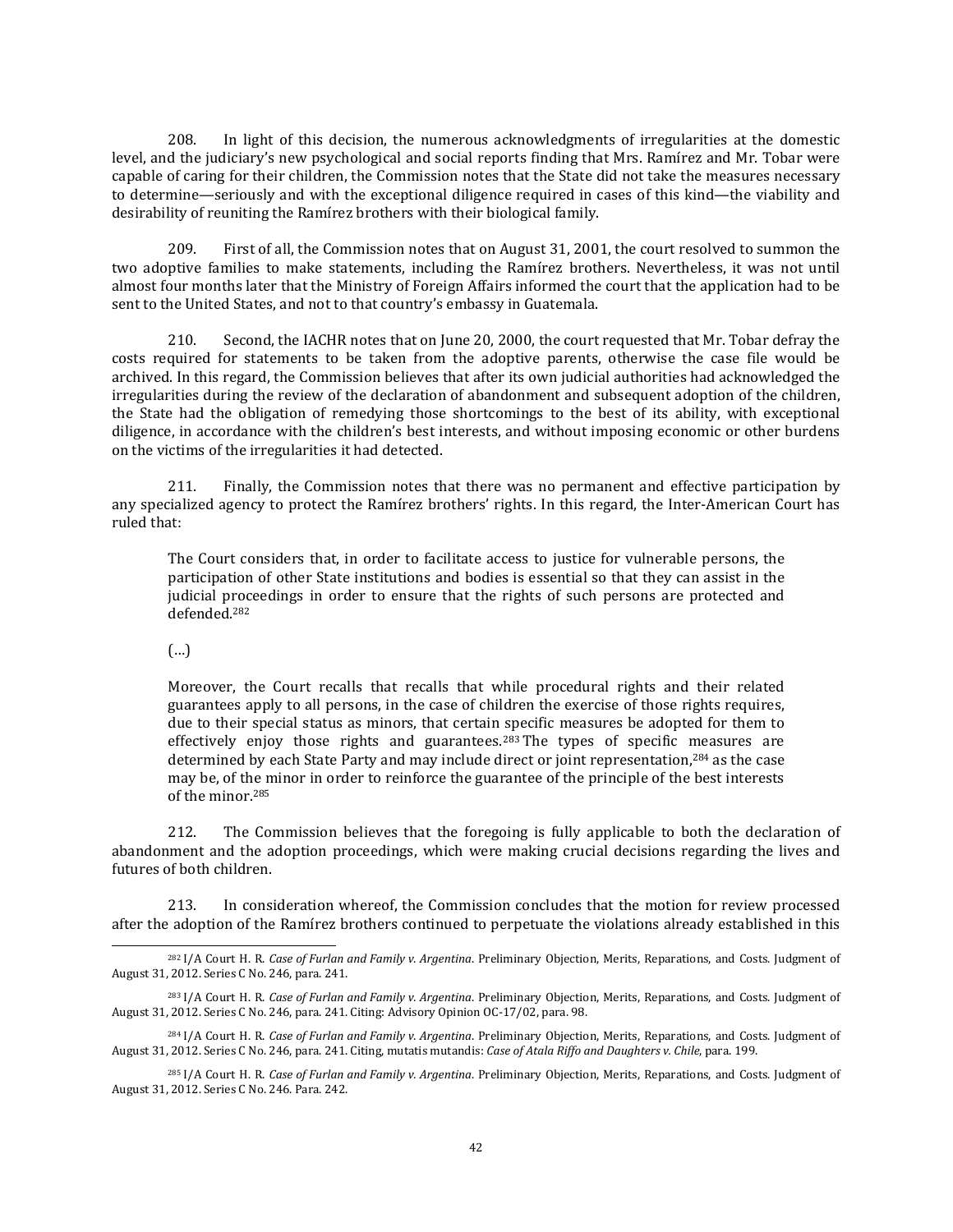208. In light of this decision, the numerous acknowledgments of irregularities at the domestic level, and the judiciary's new psychological and social reports finding that Mrs. Ramírez and Mr. Tobar were capable of caring for their children, the Commission notes that the State did not take the measures necessary to determine—seriously and with the exceptional diligence required in cases of this kind—the viability and desirability of reuniting the Ramírez brothers with their biological family.

209. First of all, the Commission notes that on August 31, 2001, the court resolved to summon the two adoptive families to make statements, including the Ramírez brothers. Nevertheless, it was not until almost four months later that the Ministry of Foreign Affairs informed the court that the application had to be sent to the United States, and not to that country's embassy in Guatemala.

210. Second, the IACHR notes that on June 20, 2000, the court requested that Mr. Tobar defray the costs required for statements to be taken from the adoptive parents, otherwise the case file would be archived. In this regard, the Commission believes that after its own judicial authorities had acknowledged the irregularities during the review of the declaration of abandonment and subsequent adoption of the children, the State had the obligation of remedying those shortcomings to the best of its ability, with exceptional diligence, in accordance with the children's best interests, and without imposing economic or other burdens on the victims of the irregularities it had detected.

211. Finally, the Commission notes that there was no permanent and effective participation by any specialized agency to protect the Ramírez brothers' rights. In this regard, the Inter-American Court has ruled that:

> The Court considers that, in order to facilitate access to justice for vulnerable persons, the participation of other State institutions and bodies is essential so that they can assist in the judicial proceedings in order to ensure that the rights of such persons are protected and defended.[282]
>
> (…)
>
> Moreover, the Court recalls that recalls that while procedural rights and their related guarantees apply to all persons, in the case of children the exercise of those rights requires, due to their special status as minors, that certain specific measures be adopted for them to effectively enjoy those rights and guarantees.[283] The types of specific measures are determined by each State Party and may include direct or joint representation,[284] as the case may be, of the minor in order to reinforce the guarantee of the principle of the best interests of the minor.[285]

212. The Commission believes that the foregoing is fully applicable to both the declaration of abandonment and the adoption proceedings, which were making crucial decisions regarding the lives and futures of both children.

213. In consideration whereof, the Commission concludes that the motion for review processed after the adoption of the Ramírez brothers continued to perpetuate the violations already established in this

---

[282] I/A Court H. R. *Case of Furlan and Family v. Argentina*. Preliminary Objection, Merits, Reparations, and Costs. Judgment of August 31, 2012. Series C No. 246, para. 241.

[283] I/A Court H. R. *Case of Furlan and Family v. Argentina*. Preliminary Objection, Merits, Reparations, and Costs. Judgment of August 31, 2012. Series C No. 246, para. 241. Citing: Advisory Opinion OC-17/02, para. 98.

[284] I/A Court H. R. *Case of Furlan and Family v. Argentina*. Preliminary Objection, Merits, Reparations, and Costs. Judgment of August 31, 2012. Series C No. 246, para. 241. Citing, mutatis mutandis: *Case of Atala Riffo and Daughters v. Chile*, para. 199.

[285] I/A Court H. R. *Case of Furlan and Family v. Argentina*. Preliminary Objection, Merits, Reparations, and Costs. Judgment of August 31, 2012. Series C No. 246. Para. 242.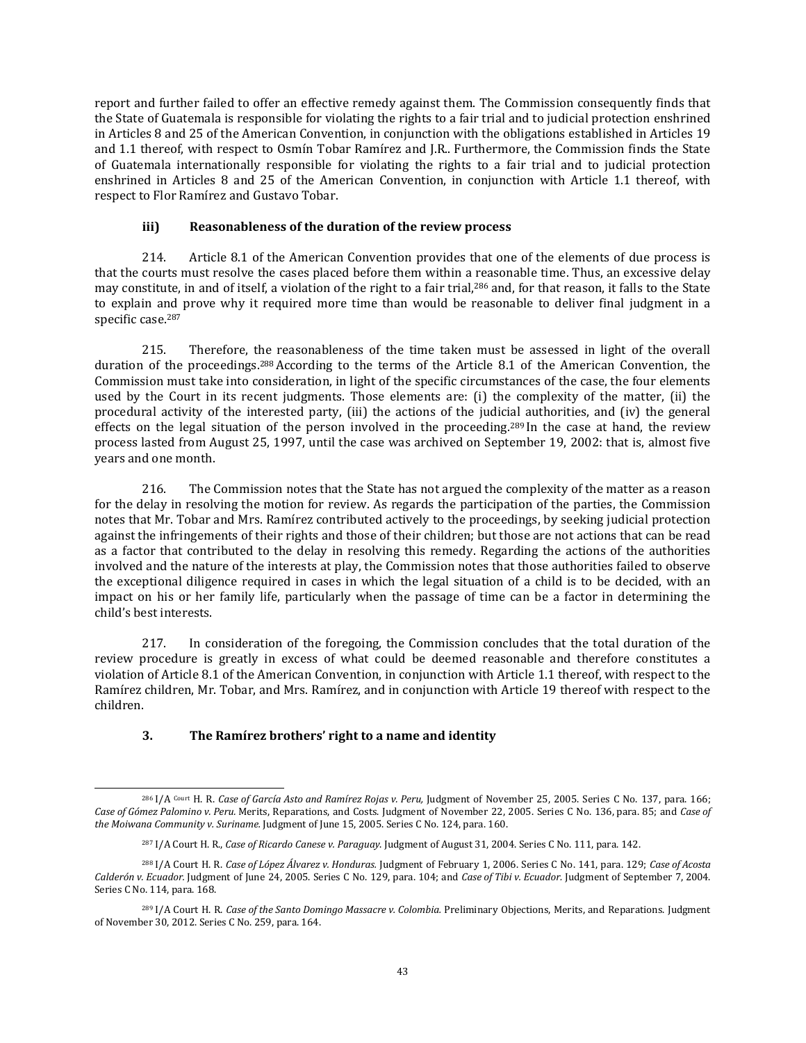report and further failed to offer an effective remedy against them. The Commission consequently finds that the State of Guatemala is responsible for violating the rights to a fair trial and to judicial protection enshrined in Articles 8 and 25 of the American Convention, in conjunction with the obligations established in Articles 19 and 1.1 thereof, with respect to Osmín Tobar Ramírez and J.R.. Furthermore, the Commission finds the State of Guatemala internationally responsible for violating the rights to a fair trial and to judicial protection enshrined in Articles 8 and 25 of the American Convention, in conjunction with Article 1.1 thereof, with respect to Flor Ramírez and Gustavo Tobar.

### iii) Reasonableness of the duration of the review process

214. Article 8.1 of the American Convention provides that one of the elements of due process is that the courts must resolve the cases placed before them within a reasonable time. Thus, an excessive delay may constitute, in and of itself, a violation of the right to a fair trial,[286] and, for that reason, it falls to the State to explain and prove why it required more time than would be reasonable to deliver final judgment in a specific case.[287]

215. Therefore, the reasonableness of the time taken must be assessed in light of the overall duration of the proceedings.[288] According to the terms of the Article 8.1 of the American Convention, the Commission must take into consideration, in light of the specific circumstances of the case, the four elements used by the Court in its recent judgments. Those elements are: (i) the complexity of the matter, (ii) the procedural activity of the interested party, (iii) the actions of the judicial authorities, and (iv) the general effects on the legal situation of the person involved in the proceeding.[289] In the case at hand, the review process lasted from August 25, 1997, until the case was archived on September 19, 2002: that is, almost five years and one month.

216. The Commission notes that the State has not argued the complexity of the matter as a reason for the delay in resolving the motion for review. As regards the participation of the parties, the Commission notes that Mr. Tobar and Mrs. Ramírez contributed actively to the proceedings, by seeking judicial protection against the infringements of their rights and those of their children; but those are not actions that can be read as a factor that contributed to the delay in resolving this remedy. Regarding the actions of the authorities involved and the nature of the interests at play, the Commission notes that those authorities failed to observe the exceptional diligence required in cases in which the legal situation of a child is to be decided, with an impact on his or her family life, particularly when the passage of time can be a factor in determining the child's best interests.

217. In consideration of the foregoing, the Commission concludes that the total duration of the review procedure is greatly in excess of what could be deemed reasonable and therefore constitutes a violation of Article 8.1 of the American Convention, in conjunction with Article 1.1 thereof, with respect to the Ramírez children, Mr. Tobar, and Mrs. Ramírez, and in conjunction with Article 19 thereof with respect to the children.

## 3. The Ramírez brothers' right to a name and identity

---

[286] I/A Court H. R. *Case of García Asto and Ramírez Rojas v. Peru,* Judgment of November 25, 2005. Series C No. 137, para. 166; *Case of Gómez Palomino v. Peru.* Merits, Reparations, and Costs. Judgment of November 22, 2005. Series C No. 136, para. 85; and *Case of the Moiwana Community v. Suriname.* Judgment of June 15, 2005. Series C No. 124, para. 160.

[287] I/A Court H. R., *Case of Ricardo Canese v. Paraguay.* Judgment of August 31, 2004. Series C No. 111, para. 142.

[288] I/A Court H. R. *Case of López Álvarez v. Honduras.* Judgment of February 1, 2006. Series C No. 141, para. 129; *Case of Acosta Calderón v. Ecuador.* Judgment of June 24, 2005. Series C No. 129, para. 104; and *Case of Tibi v. Ecuador.* Judgment of September 7, 2004. Series C No. 114, para. 168.

[289] I/A Court H. R. *Case of the Santo Domingo Massacre v. Colombia.* Preliminary Objections, Merits, and Reparations. Judgment of November 30, 2012. Series C No. 259, para. 164.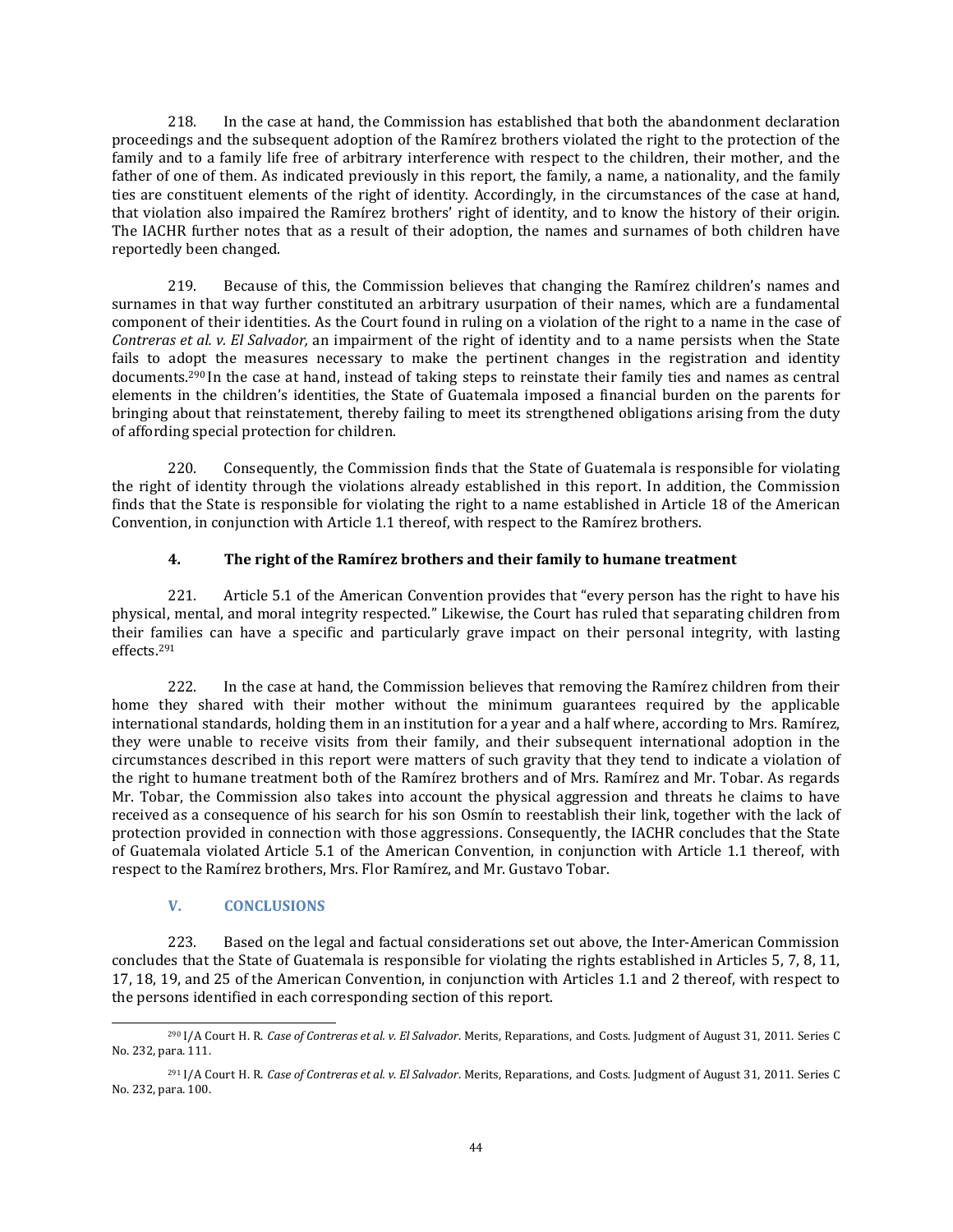218. In the case at hand, the Commission has established that both the abandonment declaration proceedings and the subsequent adoption of the Ramírez brothers violated the right to the protection of the family and to a family life free of arbitrary interference with respect to the children, their mother, and the father of one of them. As indicated previously in this report, the family, a name, a nationality, and the family ties are constituent elements of the right of identity. Accordingly, in the circumstances of the case at hand, that violation also impaired the Ramírez brothers' right of identity, and to know the history of their origin. The IACHR further notes that as a result of their adoption, the names and surnames of both children have reportedly been changed.

219. Because of this, the Commission believes that changing the Ramírez children's names and surnames in that way further constituted an arbitrary usurpation of their names, which are a fundamental component of their identities. As the Court found in ruling on a violation of the right to a name in the case of *Contreras et al. v. El Salvador,* an impairment of the right of identity and to a name persists when the State fails to adopt the measures necessary to make the pertinent changes in the registration and identity documents.[290] In the case at hand, instead of taking steps to reinstate their family ties and names as central elements in the children's identities, the State of Guatemala imposed a financial burden on the parents for bringing about that reinstatement, thereby failing to meet its strengthened obligations arising from the duty of affording special protection for children.

220. Consequently, the Commission finds that the State of Guatemala is responsible for violating the right of identity through the violations already established in this report. In addition, the Commission finds that the State is responsible for violating the right to a name established in Article 18 of the American Convention, in conjunction with Article 1.1 thereof, with respect to the Ramírez brothers.

### 4. The right of the Ramírez brothers and their family to humane treatment

221. Article 5.1 of the American Convention provides that "every person has the right to have his physical, mental, and moral integrity respected." Likewise, the Court has ruled that separating children from their families can have a specific and particularly grave impact on their personal integrity, with lasting effects.[291]

222. In the case at hand, the Commission believes that removing the Ramírez children from their home they shared with their mother without the minimum guarantees required by the applicable international standards, holding them in an institution for a year and a half where, according to Mrs. Ramírez, they were unable to receive visits from their family, and their subsequent international adoption in the circumstances described in this report were matters of such gravity that they tend to indicate a violation of the right to humane treatment both of the Ramírez brothers and of Mrs. Ramírez and Mr. Tobar. As regards Mr. Tobar, the Commission also takes into account the physical aggression and threats he claims to have received as a consequence of his search for his son Osmín to reestablish their link, together with the lack of protection provided in connection with those aggressions. Consequently, the IACHR concludes that the State of Guatemala violated Article 5.1 of the American Convention, in conjunction with Article 1.1 thereof, with respect to the Ramírez brothers, Mrs. Flor Ramírez, and Mr. Gustavo Tobar.

## V. CONCLUSIONS

223. Based on the legal and factual considerations set out above, the Inter-American Commission concludes that the State of Guatemala is responsible for violating the rights established in Articles 5, 7, 8, 11, 17, 18, 19, and 25 of the American Convention, in conjunction with Articles 1.1 and 2 thereof, with respect to the persons identified in each corresponding section of this report.

---

[290] I/A Court H. R. *Case of Contreras et al. v. El Salvador*. Merits, Reparations, and Costs. Judgment of August 31, 2011. Series C No. 232, para. 111.

[291] I/A Court H. R. *Case of Contreras et al. v. El Salvador*. Merits, Reparations, and Costs. Judgment of August 31, 2011. Series C No. 232, para. 100.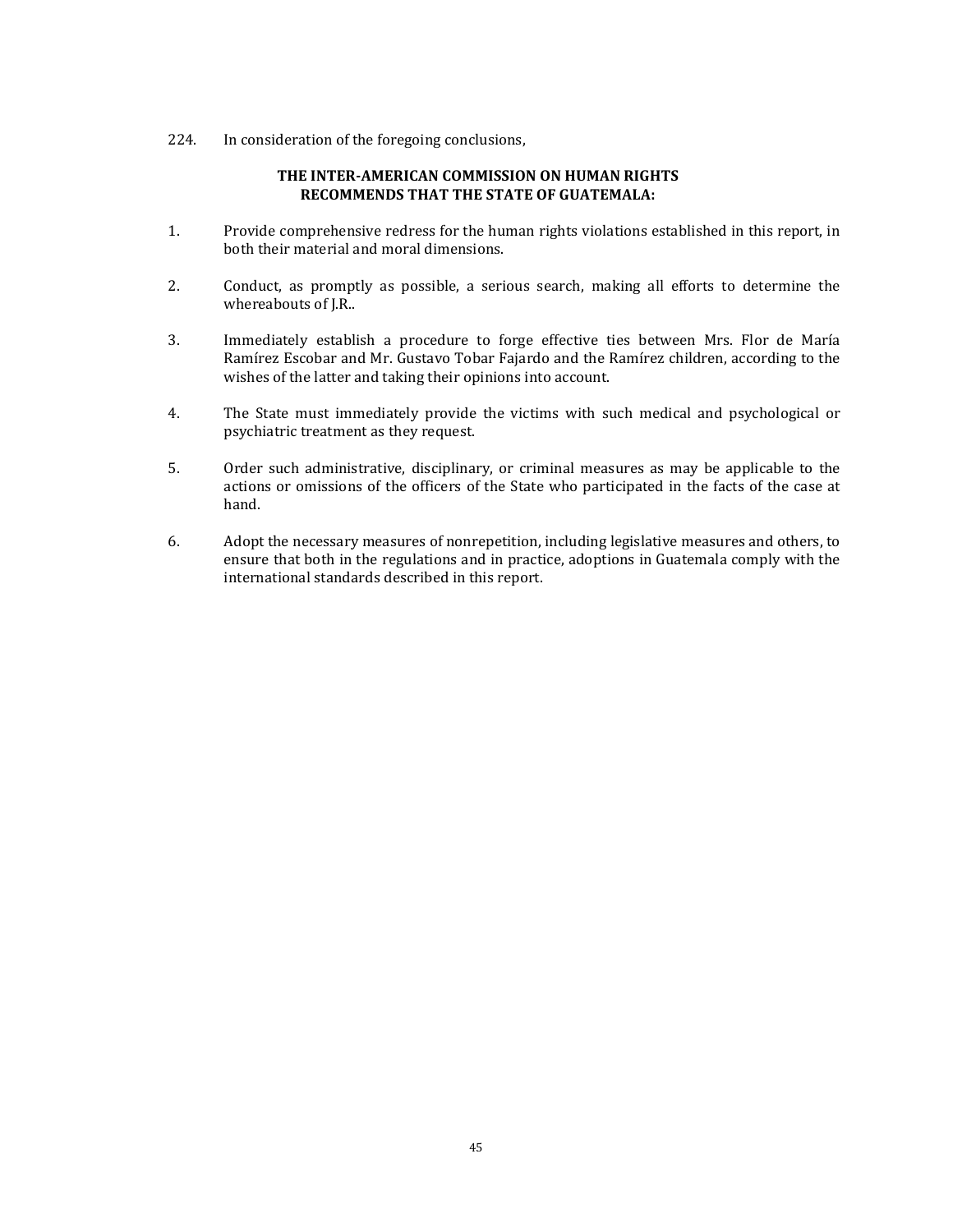224. In consideration of the foregoing conclusions,

**THE INTER-AMERICAN COMMISSION ON HUMAN RIGHTS**
**RECOMMENDS THAT THE STATE OF GUATEMALA:**

1. Provide comprehensive redress for the human rights violations established in this report, in both their material and moral dimensions.

2. Conduct, as promptly as possible, a serious search, making all efforts to determine the whereabouts of J.R..

3. Immediately establish a procedure to forge effective ties between Mrs. Flor de María Ramírez Escobar and Mr. Gustavo Tobar Fajardo and the Ramírez children, according to the wishes of the latter and taking their opinions into account.

4. The State must immediately provide the victims with such medical and psychological or psychiatric treatment as they request.

5. Order such administrative, disciplinary, or criminal measures as may be applicable to the actions or omissions of the officers of the State who participated in the facts of the case at hand.

6. Adopt the necessary measures of nonrepetition, including legislative measures and others, to ensure that both in the regulations and in practice, adoptions in Guatemala comply with the international standards described in this report.